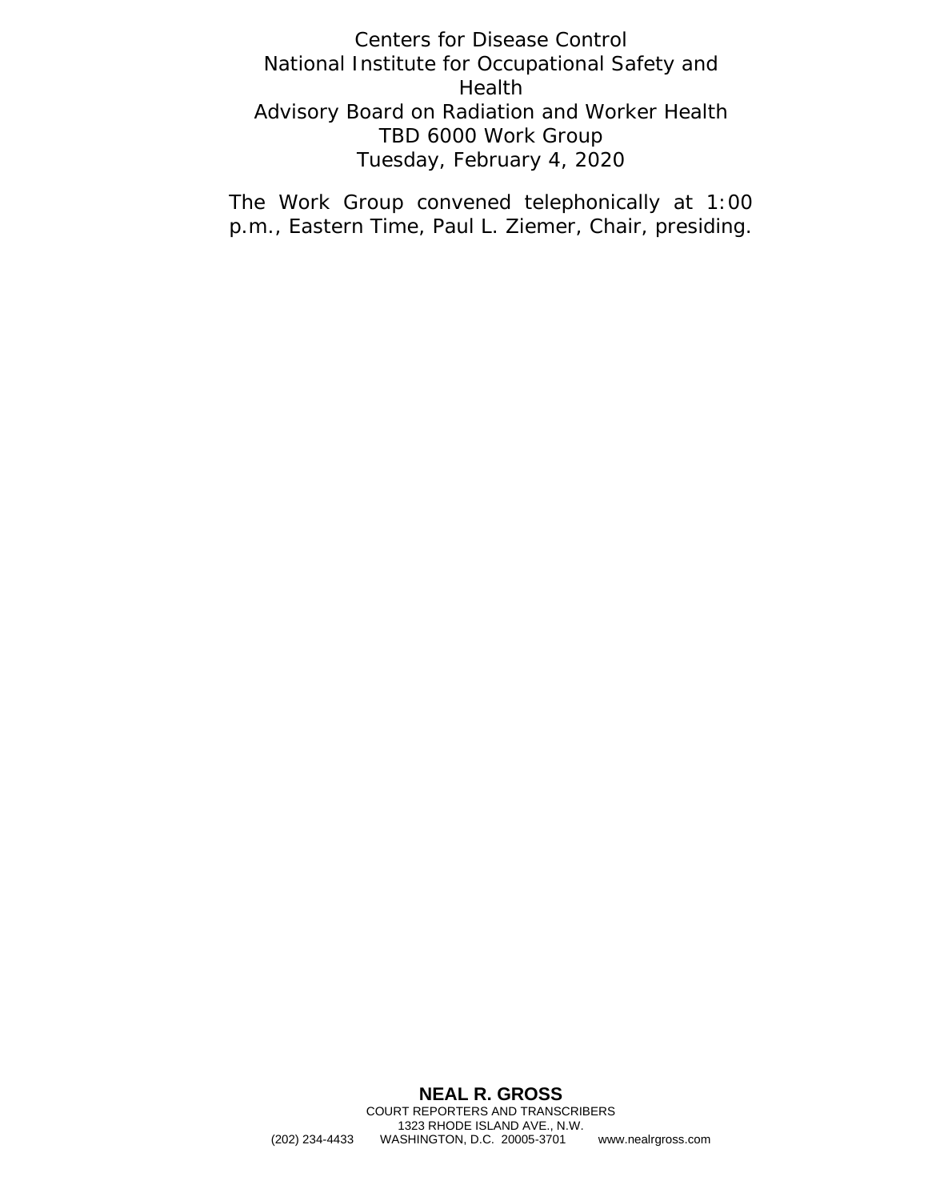Centers for Disease Control
National Institute for Occupational Safety and Health
Advisory Board on Radiation and Worker Health
TBD 6000 Work Group
Tuesday, February 4, 2020

The Work Group convened telephonically at 1:00 p.m., Eastern Time, Paul L. Ziemer, Chair, presiding.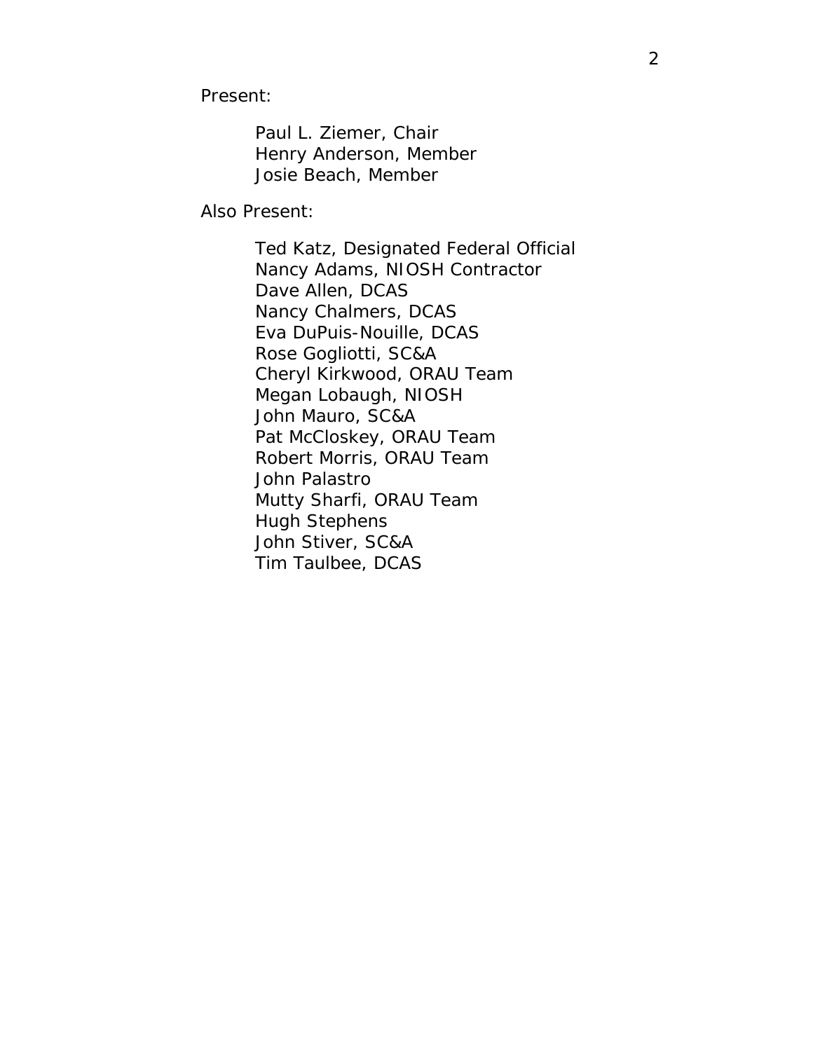Present:

Paul L. Ziemer, Chair
Henry Anderson, Member
Josie Beach, Member

Also Present:

Ted Katz, Designated Federal Official
Nancy Adams, NIOSH Contractor
Dave Allen, DCAS
Nancy Chalmers, DCAS
Eva DuPuis-Nouille, DCAS
Rose Gogliotti, SC&A
Cheryl Kirkwood, ORAU Team
Megan Lobaugh, NIOSH
John Mauro, SC&A
Pat McCloskey, ORAU Team
Robert Morris, ORAU Team
John Palastro
Mutty Sharfi, ORAU Team
Hugh Stephens
John Stiver, SC&A
Tim Taulbee, DCAS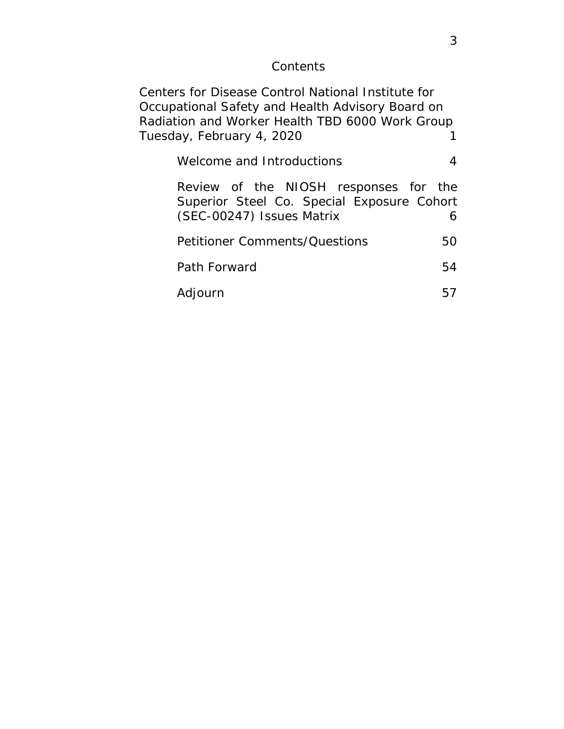# Contents

Centers for Disease Control National Institute for Occupational Safety and Health Advisory Board on Radiation and Worker Health TBD 6000 Work Group Tuesday, February 4, 2020 1

- Welcome and Introductions 4
- Review of the NIOSH responses for the Superior Steel Co. Special Exposure Cohort (SEC-00247) Issues Matrix 6
- Petitioner Comments/Questions 50
- Path Forward 54
- Adjourn 57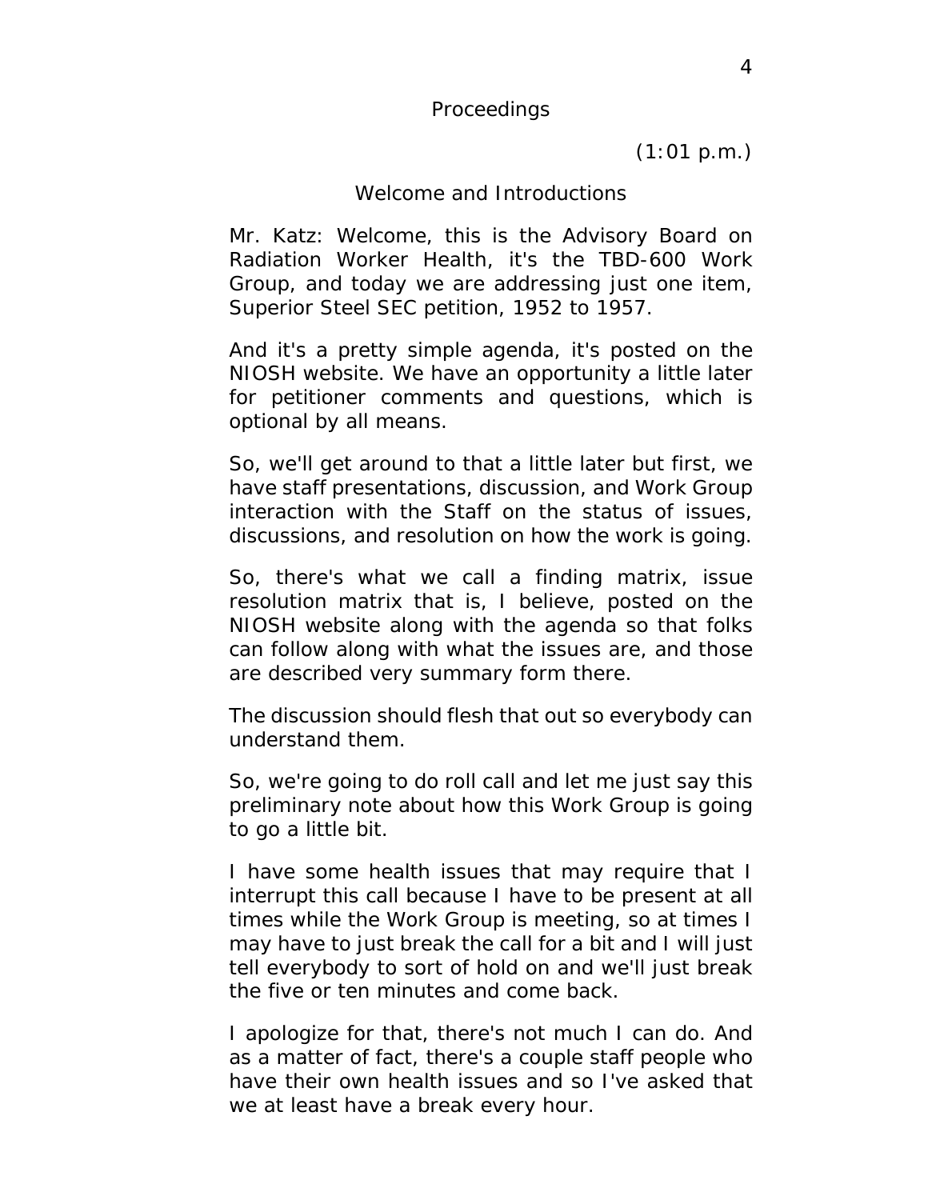## Proceedings

(1:01 p.m.)

### Welcome and Introductions

Mr. Katz: Welcome, this is the Advisory Board on Radiation Worker Health, it's the TBD-600 Work Group, and today we are addressing just one item, Superior Steel SEC petition, 1952 to 1957.

And it's a pretty simple agenda, it's posted on the NIOSH website. We have an opportunity a little later for petitioner comments and questions, which is optional by all means.

So, we'll get around to that a little later but first, we have staff presentations, discussion, and Work Group interaction with the Staff on the status of issues, discussions, and resolution on how the work is going.

So, there's what we call a finding matrix, issue resolution matrix that is, I believe, posted on the NIOSH website along with the agenda so that folks can follow along with what the issues are, and those are described very summary form there.

The discussion should flesh that out so everybody can understand them.

So, we're going to do roll call and let me just say this preliminary note about how this Work Group is going to go a little bit.

I have some health issues that may require that I interrupt this call because I have to be present at all times while the Work Group is meeting, so at times I may have to just break the call for a bit and I will just tell everybody to sort of hold on and we'll just break the five or ten minutes and come back.

I apologize for that, there's not much I can do. And as a matter of fact, there's a couple staff people who have their own health issues and so I've asked that we at least have a break every hour.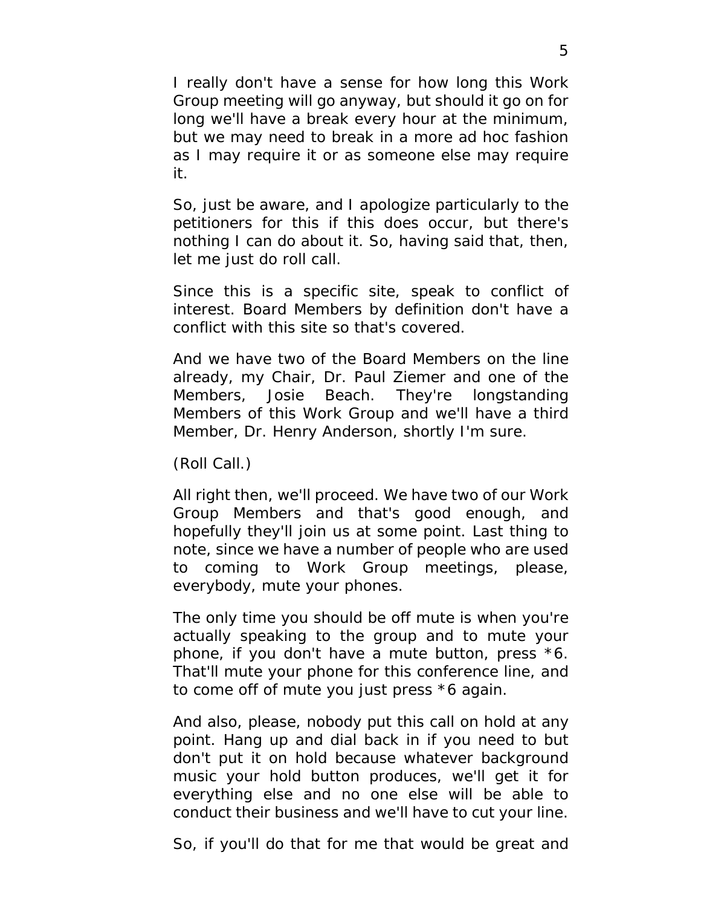I really don't have a sense for how long this Work Group meeting will go anyway, but should it go on for long we'll have a break every hour at the minimum, but we may need to break in a more ad hoc fashion as I may require it or as someone else may require it.

So, just be aware, and I apologize particularly to the petitioners for this if this does occur, but there's nothing I can do about it. So, having said that, then, let me just do roll call.

Since this is a specific site, speak to conflict of interest. Board Members by definition don't have a conflict with this site so that's covered.

And we have two of the Board Members on the line already, my Chair, Dr. Paul Ziemer and one of the Members, Josie Beach. They're longstanding Members of this Work Group and we'll have a third Member, Dr. Henry Anderson, shortly I'm sure.

(Roll Call.)

All right then, we'll proceed. We have two of our Work Group Members and that's good enough, and hopefully they'll join us at some point. Last thing to note, since we have a number of people who are used to coming to Work Group meetings, please, everybody, mute your phones.

The only time you should be off mute is when you're actually speaking to the group and to mute your phone, if you don't have a mute button, press *6. That'll mute your phone for this conference line, and to come off of mute you just press *6 again.

And also, please, nobody put this call on hold at any point. Hang up and dial back in if you need to but don't put it on hold because whatever background music your hold button produces, we'll get it for everything else and no one else will be able to conduct their business and we'll have to cut your line.

So, if you'll do that for me that would be great and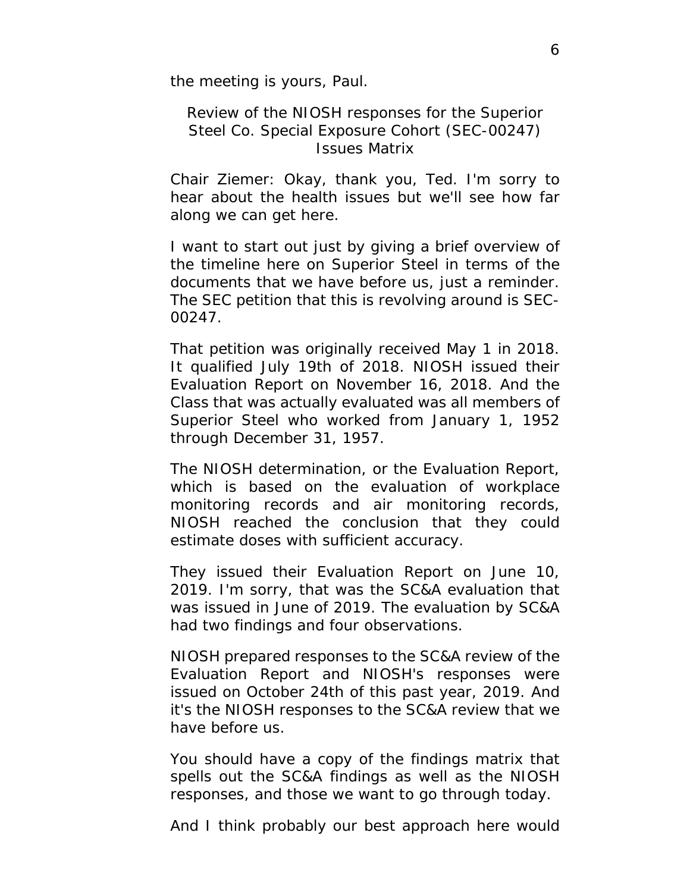the meeting is yours, Paul.

## Review of the NIOSH responses for the Superior Steel Co. Special Exposure Cohort (SEC-00247) Issues Matrix

Chair Ziemer: Okay, thank you, Ted. I'm sorry to hear about the health issues but we'll see how far along we can get here.

I want to start out just by giving a brief overview of the timeline here on Superior Steel in terms of the documents that we have before us, just a reminder. The SEC petition that this is revolving around is SEC-00247.

That petition was originally received May 1 in 2018. It qualified July 19th of 2018. NIOSH issued their Evaluation Report on November 16, 2018. And the Class that was actually evaluated was all members of Superior Steel who worked from January 1, 1952 through December 31, 1957.

The NIOSH determination, or the Evaluation Report, which is based on the evaluation of workplace monitoring records and air monitoring records, NIOSH reached the conclusion that they could estimate doses with sufficient accuracy.

They issued their Evaluation Report on June 10, 2019. I'm sorry, that was the SC&A evaluation that was issued in June of 2019. The evaluation by SC&A had two findings and four observations.

NIOSH prepared responses to the SC&A review of the Evaluation Report and NIOSH's responses were issued on October 24th of this past year, 2019. And it's the NIOSH responses to the SC&A review that we have before us.

You should have a copy of the findings matrix that spells out the SC&A findings as well as the NIOSH responses, and those we want to go through today.

And I think probably our best approach here would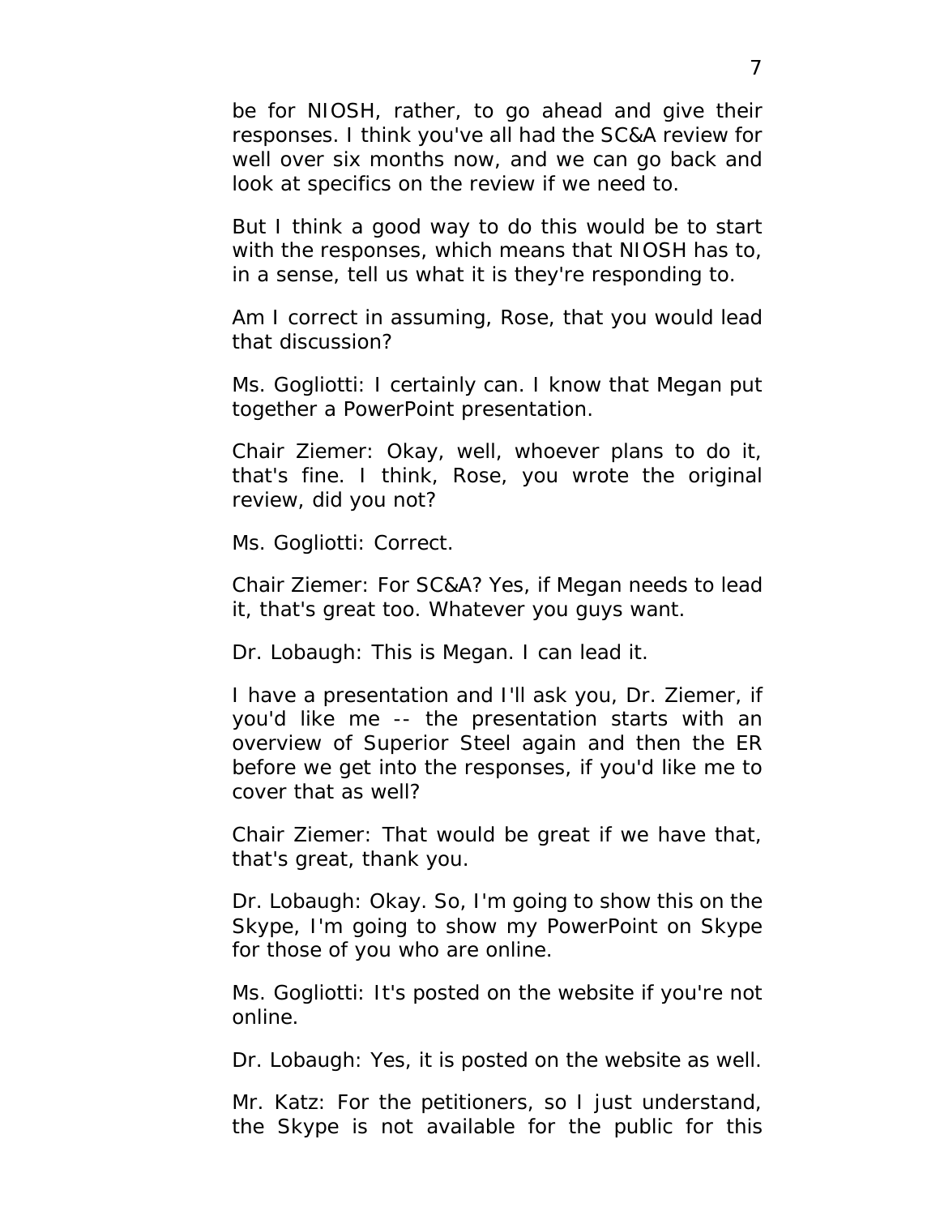be for NIOSH, rather, to go ahead and give their responses. I think you've all had the SC&A review for well over six months now, and we can go back and look at specifics on the review if we need to.

But I think a good way to do this would be to start with the responses, which means that NIOSH has to, in a sense, tell us what it is they're responding to.

Am I correct in assuming, Rose, that you would lead that discussion?

Ms. Gogliotti: I certainly can. I know that Megan put together a PowerPoint presentation.

Chair Ziemer: Okay, well, whoever plans to do it, that's fine. I think, Rose, you wrote the original review, did you not?

Ms. Gogliotti: Correct.

Chair Ziemer: For SC&A? Yes, if Megan needs to lead it, that's great too. Whatever you guys want.

Dr. Lobaugh: This is Megan. I can lead it.

I have a presentation and I'll ask you, Dr. Ziemer, if you'd like me -- the presentation starts with an overview of Superior Steel again and then the ER before we get into the responses, if you'd like me to cover that as well?

Chair Ziemer: That would be great if we have that, that's great, thank you.

Dr. Lobaugh: Okay. So, I'm going to show this on the Skype, I'm going to show my PowerPoint on Skype for those of you who are online.

Ms. Gogliotti: It's posted on the website if you're not online.

Dr. Lobaugh: Yes, it is posted on the website as well.

Mr. Katz: For the petitioners, so I just understand, the Skype is not available for the public for this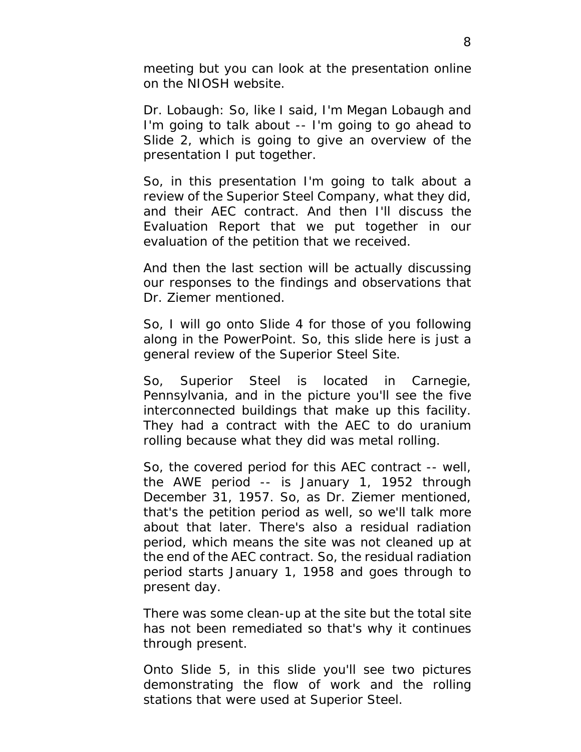meeting but you can look at the presentation online on the NIOSH website.

Dr. Lobaugh: So, like I said, I'm Megan Lobaugh and I'm going to talk about -- I'm going to go ahead to Slide 2, which is going to give an overview of the presentation I put together.

So, in this presentation I'm going to talk about a review of the Superior Steel Company, what they did, and their AEC contract. And then I'll discuss the Evaluation Report that we put together in our evaluation of the petition that we received.

And then the last section will be actually discussing our responses to the findings and observations that Dr. Ziemer mentioned.

So, I will go onto Slide 4 for those of you following along in the PowerPoint. So, this slide here is just a general review of the Superior Steel Site.

So, Superior Steel is located in Carnegie, Pennsylvania, and in the picture you'll see the five interconnected buildings that make up this facility. They had a contract with the AEC to do uranium rolling because what they did was metal rolling.

So, the covered period for this AEC contract -- well, the AWE period -- is January 1, 1952 through December 31, 1957. So, as Dr. Ziemer mentioned, that's the petition period as well, so we'll talk more about that later. There's also a residual radiation period, which means the site was not cleaned up at the end of the AEC contract. So, the residual radiation period starts January 1, 1958 and goes through to present day.

There was some clean-up at the site but the total site has not been remediated so that's why it continues through present.

Onto Slide 5, in this slide you'll see two pictures demonstrating the flow of work and the rolling stations that were used at Superior Steel.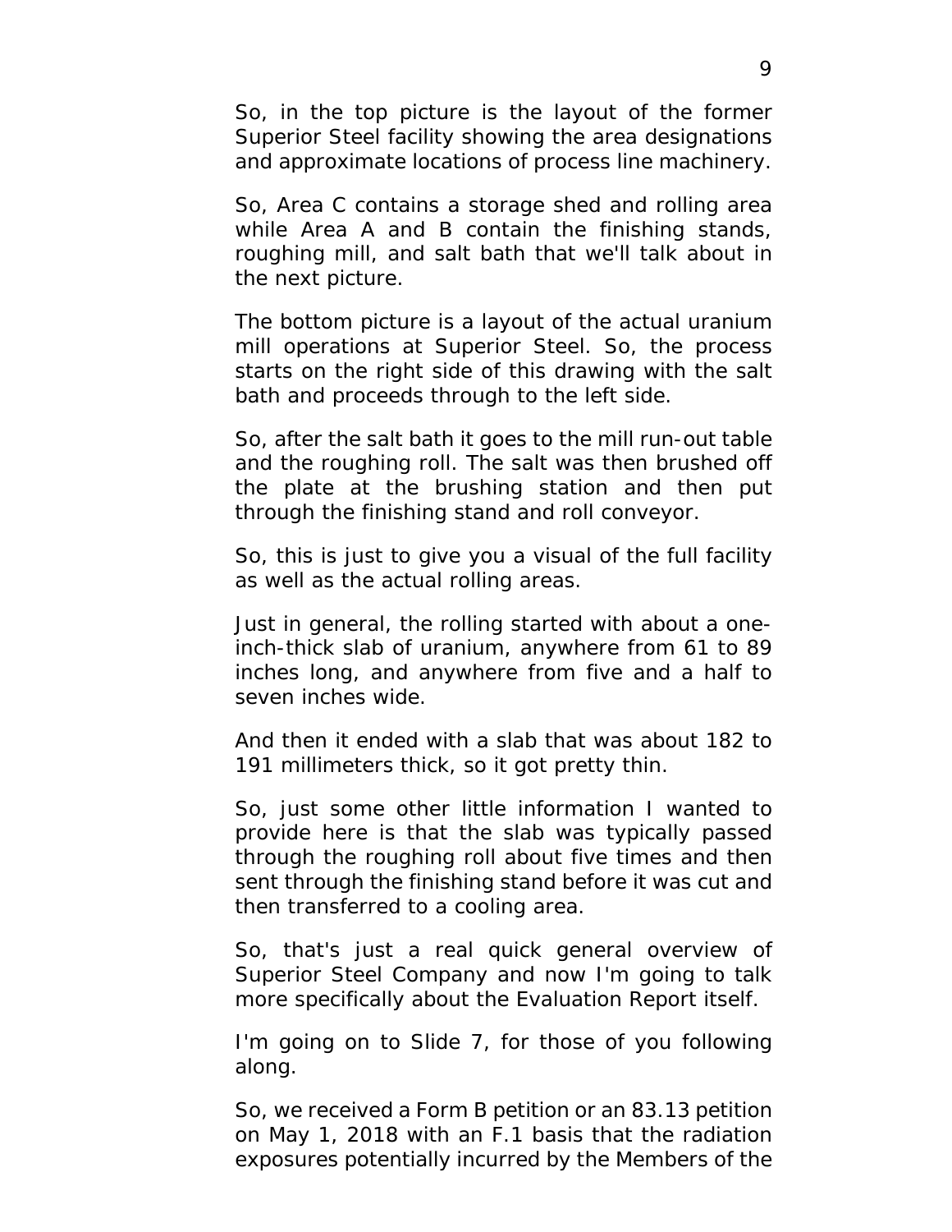So, in the top picture is the layout of the former Superior Steel facility showing the area designations and approximate locations of process line machinery.

So, Area C contains a storage shed and rolling area while Area A and B contain the finishing stands, roughing mill, and salt bath that we'll talk about in the next picture.

The bottom picture is a layout of the actual uranium mill operations at Superior Steel. So, the process starts on the right side of this drawing with the salt bath and proceeds through to the left side.

So, after the salt bath it goes to the mill run-out table and the roughing roll. The salt was then brushed off the plate at the brushing station and then put through the finishing stand and roll conveyor.

So, this is just to give you a visual of the full facility as well as the actual rolling areas.

Just in general, the rolling started with about a one-inch-thick slab of uranium, anywhere from 61 to 89 inches long, and anywhere from five and a half to seven inches wide.

And then it ended with a slab that was about 182 to 191 millimeters thick, so it got pretty thin.

So, just some other little information I wanted to provide here is that the slab was typically passed through the roughing roll about five times and then sent through the finishing stand before it was cut and then transferred to a cooling area.

So, that's just a real quick general overview of Superior Steel Company and now I'm going to talk more specifically about the Evaluation Report itself.

I'm going on to Slide 7, for those of you following along.

So, we received a Form B petition or an 83.13 petition on May 1, 2018 with an F.1 basis that the radiation exposures potentially incurred by the Members of the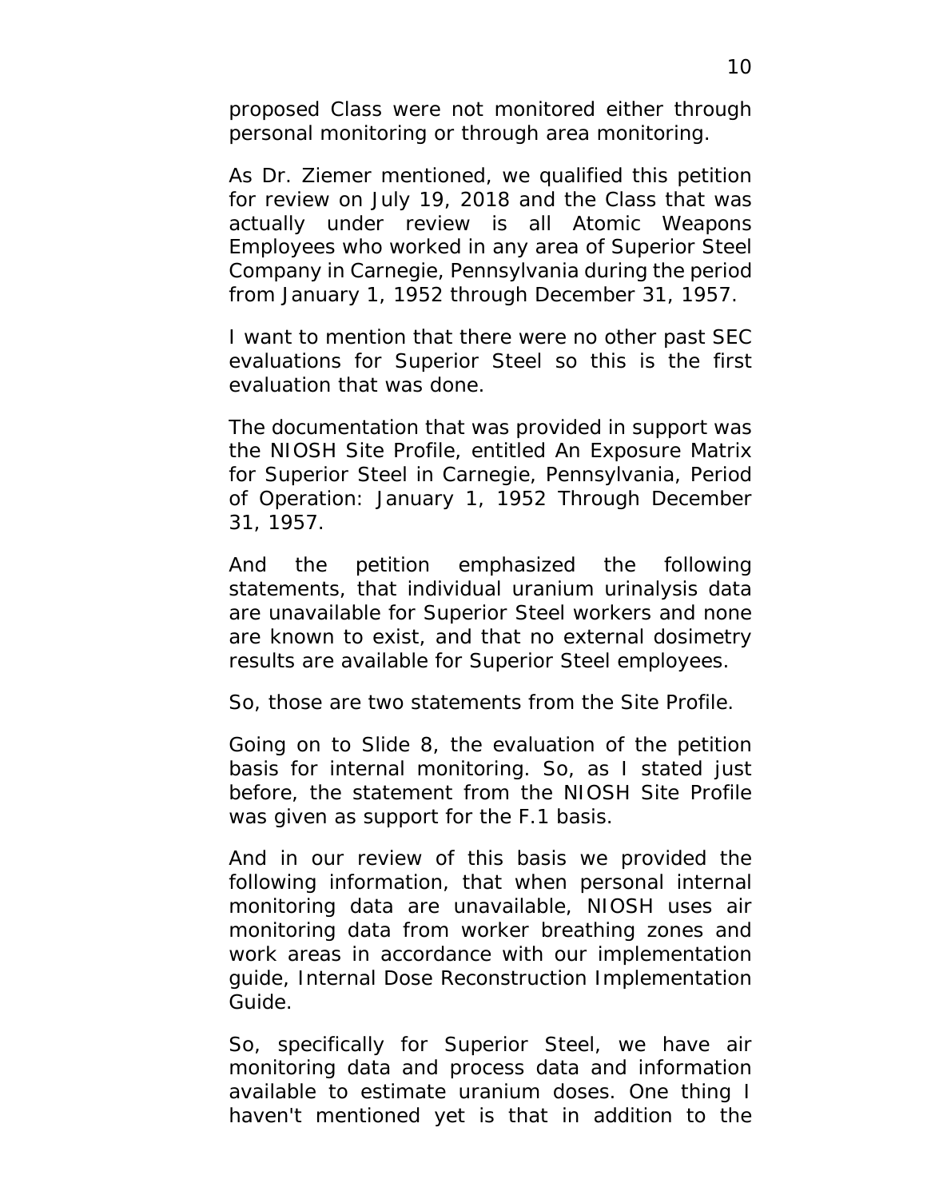proposed Class were not monitored either through personal monitoring or through area monitoring.

As Dr. Ziemer mentioned, we qualified this petition for review on July 19, 2018 and the Class that was actually under review is all Atomic Weapons Employees who worked in any area of Superior Steel Company in Carnegie, Pennsylvania during the period from January 1, 1952 through December 31, 1957.

I want to mention that there were no other past SEC evaluations for Superior Steel so this is the first evaluation that was done.

The documentation that was provided in support was the NIOSH Site Profile, entitled An Exposure Matrix for Superior Steel in Carnegie, Pennsylvania, Period of Operation: January 1, 1952 Through December 31, 1957.

And the petition emphasized the following statements, that individual uranium urinalysis data are unavailable for Superior Steel workers and none are known to exist, and that no external dosimetry results are available for Superior Steel employees.

So, those are two statements from the Site Profile.

Going on to Slide 8, the evaluation of the petition basis for internal monitoring. So, as I stated just before, the statement from the NIOSH Site Profile was given as support for the F.1 basis.

And in our review of this basis we provided the following information, that when personal internal monitoring data are unavailable, NIOSH uses air monitoring data from worker breathing zones and work areas in accordance with our implementation guide, Internal Dose Reconstruction Implementation Guide.

So, specifically for Superior Steel, we have air monitoring data and process data and information available to estimate uranium doses. One thing I haven't mentioned yet is that in addition to the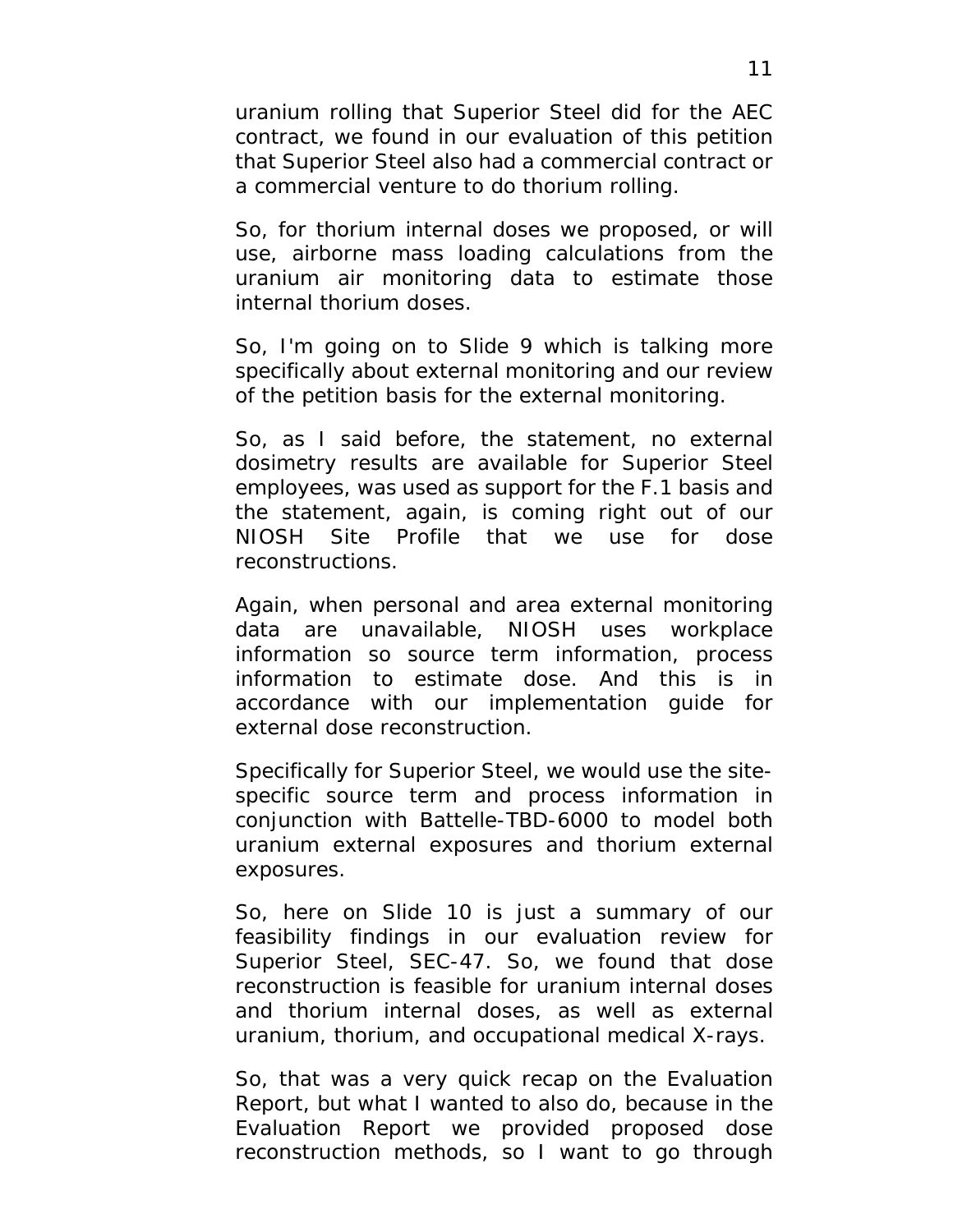uranium rolling that Superior Steel did for the AEC contract, we found in our evaluation of this petition that Superior Steel also had a commercial contract or a commercial venture to do thorium rolling.

So, for thorium internal doses we proposed, or will use, airborne mass loading calculations from the uranium air monitoring data to estimate those internal thorium doses.

So, I'm going on to Slide 9 which is talking more specifically about external monitoring and our review of the petition basis for the external monitoring.

So, as I said before, the statement, no external dosimetry results are available for Superior Steel employees, was used as support for the F.1 basis and the statement, again, is coming right out of our NIOSH Site Profile that we use for dose reconstructions.

Again, when personal and area external monitoring data are unavailable, NIOSH uses workplace information so source term information, process information to estimate dose. And this is in accordance with our implementation guide for external dose reconstruction.

Specifically for Superior Steel, we would use the site-specific source term and process information in conjunction with Battelle-TBD-6000 to model both uranium external exposures and thorium external exposures.

So, here on Slide 10 is just a summary of our feasibility findings in our evaluation review for Superior Steel, SEC-47. So, we found that dose reconstruction is feasible for uranium internal doses and thorium internal doses, as well as external uranium, thorium, and occupational medical X-rays.

So, that was a very quick recap on the Evaluation Report, but what I wanted to also do, because in the Evaluation Report we provided proposed dose reconstruction methods, so I want to go through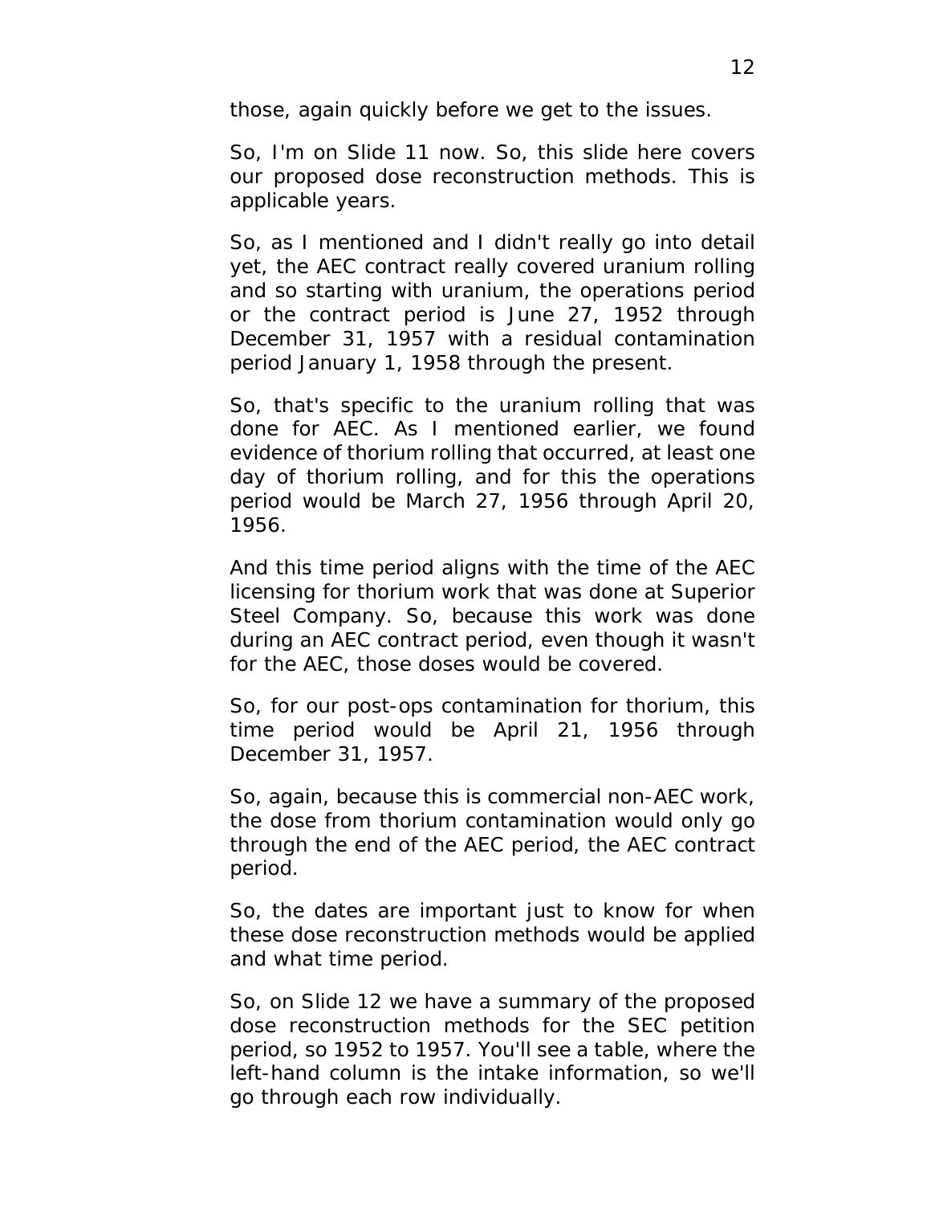those, again quickly before we get to the issues.

So, I'm on Slide 11 now. So, this slide here covers our proposed dose reconstruction methods. This is applicable years.

So, as I mentioned and I didn't really go into detail yet, the AEC contract really covered uranium rolling and so starting with uranium, the operations period or the contract period is June 27, 1952 through December 31, 1957 with a residual contamination period January 1, 1958 through the present.

So, that's specific to the uranium rolling that was done for AEC. As I mentioned earlier, we found evidence of thorium rolling that occurred, at least one day of thorium rolling, and for this the operations period would be March 27, 1956 through April 20, 1956.

And this time period aligns with the time of the AEC licensing for thorium work that was done at Superior Steel Company. So, because this work was done during an AEC contract period, even though it wasn't for the AEC, those doses would be covered.

So, for our post-ops contamination for thorium, this time period would be April 21, 1956 through December 31, 1957.

So, again, because this is commercial non-AEC work, the dose from thorium contamination would only go through the end of the AEC period, the AEC contract period.

So, the dates are important just to know for when these dose reconstruction methods would be applied and what time period.

So, on Slide 12 we have a summary of the proposed dose reconstruction methods for the SEC petition period, so 1952 to 1957. You'll see a table, where the left-hand column is the intake information, so we'll go through each row individually.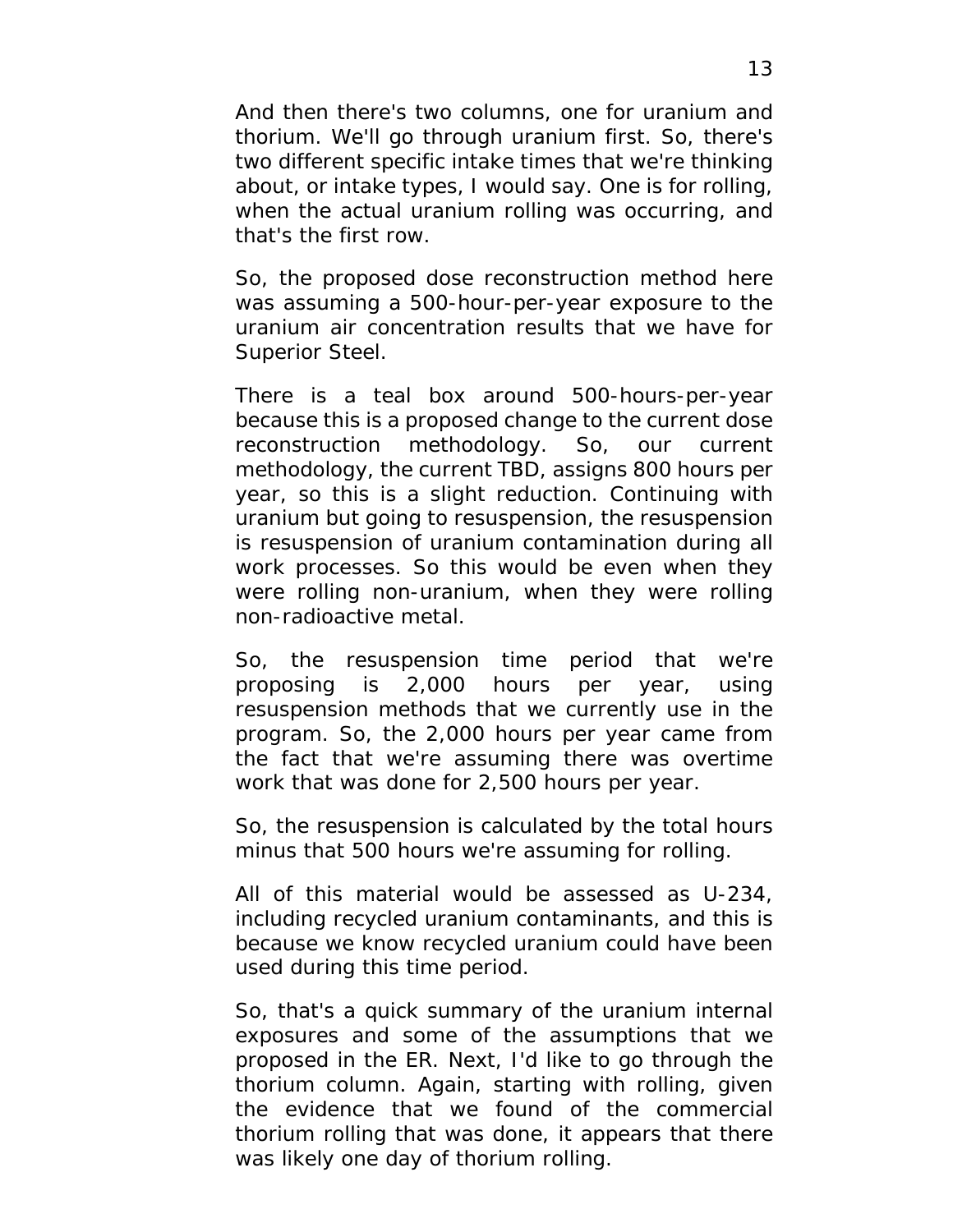And then there's two columns, one for uranium and thorium. We'll go through uranium first. So, there's two different specific intake times that we're thinking about, or intake types, I would say. One is for rolling, when the actual uranium rolling was occurring, and that's the first row.

So, the proposed dose reconstruction method here was assuming a 500-hour-per-year exposure to the uranium air concentration results that we have for Superior Steel.

There is a teal box around 500-hours-per-year because this is a proposed change to the current dose reconstruction methodology. So, our current methodology, the current TBD, assigns 800 hours per year, so this is a slight reduction. Continuing with uranium but going to resuspension, the resuspension is resuspension of uranium contamination during all work processes. So this would be even when they were rolling non-uranium, when they were rolling non-radioactive metal.

So, the resuspension time period that we're proposing is 2,000 hours per year, using resuspension methods that we currently use in the program. So, the 2,000 hours per year came from the fact that we're assuming there was overtime work that was done for 2,500 hours per year.

So, the resuspension is calculated by the total hours minus that 500 hours we're assuming for rolling.

All of this material would be assessed as U-234, including recycled uranium contaminants, and this is because we know recycled uranium could have been used during this time period.

So, that's a quick summary of the uranium internal exposures and some of the assumptions that we proposed in the ER. Next, I'd like to go through the thorium column. Again, starting with rolling, given the evidence that we found of the commercial thorium rolling that was done, it appears that there was likely one day of thorium rolling.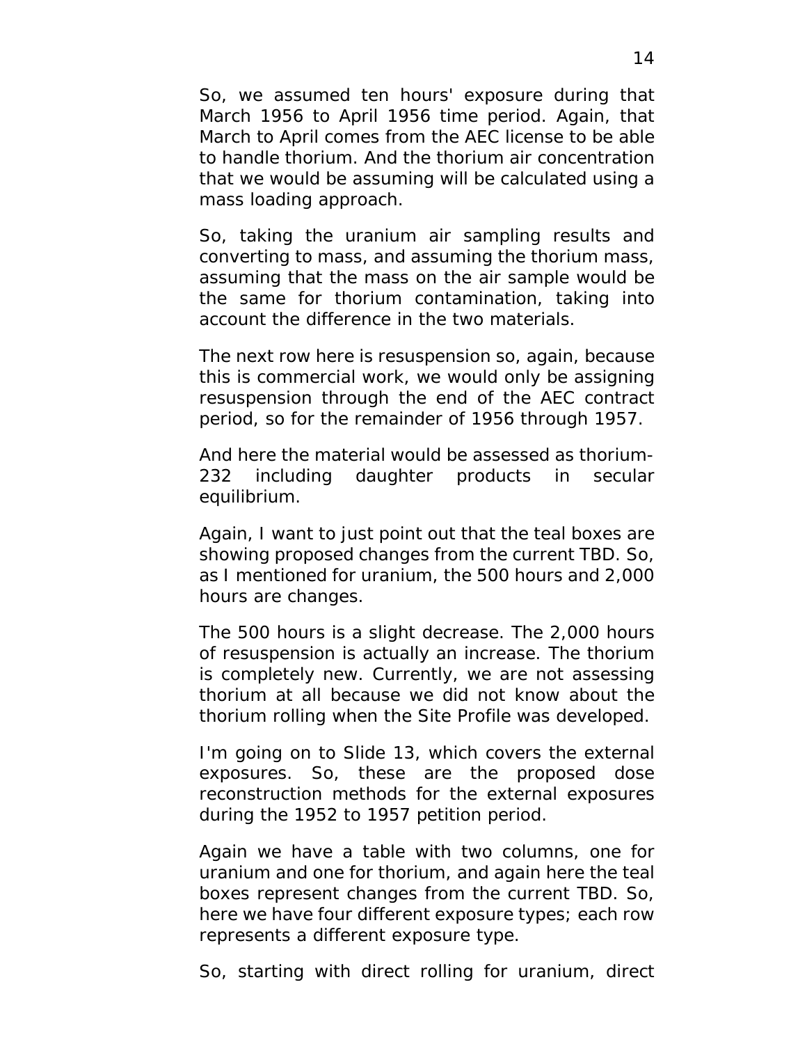So, we assumed ten hours' exposure during that March 1956 to April 1956 time period. Again, that March to April comes from the AEC license to be able to handle thorium. And the thorium air concentration that we would be assuming will be calculated using a mass loading approach.

So, taking the uranium air sampling results and converting to mass, and assuming the thorium mass, assuming that the mass on the air sample would be the same for thorium contamination, taking into account the difference in the two materials.

The next row here is resuspension so, again, because this is commercial work, we would only be assigning resuspension through the end of the AEC contract period, so for the remainder of 1956 through 1957.

And here the material would be assessed as thorium-232 including daughter products in secular equilibrium.

Again, I want to just point out that the teal boxes are showing proposed changes from the current TBD. So, as I mentioned for uranium, the 500 hours and 2,000 hours are changes.

The 500 hours is a slight decrease. The 2,000 hours of resuspension is actually an increase. The thorium is completely new. Currently, we are not assessing thorium at all because we did not know about the thorium rolling when the Site Profile was developed.

I'm going on to Slide 13, which covers the external exposures. So, these are the proposed dose reconstruction methods for the external exposures during the 1952 to 1957 petition period.

Again we have a table with two columns, one for uranium and one for thorium, and again here the teal boxes represent changes from the current TBD. So, here we have four different exposure types; each row represents a different exposure type.

So, starting with direct rolling for uranium, direct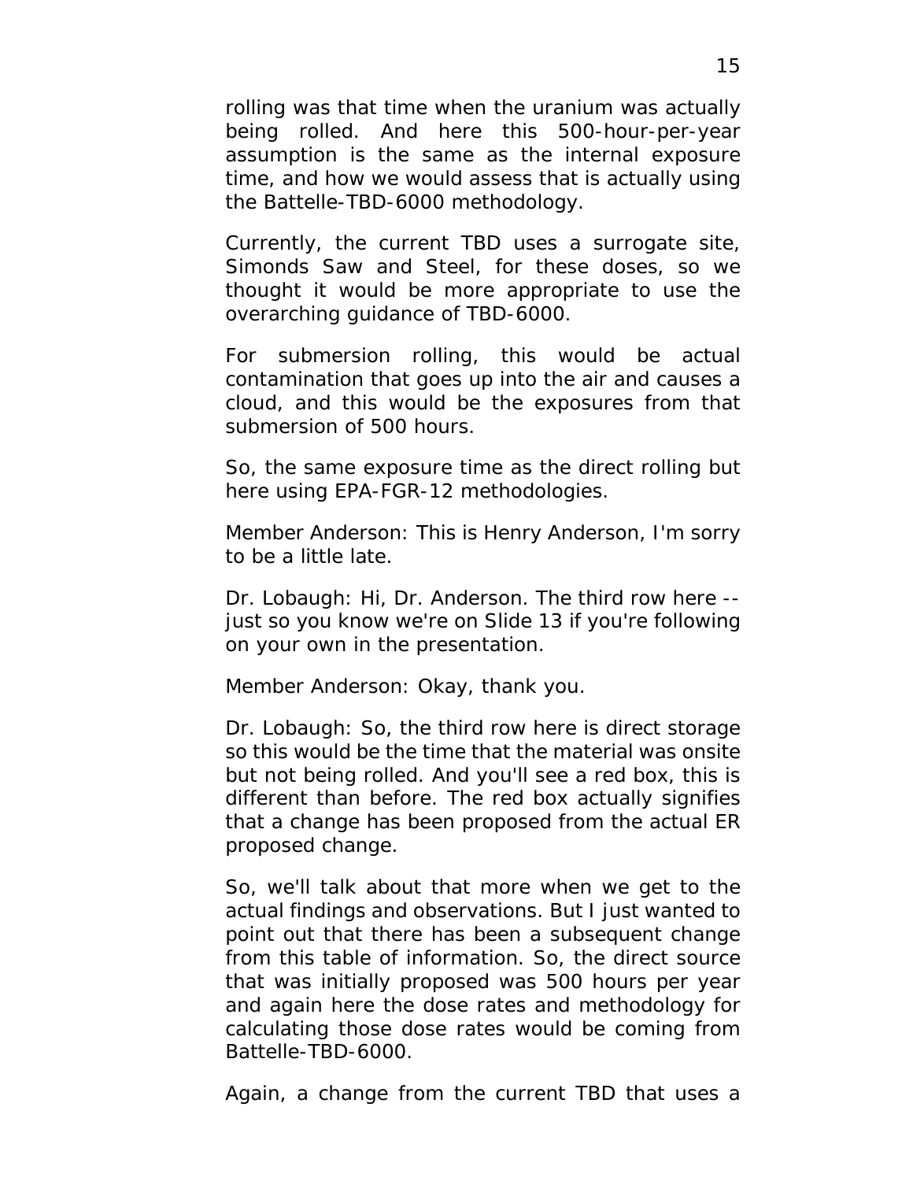rolling was that time when the uranium was actually being rolled. And here this 500-hour-per-year assumption is the same as the internal exposure time, and how we would assess that is actually using the Battelle-TBD-6000 methodology.

Currently, the current TBD uses a surrogate site, Simonds Saw and Steel, for these doses, so we thought it would be more appropriate to use the overarching guidance of TBD-6000.

For submersion rolling, this would be actual contamination that goes up into the air and causes a cloud, and this would be the exposures from that submersion of 500 hours.

So, the same exposure time as the direct rolling but here using EPA-FGR-12 methodologies.

Member Anderson: This is Henry Anderson, I'm sorry to be a little late.

Dr. Lobaugh: Hi, Dr. Anderson. The third row here -- just so you know we're on Slide 13 if you're following on your own in the presentation.

Member Anderson: Okay, thank you.

Dr. Lobaugh: So, the third row here is direct storage so this would be the time that the material was onsite but not being rolled. And you'll see a red box, this is different than before. The red box actually signifies that a change has been proposed from the actual ER proposed change.

So, we'll talk about that more when we get to the actual findings and observations. But I just wanted to point out that there has been a subsequent change from this table of information. So, the direct source that was initially proposed was 500 hours per year and again here the dose rates and methodology for calculating those dose rates would be coming from Battelle-TBD-6000.

Again, a change from the current TBD that uses a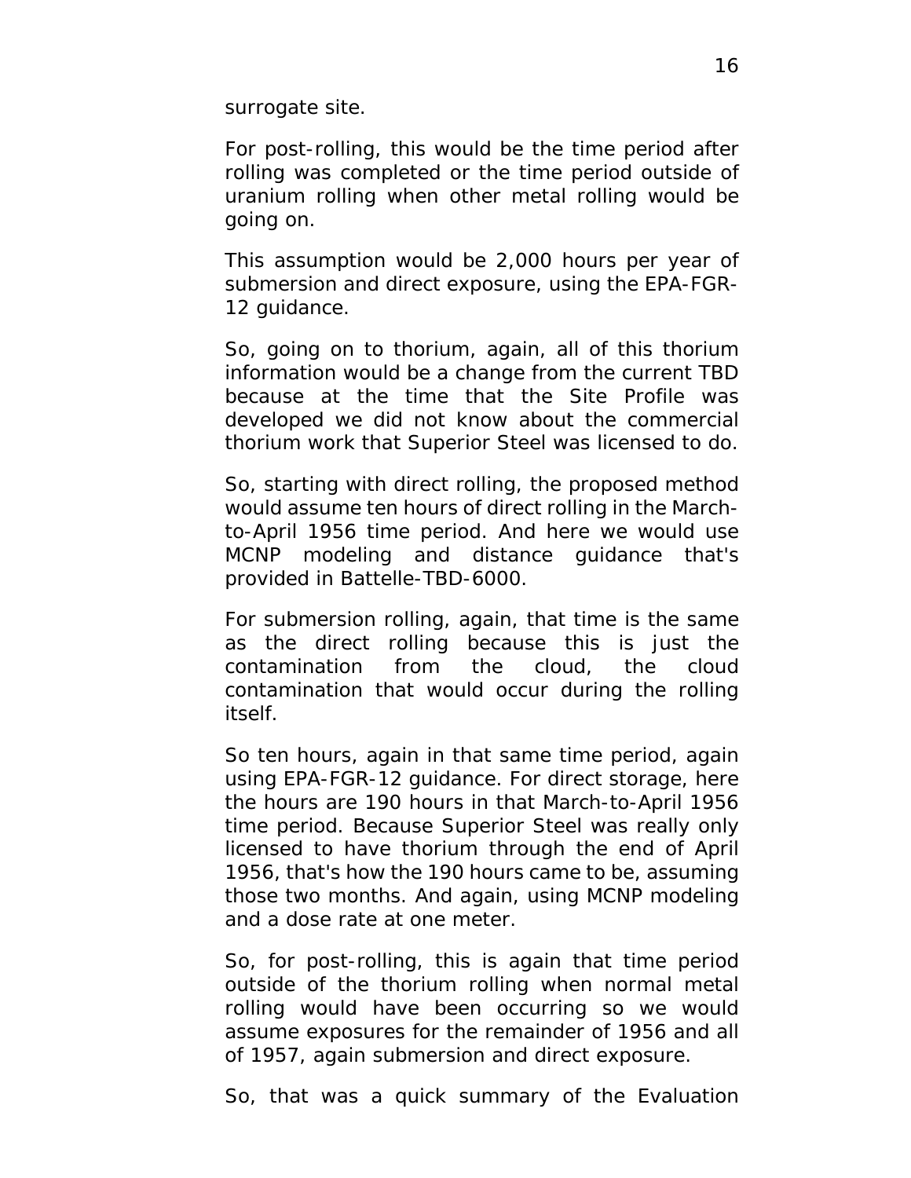surrogate site.

For post-rolling, this would be the time period after rolling was completed or the time period outside of uranium rolling when other metal rolling would be going on.

This assumption would be 2,000 hours per year of submersion and direct exposure, using the EPA-FGR-12 guidance.

So, going on to thorium, again, all of this thorium information would be a change from the current TBD because at the time that the Site Profile was developed we did not know about the commercial thorium work that Superior Steel was licensed to do.

So, starting with direct rolling, the proposed method would assume ten hours of direct rolling in the March-to-April 1956 time period. And here we would use MCNP modeling and distance guidance that's provided in Battelle-TBD-6000.

For submersion rolling, again, that time is the same as the direct rolling because this is just the contamination from the cloud, the cloud contamination that would occur during the rolling itself.

So ten hours, again in that same time period, again using EPA-FGR-12 guidance. For direct storage, here the hours are 190 hours in that March-to-April 1956 time period. Because Superior Steel was really only licensed to have thorium through the end of April 1956, that's how the 190 hours came to be, assuming those two months. And again, using MCNP modeling and a dose rate at one meter.

So, for post-rolling, this is again that time period outside of the thorium rolling when normal metal rolling would have been occurring so we would assume exposures for the remainder of 1956 and all of 1957, again submersion and direct exposure.

So, that was a quick summary of the Evaluation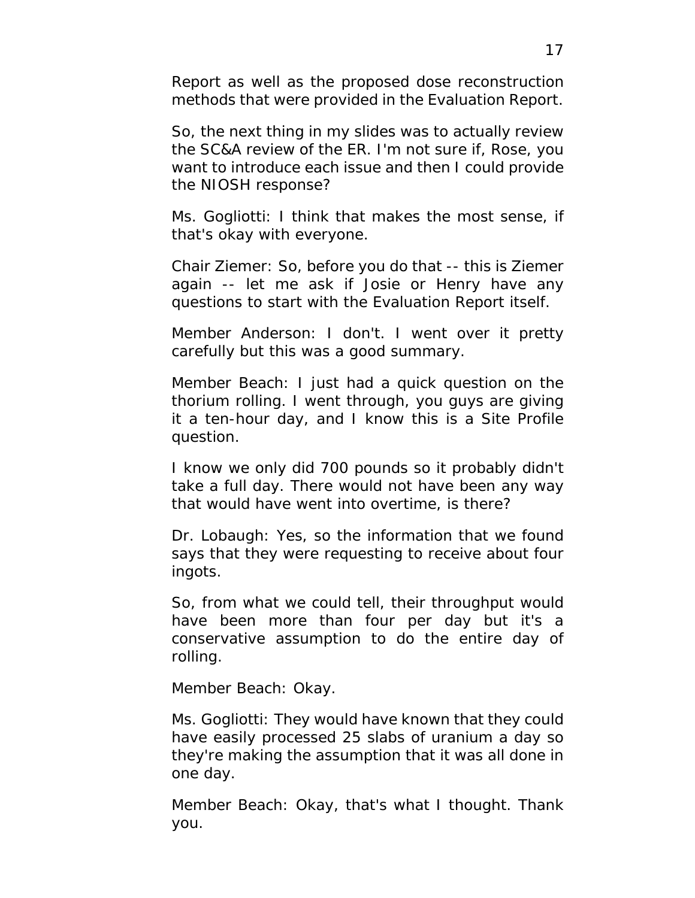Report as well as the proposed dose reconstruction methods that were provided in the Evaluation Report.

So, the next thing in my slides was to actually review the SC&A review of the ER. I'm not sure if, Rose, you want to introduce each issue and then I could provide the NIOSH response?

Ms. Gogliotti: I think that makes the most sense, if that's okay with everyone.

Chair Ziemer: So, before you do that -- this is Ziemer again -- let me ask if Josie or Henry have any questions to start with the Evaluation Report itself.

Member Anderson: I don't. I went over it pretty carefully but this was a good summary.

Member Beach: I just had a quick question on the thorium rolling. I went through, you guys are giving it a ten-hour day, and I know this is a Site Profile question.

I know we only did 700 pounds so it probably didn't take a full day. There would not have been any way that would have went into overtime, is there?

Dr. Lobaugh: Yes, so the information that we found says that they were requesting to receive about four ingots.

So, from what we could tell, their throughput would have been more than four per day but it's a conservative assumption to do the entire day of rolling.

Member Beach: Okay.

Ms. Gogliotti: They would have known that they could have easily processed 25 slabs of uranium a day so they're making the assumption that it was all done in one day.

Member Beach: Okay, that's what I thought. Thank you.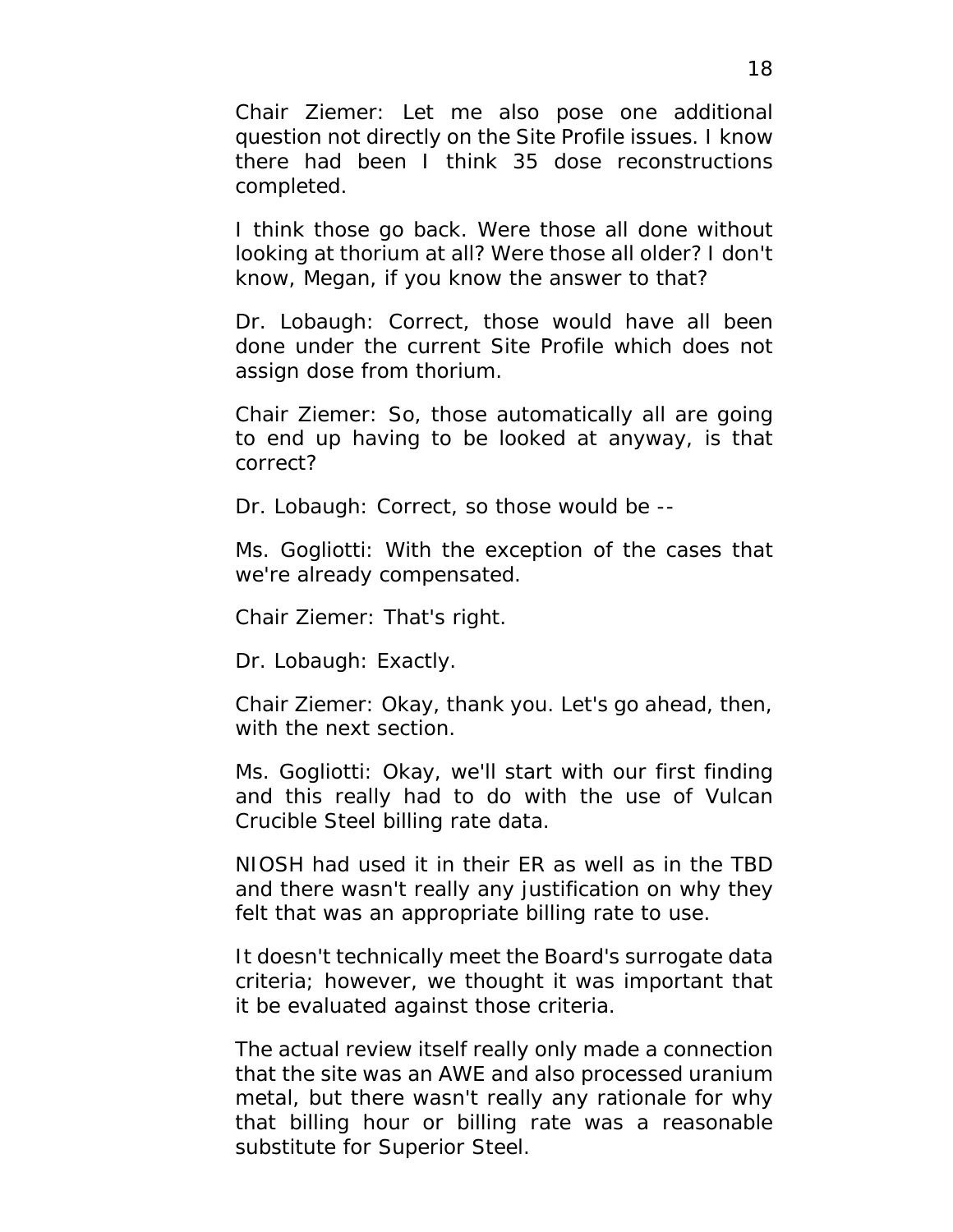Chair Ziemer: Let me also pose one additional question not directly on the Site Profile issues. I know there had been I think 35 dose reconstructions completed.

I think those go back. Were those all done without looking at thorium at all? Were those all older? I don't know, Megan, if you know the answer to that?

Dr. Lobaugh: Correct, those would have all been done under the current Site Profile which does not assign dose from thorium.

Chair Ziemer: So, those automatically all are going to end up having to be looked at anyway, is that correct?

Dr. Lobaugh: Correct, so those would be --

Ms. Gogliotti: With the exception of the cases that we're already compensated.

Chair Ziemer: That's right.

Dr. Lobaugh: Exactly.

Chair Ziemer: Okay, thank you. Let's go ahead, then, with the next section.

Ms. Gogliotti: Okay, we'll start with our first finding and this really had to do with the use of Vulcan Crucible Steel billing rate data.

NIOSH had used it in their ER as well as in the TBD and there wasn't really any justification on why they felt that was an appropriate billing rate to use.

It doesn't technically meet the Board's surrogate data criteria; however, we thought it was important that it be evaluated against those criteria.

The actual review itself really only made a connection that the site was an AWE and also processed uranium metal, but there wasn't really any rationale for why that billing hour or billing rate was a reasonable substitute for Superior Steel.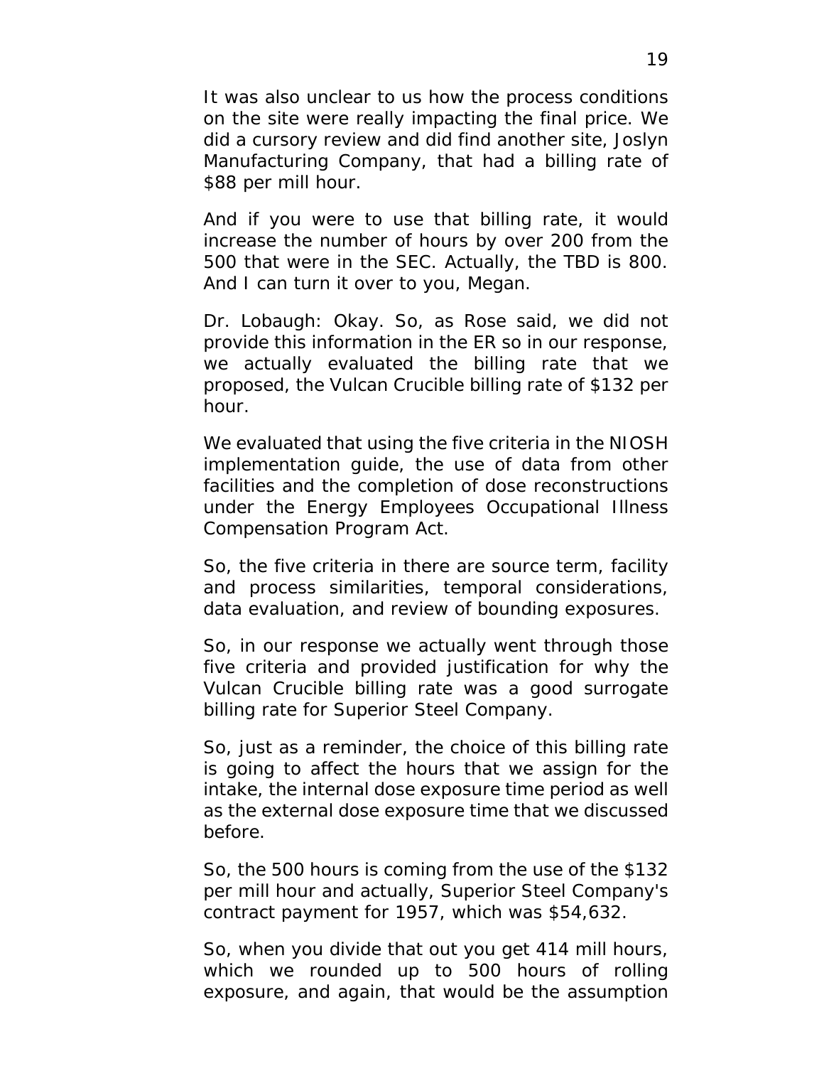It was also unclear to us how the process conditions on the site were really impacting the final price. We did a cursory review and did find another site, Joslyn Manufacturing Company, that had a billing rate of $88 per mill hour.

And if you were to use that billing rate, it would increase the number of hours by over 200 from the 500 that were in the SEC. Actually, the TBD is 800. And I can turn it over to you, Megan.

Dr. Lobaugh: Okay. So, as Rose said, we did not provide this information in the ER so in our response, we actually evaluated the billing rate that we proposed, the Vulcan Crucible billing rate of $132 per hour.

We evaluated that using the five criteria in the NIOSH implementation guide, the use of data from other facilities and the completion of dose reconstructions under the Energy Employees Occupational Illness Compensation Program Act.

So, the five criteria in there are source term, facility and process similarities, temporal considerations, data evaluation, and review of bounding exposures.

So, in our response we actually went through those five criteria and provided justification for why the Vulcan Crucible billing rate was a good surrogate billing rate for Superior Steel Company.

So, just as a reminder, the choice of this billing rate is going to affect the hours that we assign for the intake, the internal dose exposure time period as well as the external dose exposure time that we discussed before.

So, the 500 hours is coming from the use of the $132 per mill hour and actually, Superior Steel Company's contract payment for 1957, which was $54,632.

So, when you divide that out you get 414 mill hours, which we rounded up to 500 hours of rolling exposure, and again, that would be the assumption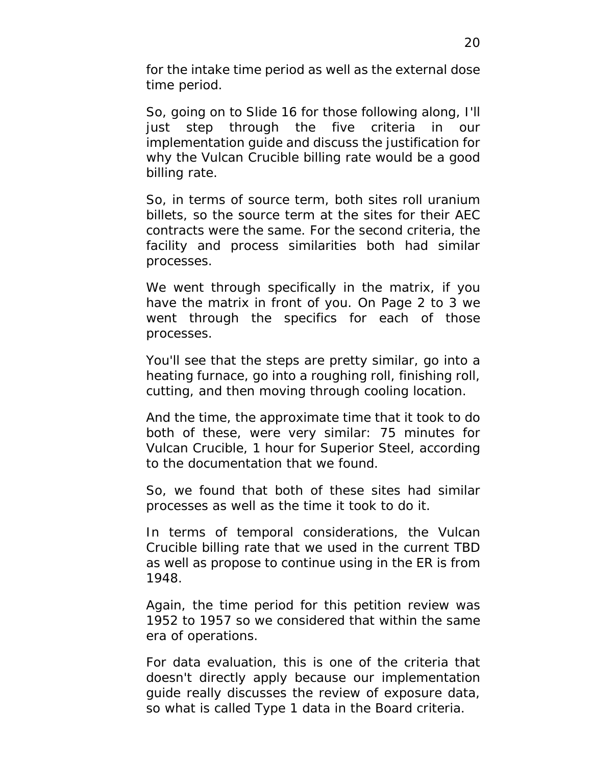for the intake time period as well as the external dose time period.

So, going on to Slide 16 for those following along, I'll just step through the five criteria in our implementation guide and discuss the justification for why the Vulcan Crucible billing rate would be a good billing rate.

So, in terms of source term, both sites roll uranium billets, so the source term at the sites for their AEC contracts were the same. For the second criteria, the facility and process similarities both had similar processes.

We went through specifically in the matrix, if you have the matrix in front of you. On Page 2 to 3 we went through the specifics for each of those processes.

You'll see that the steps are pretty similar, go into a heating furnace, go into a roughing roll, finishing roll, cutting, and then moving through cooling location.

And the time, the approximate time that it took to do both of these, were very similar: 75 minutes for Vulcan Crucible, 1 hour for Superior Steel, according to the documentation that we found.

So, we found that both of these sites had similar processes as well as the time it took to do it.

In terms of temporal considerations, the Vulcan Crucible billing rate that we used in the current TBD as well as propose to continue using in the ER is from 1948.

Again, the time period for this petition review was 1952 to 1957 so we considered that within the same era of operations.

For data evaluation, this is one of the criteria that doesn't directly apply because our implementation guide really discusses the review of exposure data, so what is called Type 1 data in the Board criteria.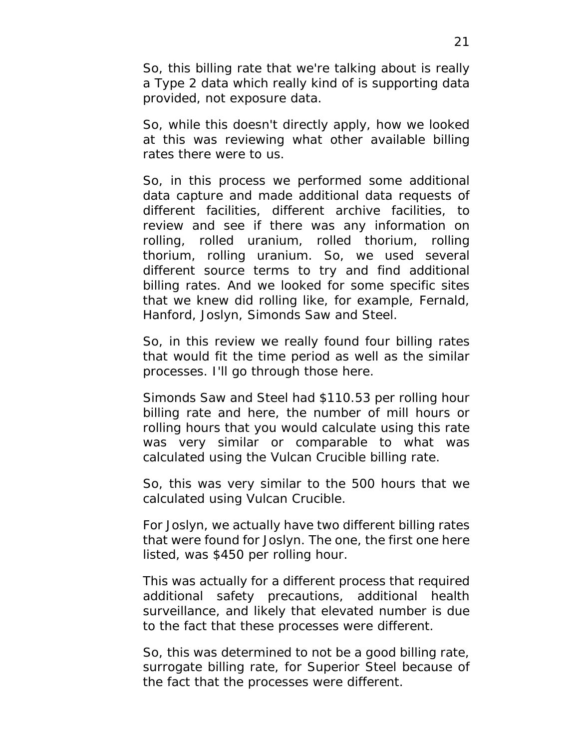So, this billing rate that we're talking about is really a Type 2 data which really kind of is supporting data provided, not exposure data.

So, while this doesn't directly apply, how we looked at this was reviewing what other available billing rates there were to us.

So, in this process we performed some additional data capture and made additional data requests of different facilities, different archive facilities, to review and see if there was any information on rolling, rolled uranium, rolled thorium, rolling thorium, rolling uranium. So, we used several different source terms to try and find additional billing rates. And we looked for some specific sites that we knew did rolling like, for example, Fernald, Hanford, Joslyn, Simonds Saw and Steel.

So, in this review we really found four billing rates that would fit the time period as well as the similar processes. I'll go through those here.

Simonds Saw and Steel had $110.53 per rolling hour billing rate and here, the number of mill hours or rolling hours that you would calculate using this rate was very similar or comparable to what was calculated using the Vulcan Crucible billing rate.

So, this was very similar to the 500 hours that we calculated using Vulcan Crucible.

For Joslyn, we actually have two different billing rates that were found for Joslyn. The one, the first one here listed, was $450 per rolling hour.

This was actually for a different process that required additional safety precautions, additional health surveillance, and likely that elevated number is due to the fact that these processes were different.

So, this was determined to not be a good billing rate, surrogate billing rate, for Superior Steel because of the fact that the processes were different.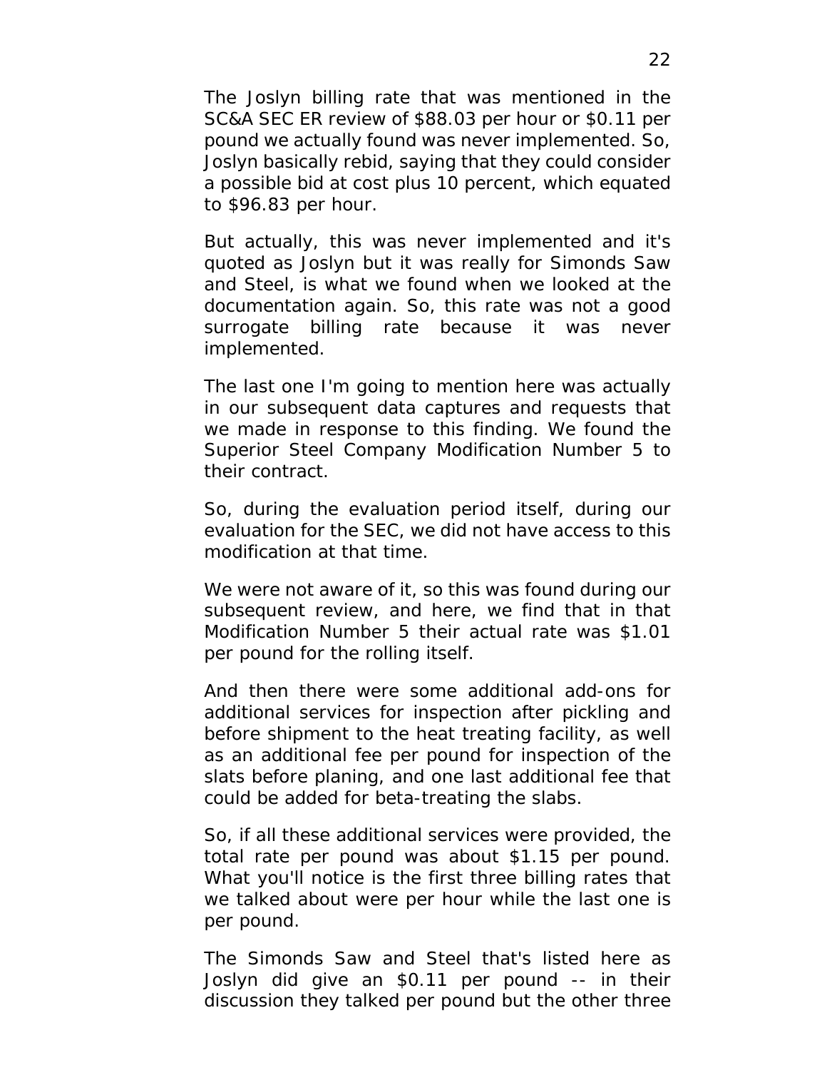The Joslyn billing rate that was mentioned in the SC&A SEC ER review of $88.03 per hour or $0.11 per pound we actually found was never implemented. So, Joslyn basically rebid, saying that they could consider a possible bid at cost plus 10 percent, which equated to $96.83 per hour.

But actually, this was never implemented and it's quoted as Joslyn but it was really for Simonds Saw and Steel, is what we found when we looked at the documentation again. So, this rate was not a good surrogate billing rate because it was never implemented.

The last one I'm going to mention here was actually in our subsequent data captures and requests that we made in response to this finding. We found the Superior Steel Company Modification Number 5 to their contract.

So, during the evaluation period itself, during our evaluation for the SEC, we did not have access to this modification at that time.

We were not aware of it, so this was found during our subsequent review, and here, we find that in that Modification Number 5 their actual rate was $1.01 per pound for the rolling itself.

And then there were some additional add-ons for additional services for inspection after pickling and before shipment to the heat treating facility, as well as an additional fee per pound for inspection of the slats before planing, and one last additional fee that could be added for beta-treating the slabs.

So, if all these additional services were provided, the total rate per pound was about $1.15 per pound. What you'll notice is the first three billing rates that we talked about were per hour while the last one is per pound.

The Simonds Saw and Steel that's listed here as Joslyn did give an $0.11 per pound -- in their discussion they talked per pound but the other three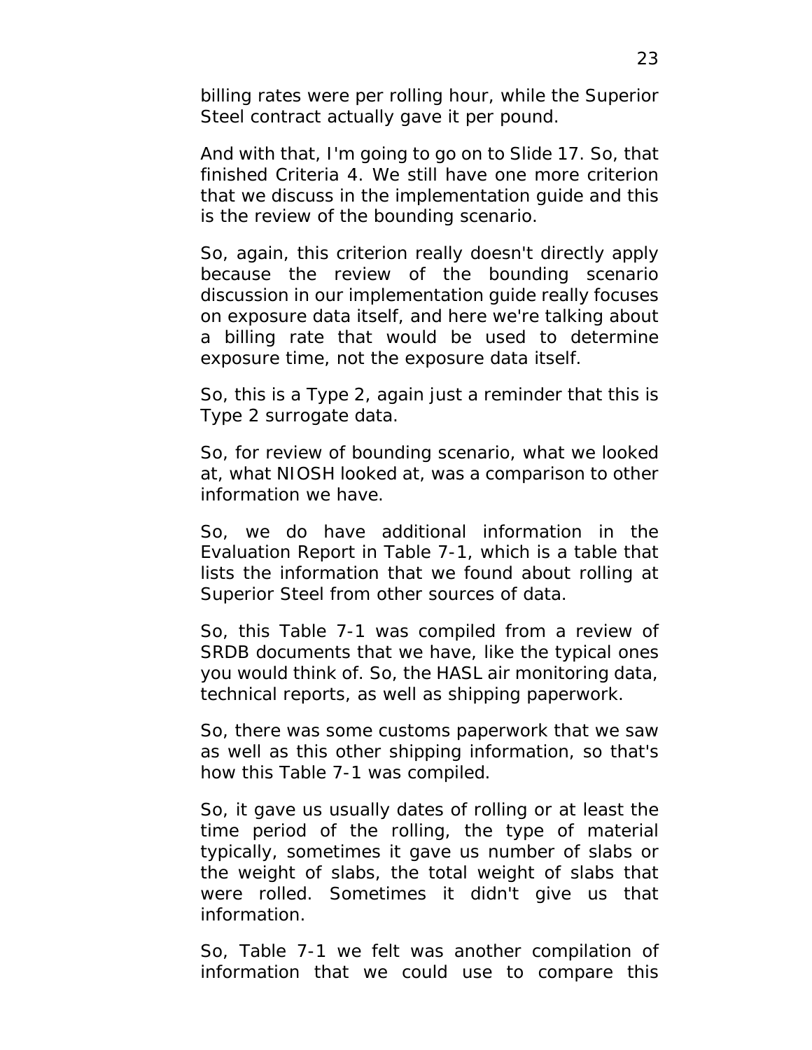billing rates were per rolling hour, while the Superior Steel contract actually gave it per pound.

And with that, I'm going to go on to Slide 17. So, that finished Criteria 4. We still have one more criterion that we discuss in the implementation guide and this is the review of the bounding scenario.

So, again, this criterion really doesn't directly apply because the review of the bounding scenario discussion in our implementation guide really focuses on exposure data itself, and here we're talking about a billing rate that would be used to determine exposure time, not the exposure data itself.

So, this is a Type 2, again just a reminder that this is Type 2 surrogate data.

So, for review of bounding scenario, what we looked at, what NIOSH looked at, was a comparison to other information we have.

So, we do have additional information in the Evaluation Report in Table 7-1, which is a table that lists the information that we found about rolling at Superior Steel from other sources of data.

So, this Table 7-1 was compiled from a review of SRDB documents that we have, like the typical ones you would think of. So, the HASL air monitoring data, technical reports, as well as shipping paperwork.

So, there was some customs paperwork that we saw as well as this other shipping information, so that's how this Table 7-1 was compiled.

So, it gave us usually dates of rolling or at least the time period of the rolling, the type of material typically, sometimes it gave us number of slabs or the weight of slabs, the total weight of slabs that were rolled. Sometimes it didn't give us that information.

So, Table 7-1 we felt was another compilation of information that we could use to compare this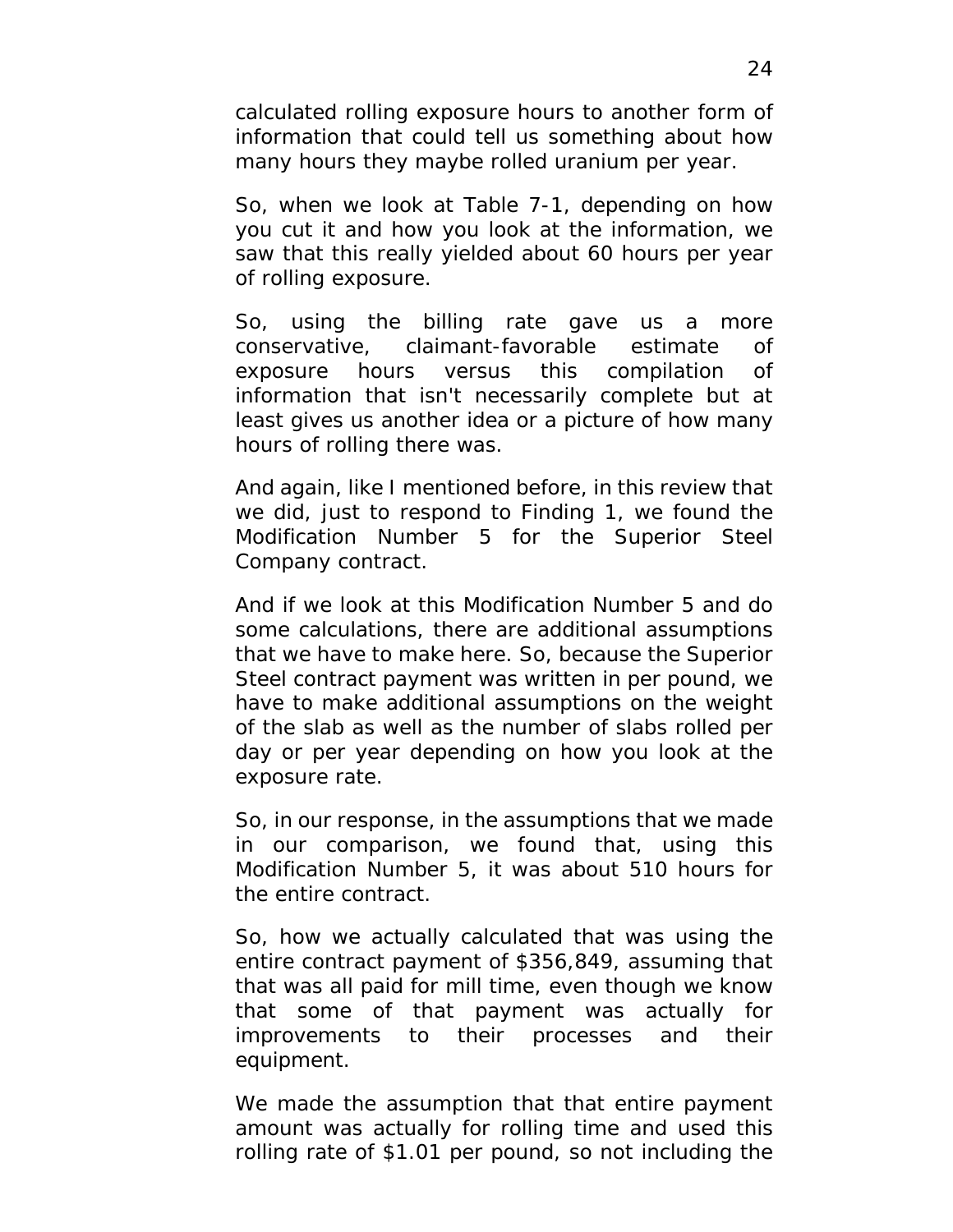calculated rolling exposure hours to another form of information that could tell us something about how many hours they maybe rolled uranium per year.

So, when we look at Table 7-1, depending on how you cut it and how you look at the information, we saw that this really yielded about 60 hours per year of rolling exposure.

So, using the billing rate gave us a more conservative, claimant-favorable estimate of exposure hours versus this compilation of information that isn't necessarily complete but at least gives us another idea or a picture of how many hours of rolling there was.

And again, like I mentioned before, in this review that we did, just to respond to Finding 1, we found the Modification Number 5 for the Superior Steel Company contract.

And if we look at this Modification Number 5 and do some calculations, there are additional assumptions that we have to make here. So, because the Superior Steel contract payment was written in per pound, we have to make additional assumptions on the weight of the slab as well as the number of slabs rolled per day or per year depending on how you look at the exposure rate.

So, in our response, in the assumptions that we made in our comparison, we found that, using this Modification Number 5, it was about 510 hours for the entire contract.

So, how we actually calculated that was using the entire contract payment of $356,849, assuming that that was all paid for mill time, even though we know that some of that payment was actually for improvements to their processes and their equipment.

We made the assumption that that entire payment amount was actually for rolling time and used this rolling rate of $1.01 per pound, so not including the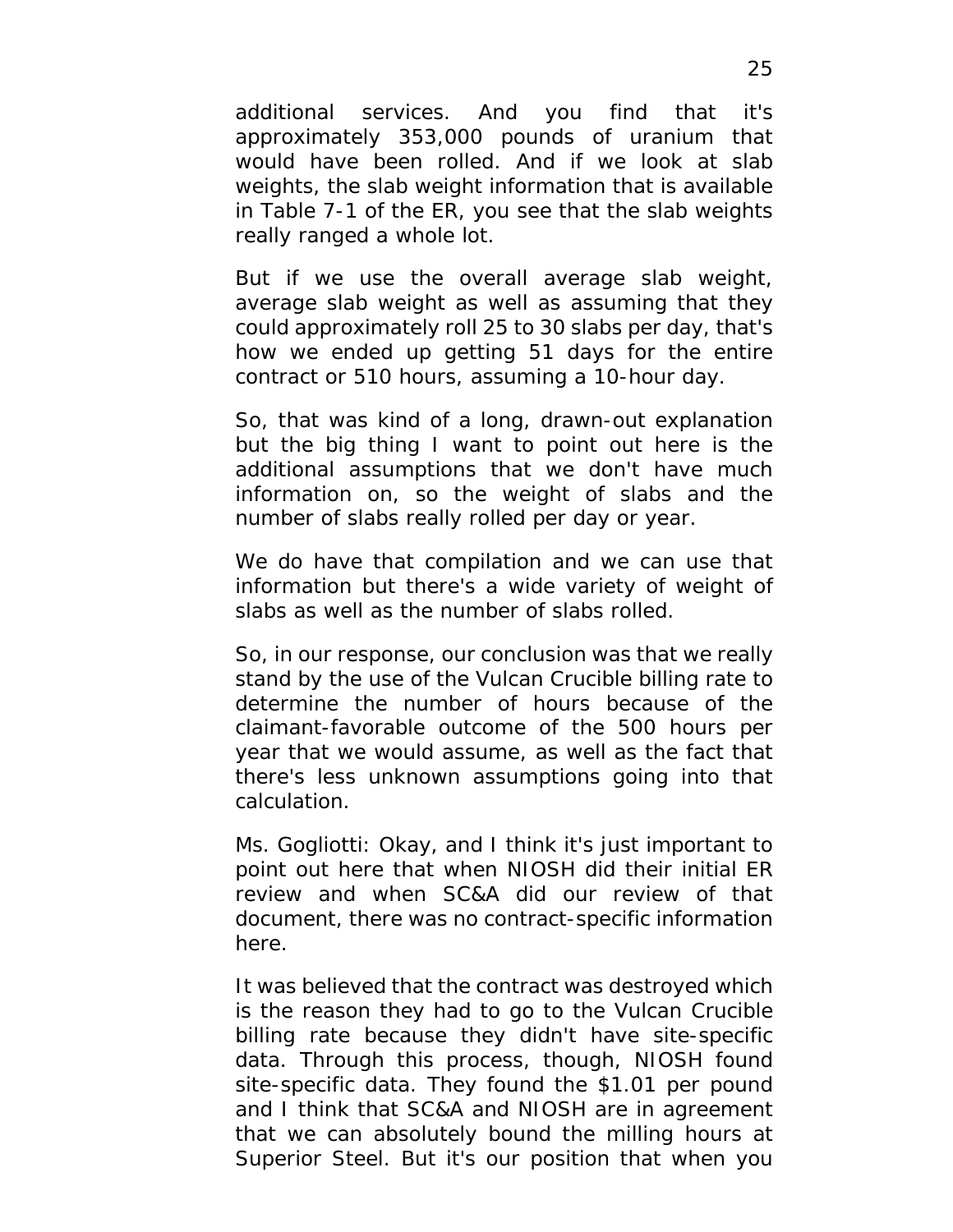additional services. And you find that it's approximately 353,000 pounds of uranium that would have been rolled. And if we look at slab weights, the slab weight information that is available in Table 7-1 of the ER, you see that the slab weights really ranged a whole lot.

But if we use the overall average slab weight, average slab weight as well as assuming that they could approximately roll 25 to 30 slabs per day, that's how we ended up getting 51 days for the entire contract or 510 hours, assuming a 10-hour day.

So, that was kind of a long, drawn-out explanation but the big thing I want to point out here is the additional assumptions that we don't have much information on, so the weight of slabs and the number of slabs really rolled per day or year.

We do have that compilation and we can use that information but there's a wide variety of weight of slabs as well as the number of slabs rolled.

So, in our response, our conclusion was that we really stand by the use of the Vulcan Crucible billing rate to determine the number of hours because of the claimant-favorable outcome of the 500 hours per year that we would assume, as well as the fact that there's less unknown assumptions going into that calculation.

Ms. Gogliotti: Okay, and I think it's just important to point out here that when NIOSH did their initial ER review and when SC&A did our review of that document, there was no contract-specific information here.

It was believed that the contract was destroyed which is the reason they had to go to the Vulcan Crucible billing rate because they didn't have site-specific data. Through this process, though, NIOSH found site-specific data. They found the $1.01 per pound and I think that SC&A and NIOSH are in agreement that we can absolutely bound the milling hours at Superior Steel. But it's our position that when you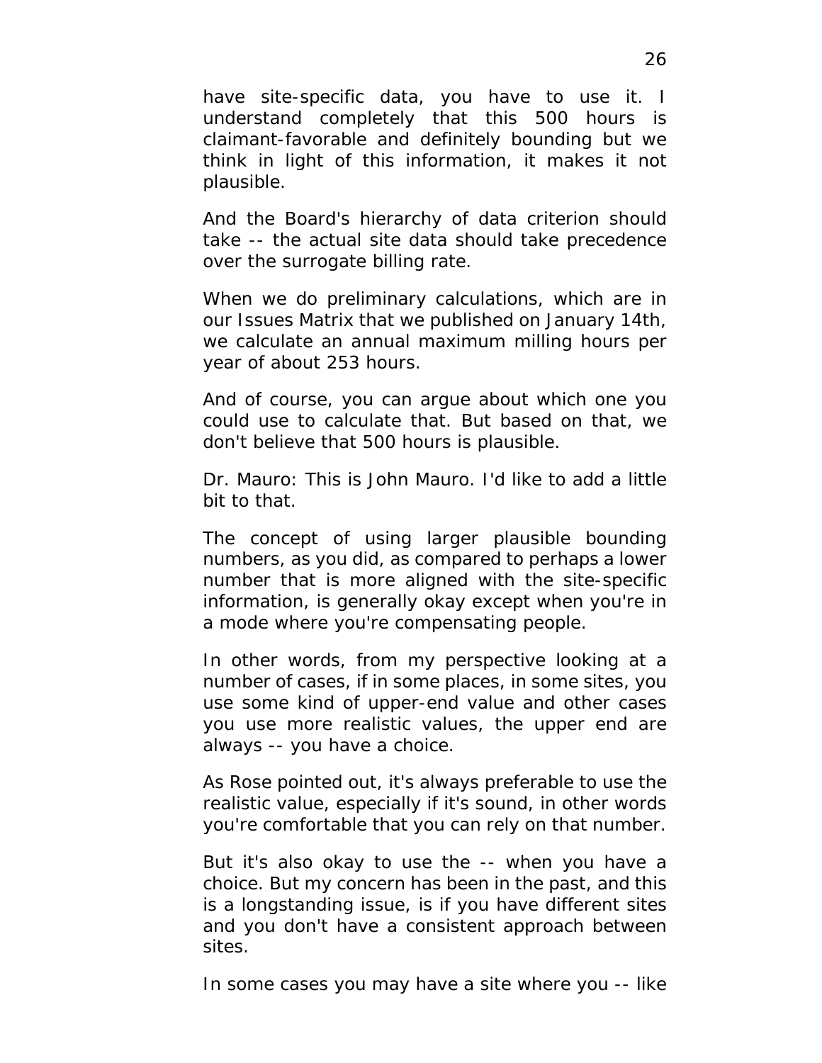have site-specific data, you have to use it. I understand completely that this 500 hours is claimant-favorable and definitely bounding but we think in light of this information, it makes it not plausible.

And the Board's hierarchy of data criterion should take -- the actual site data should take precedence over the surrogate billing rate.

When we do preliminary calculations, which are in our Issues Matrix that we published on January 14th, we calculate an annual maximum milling hours per year of about 253 hours.

And of course, you can argue about which one you could use to calculate that. But based on that, we don't believe that 500 hours is plausible.

Dr. Mauro: This is John Mauro. I'd like to add a little bit to that.

The concept of using larger plausible bounding numbers, as you did, as compared to perhaps a lower number that is more aligned with the site-specific information, is generally okay except when you're in a mode where you're compensating people.

In other words, from my perspective looking at a number of cases, if in some places, in some sites, you use some kind of upper-end value and other cases you use more realistic values, the upper end are always -- you have a choice.

As Rose pointed out, it's always preferable to use the realistic value, especially if it's sound, in other words you're comfortable that you can rely on that number.

But it's also okay to use the -- when you have a choice. But my concern has been in the past, and this is a longstanding issue, is if you have different sites and you don't have a consistent approach between sites.

In some cases you may have a site where you -- like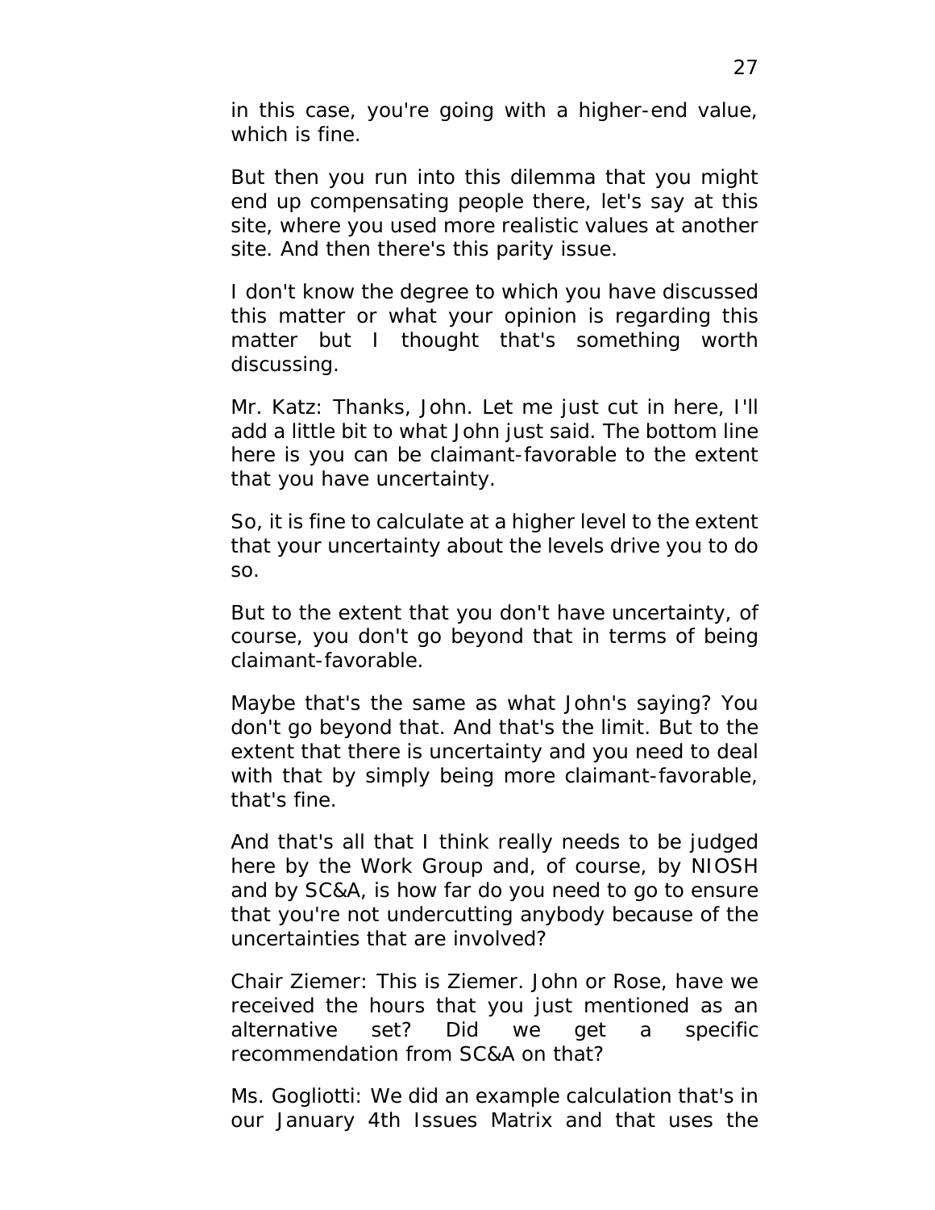in this case, you're going with a higher-end value, which is fine.

But then you run into this dilemma that you might end up compensating people there, let's say at this site, where you used more realistic values at another site. And then there's this parity issue.

I don't know the degree to which you have discussed this matter or what your opinion is regarding this matter but I thought that's something worth discussing.

Mr. Katz: Thanks, John. Let me just cut in here, I'll add a little bit to what John just said. The bottom line here is you can be claimant-favorable to the extent that you have uncertainty.

So, it is fine to calculate at a higher level to the extent that your uncertainty about the levels drive you to do so.

But to the extent that you don't have uncertainty, of course, you don't go beyond that in terms of being claimant-favorable.

Maybe that's the same as what John's saying? You don't go beyond that. And that's the limit. But to the extent that there is uncertainty and you need to deal with that by simply being more claimant-favorable, that's fine.

And that's all that I think really needs to be judged here by the Work Group and, of course, by NIOSH and by SC&A, is how far do you need to go to ensure that you're not undercutting anybody because of the uncertainties that are involved?

Chair Ziemer: This is Ziemer. John or Rose, have we received the hours that you just mentioned as an alternative set? Did we get a specific recommendation from SC&A on that?

Ms. Gogliotti: We did an example calculation that's in our January 4th Issues Matrix and that uses the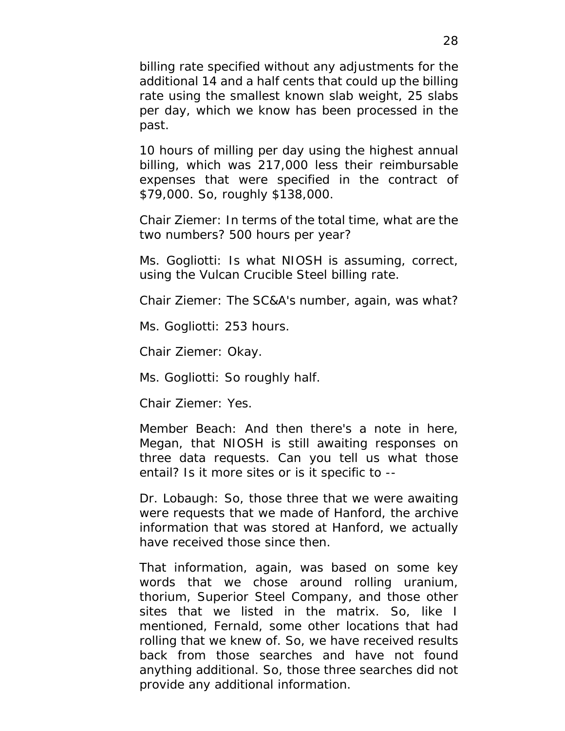billing rate specified without any adjustments for the additional 14 and a half cents that could up the billing rate using the smallest known slab weight, 25 slabs per day, which we know has been processed in the past.

10 hours of milling per day using the highest annual billing, which was 217,000 less their reimbursable expenses that were specified in the contract of $79,000. So, roughly $138,000.

Chair Ziemer: In terms of the total time, what are the two numbers? 500 hours per year?

Ms. Gogliotti: Is what NIOSH is assuming, correct, using the Vulcan Crucible Steel billing rate.

Chair Ziemer: The SC&A's number, again, was what?

Ms. Gogliotti: 253 hours.

Chair Ziemer: Okay.

Ms. Gogliotti: So roughly half.

Chair Ziemer: Yes.

Member Beach: And then there's a note in here, Megan, that NIOSH is still awaiting responses on three data requests. Can you tell us what those entail? Is it more sites or is it specific to --

Dr. Lobaugh: So, those three that we were awaiting were requests that we made of Hanford, the archive information that was stored at Hanford, we actually have received those since then.

That information, again, was based on some key words that we chose around rolling uranium, thorium, Superior Steel Company, and those other sites that we listed in the matrix. So, like I mentioned, Fernald, some other locations that had rolling that we knew of. So, we have received results back from those searches and have not found anything additional. So, those three searches did not provide any additional information.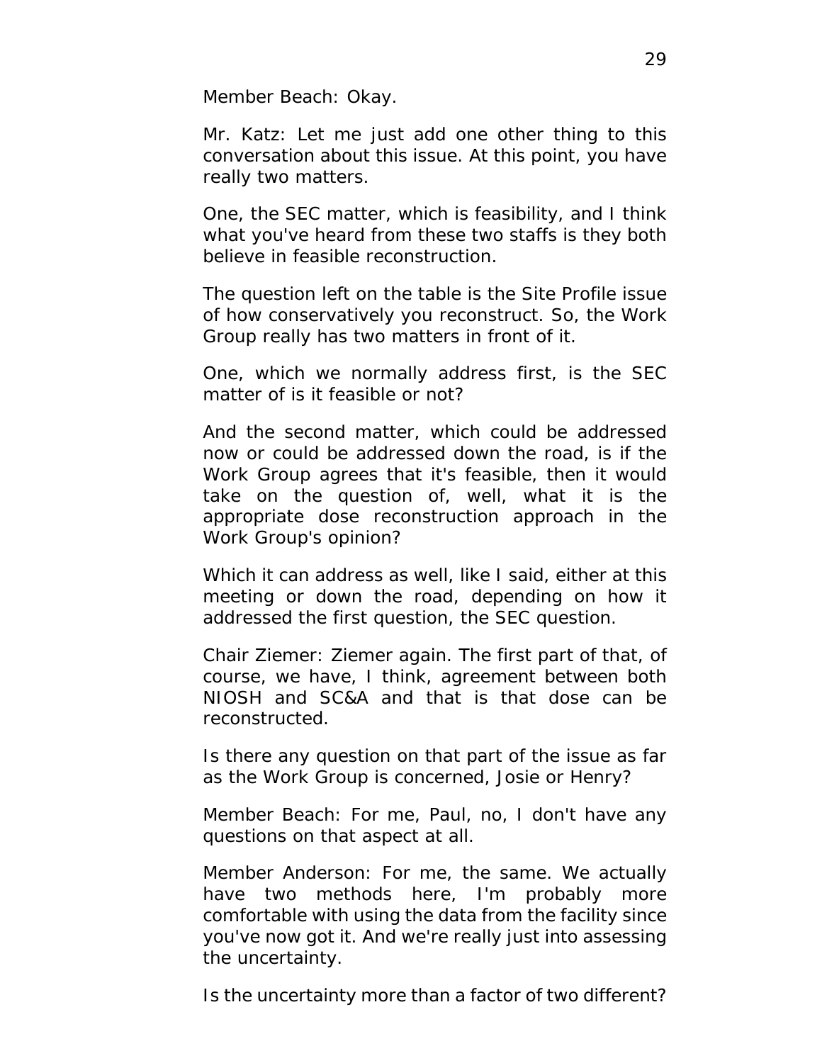Member Beach: Okay.

Mr. Katz: Let me just add one other thing to this conversation about this issue. At this point, you have really two matters.

One, the SEC matter, which is feasibility, and I think what you've heard from these two staffs is they both believe in feasible reconstruction.

The question left on the table is the Site Profile issue of how conservatively you reconstruct. So, the Work Group really has two matters in front of it.

One, which we normally address first, is the SEC matter of is it feasible or not?

And the second matter, which could be addressed now or could be addressed down the road, is if the Work Group agrees that it's feasible, then it would take on the question of, well, what it is the appropriate dose reconstruction approach in the Work Group's opinion?

Which it can address as well, like I said, either at this meeting or down the road, depending on how it addressed the first question, the SEC question.

Chair Ziemer: Ziemer again. The first part of that, of course, we have, I think, agreement between both NIOSH and SC&A and that is that dose can be reconstructed.

Is there any question on that part of the issue as far as the Work Group is concerned, Josie or Henry?

Member Beach: For me, Paul, no, I don't have any questions on that aspect at all.

Member Anderson: For me, the same. We actually have two methods here, I'm probably more comfortable with using the data from the facility since you've now got it. And we're really just into assessing the uncertainty.

Is the uncertainty more than a factor of two different?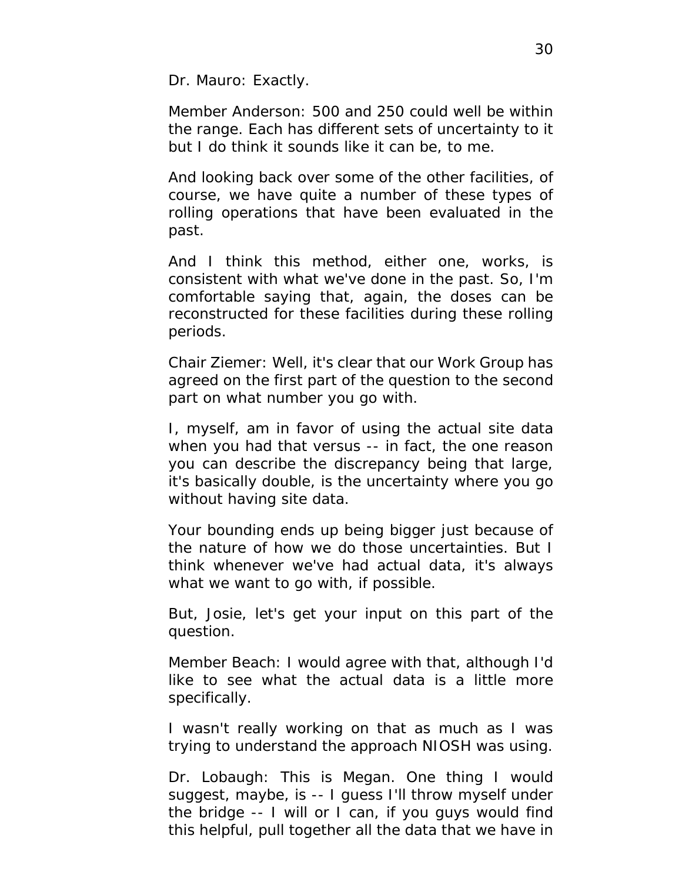Dr. Mauro: Exactly.

Member Anderson: 500 and 250 could well be within the range. Each has different sets of uncertainty to it but I do think it sounds like it can be, to me.

And looking back over some of the other facilities, of course, we have quite a number of these types of rolling operations that have been evaluated in the past.

And I think this method, either one, works, is consistent with what we've done in the past. So, I'm comfortable saying that, again, the doses can be reconstructed for these facilities during these rolling periods.

Chair Ziemer: Well, it's clear that our Work Group has agreed on the first part of the question to the second part on what number you go with.

I, myself, am in favor of using the actual site data when you had that versus -- in fact, the one reason you can describe the discrepancy being that large, it's basically double, is the uncertainty where you go without having site data.

Your bounding ends up being bigger just because of the nature of how we do those uncertainties. But I think whenever we've had actual data, it's always what we want to go with, if possible.

But, Josie, let's get your input on this part of the question.

Member Beach: I would agree with that, although I'd like to see what the actual data is a little more specifically.

I wasn't really working on that as much as I was trying to understand the approach NIOSH was using.

Dr. Lobaugh: This is Megan. One thing I would suggest, maybe, is -- I guess I'll throw myself under the bridge -- I will or I can, if you guys would find this helpful, pull together all the data that we have in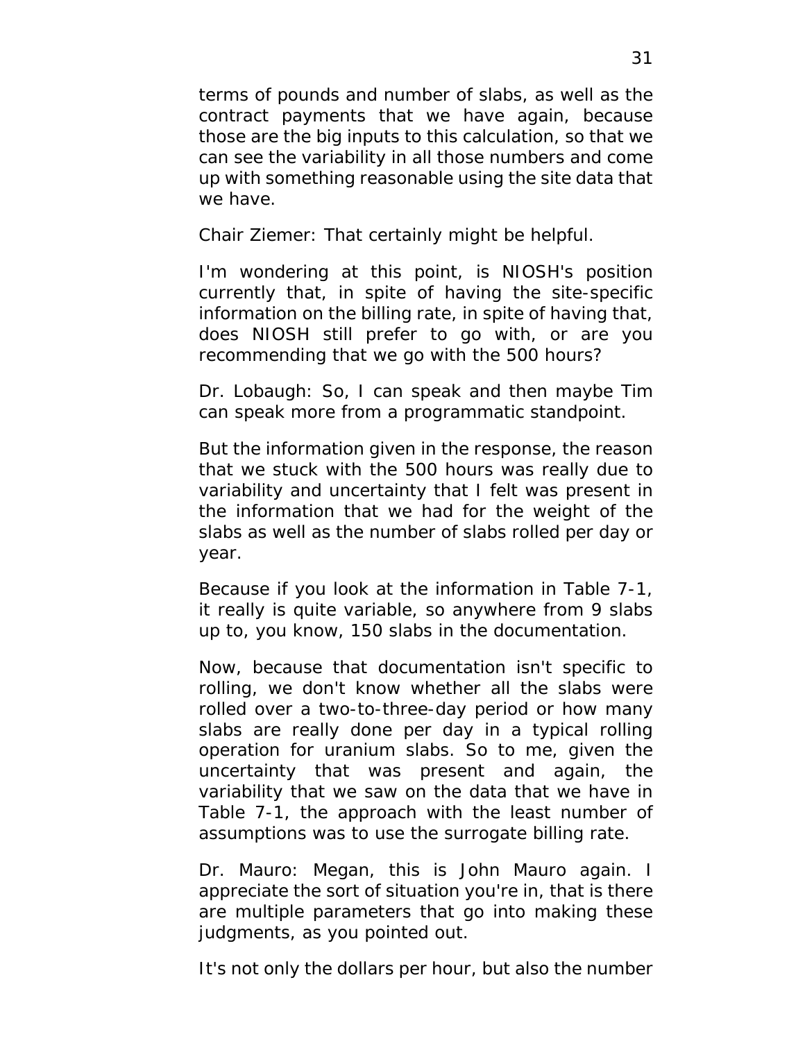terms of pounds and number of slabs, as well as the contract payments that we have again, because those are the big inputs to this calculation, so that we can see the variability in all those numbers and come up with something reasonable using the site data that we have.

Chair Ziemer: That certainly might be helpful.

I'm wondering at this point, is NIOSH's position currently that, in spite of having the site-specific information on the billing rate, in spite of having that, does NIOSH still prefer to go with, or are you recommending that we go with the 500 hours?

Dr. Lobaugh: So, I can speak and then maybe Tim can speak more from a programmatic standpoint.

But the information given in the response, the reason that we stuck with the 500 hours was really due to variability and uncertainty that I felt was present in the information that we had for the weight of the slabs as well as the number of slabs rolled per day or year.

Because if you look at the information in Table 7-1, it really is quite variable, so anywhere from 9 slabs up to, you know, 150 slabs in the documentation.

Now, because that documentation isn't specific to rolling, we don't know whether all the slabs were rolled over a two-to-three-day period or how many slabs are really done per day in a typical rolling operation for uranium slabs. So to me, given the uncertainty that was present and again, the variability that we saw on the data that we have in Table 7-1, the approach with the least number of assumptions was to use the surrogate billing rate.

Dr. Mauro: Megan, this is John Mauro again. I appreciate the sort of situation you're in, that is there are multiple parameters that go into making these judgments, as you pointed out.

It's not only the dollars per hour, but also the number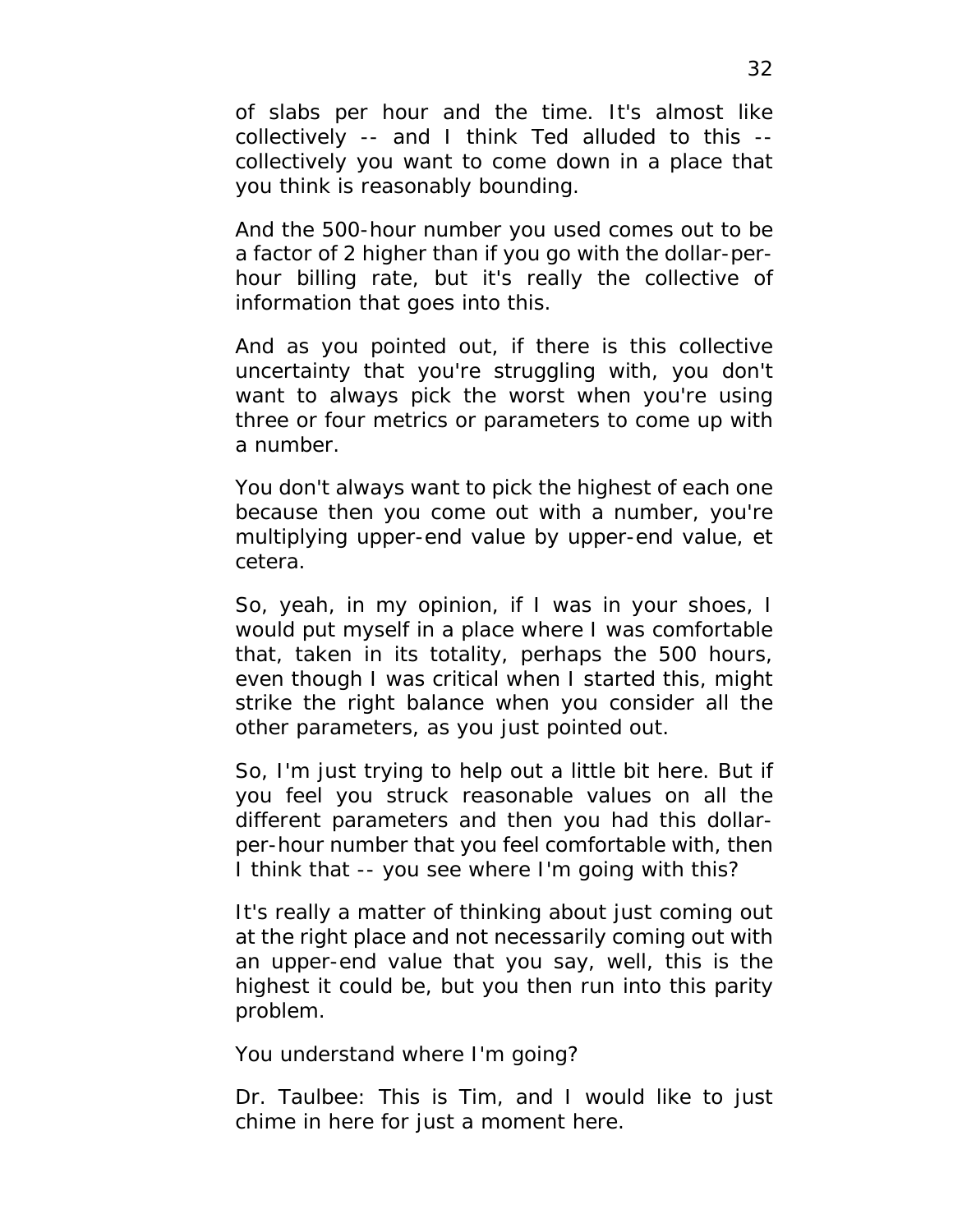of slabs per hour and the time. It's almost like collectively -- and I think Ted alluded to this -- collectively you want to come down in a place that you think is reasonably bounding.

And the 500-hour number you used comes out to be a factor of 2 higher than if you go with the dollar-per-hour billing rate, but it's really the collective of information that goes into this.

And as you pointed out, if there is this collective uncertainty that you're struggling with, you don't want to always pick the worst when you're using three or four metrics or parameters to come up with a number.

You don't always want to pick the highest of each one because then you come out with a number, you're multiplying upper-end value by upper-end value, et cetera.

So, yeah, in my opinion, if I was in your shoes, I would put myself in a place where I was comfortable that, taken in its totality, perhaps the 500 hours, even though I was critical when I started this, might strike the right balance when you consider all the other parameters, as you just pointed out.

So, I'm just trying to help out a little bit here. But if you feel you struck reasonable values on all the different parameters and then you had this dollar-per-hour number that you feel comfortable with, then I think that -- you see where I'm going with this?

It's really a matter of thinking about just coming out at the right place and not necessarily coming out with an upper-end value that you say, well, this is the highest it could be, but you then run into this parity problem.

You understand where I'm going?

Dr. Taulbee: This is Tim, and I would like to just chime in here for just a moment here.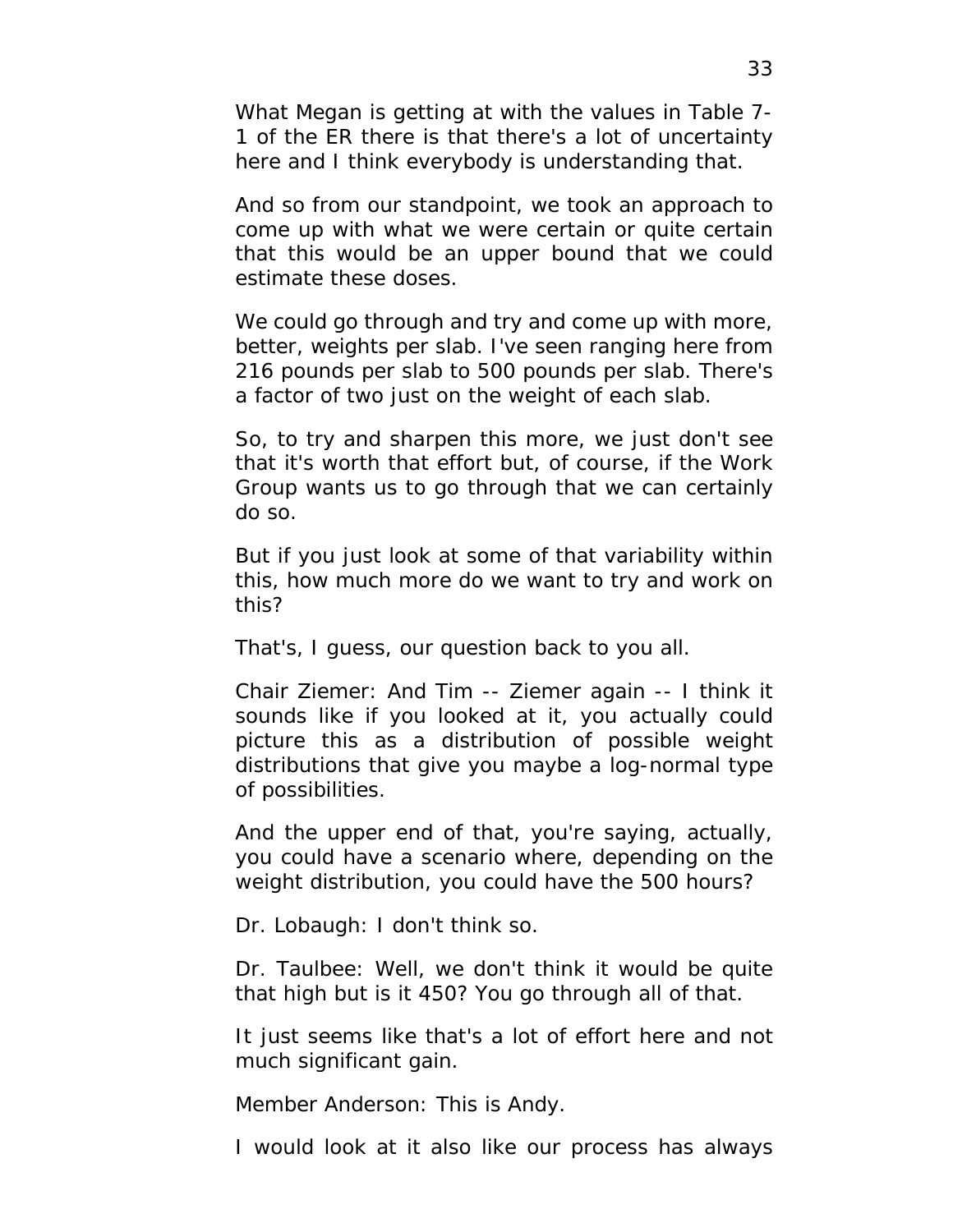What Megan is getting at with the values in Table 7-1 of the ER there is that there's a lot of uncertainty here and I think everybody is understanding that.

And so from our standpoint, we took an approach to come up with what we were certain or quite certain that this would be an upper bound that we could estimate these doses.

We could go through and try and come up with more, better, weights per slab. I've seen ranging here from 216 pounds per slab to 500 pounds per slab. There's a factor of two just on the weight of each slab.

So, to try and sharpen this more, we just don't see that it's worth that effort but, of course, if the Work Group wants us to go through that we can certainly do so.

But if you just look at some of that variability within this, how much more do we want to try and work on this?

That's, I guess, our question back to you all.

Chair Ziemer: And Tim -- Ziemer again -- I think it sounds like if you looked at it, you actually could picture this as a distribution of possible weight distributions that give you maybe a log-normal type of possibilities.

And the upper end of that, you're saying, actually, you could have a scenario where, depending on the weight distribution, you could have the 500 hours?

Dr. Lobaugh: I don't think so.

Dr. Taulbee: Well, we don't think it would be quite that high but is it 450? You go through all of that.

It just seems like that's a lot of effort here and not much significant gain.

Member Anderson: This is Andy.

I would look at it also like our process has always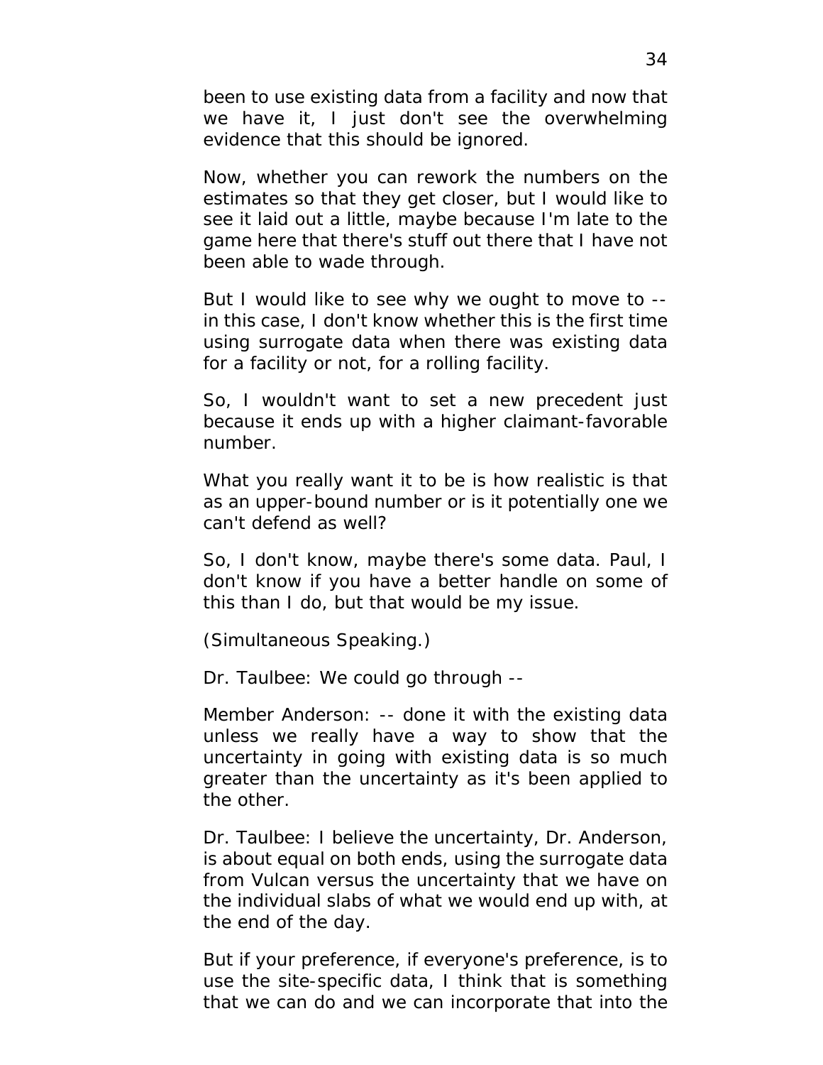been to use existing data from a facility and now that we have it, I just don't see the overwhelming evidence that this should be ignored.

Now, whether you can rework the numbers on the estimates so that they get closer, but I would like to see it laid out a little, maybe because I'm late to the game here that there's stuff out there that I have not been able to wade through.

But I would like to see why we ought to move to -- in this case, I don't know whether this is the first time using surrogate data when there was existing data for a facility or not, for a rolling facility.

So, I wouldn't want to set a new precedent just because it ends up with a higher claimant-favorable number.

What you really want it to be is how realistic is that as an upper-bound number or is it potentially one we can't defend as well?

So, I don't know, maybe there's some data. Paul, I don't know if you have a better handle on some of this than I do, but that would be my issue.

(Simultaneous Speaking.)

Dr. Taulbee: We could go through --

Member Anderson: -- done it with the existing data unless we really have a way to show that the uncertainty in going with existing data is so much greater than the uncertainty as it's been applied to the other.

Dr. Taulbee: I believe the uncertainty, Dr. Anderson, is about equal on both ends, using the surrogate data from Vulcan versus the uncertainty that we have on the individual slabs of what we would end up with, at the end of the day.

But if your preference, if everyone's preference, is to use the site-specific data, I think that is something that we can do and we can incorporate that into the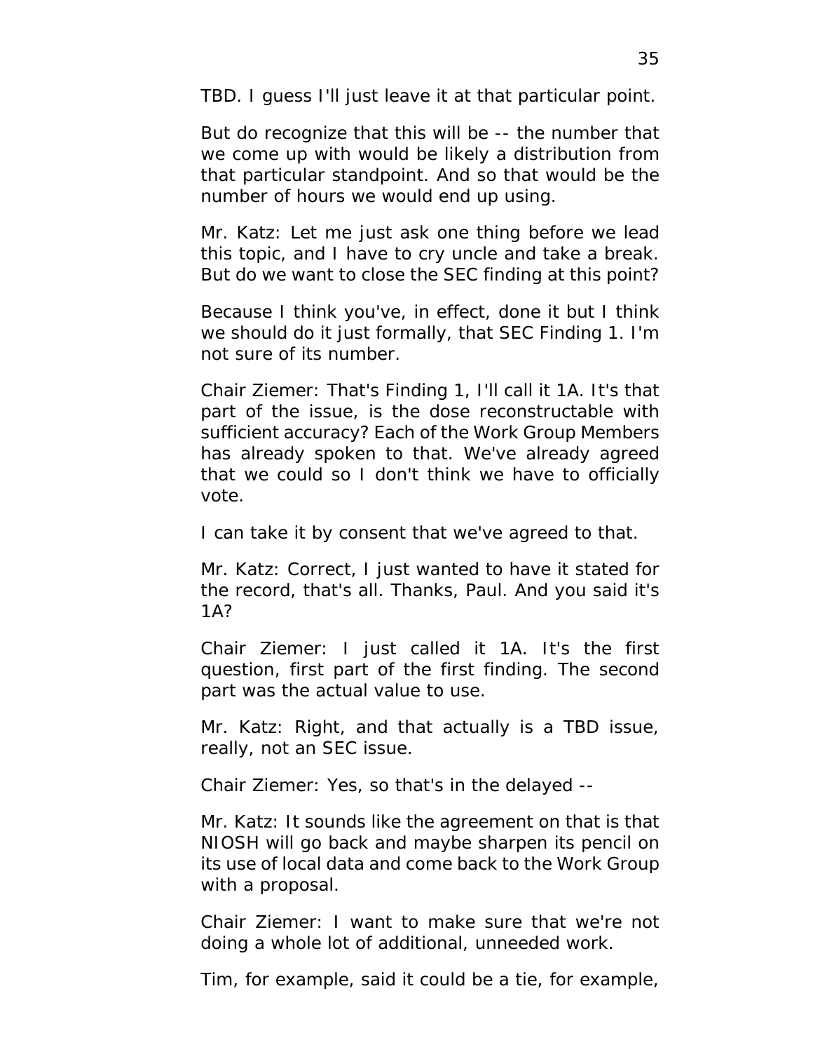TBD. I guess I'll just leave it at that particular point.

But do recognize that this will be -- the number that we come up with would be likely a distribution from that particular standpoint. And so that would be the number of hours we would end up using.

Mr. Katz: Let me just ask one thing before we lead this topic, and I have to cry uncle and take a break. But do we want to close the SEC finding at this point?

Because I think you've, in effect, done it but I think we should do it just formally, that SEC Finding 1. I'm not sure of its number.

Chair Ziemer: That's Finding 1, I'll call it 1A. It's that part of the issue, is the dose reconstructable with sufficient accuracy? Each of the Work Group Members has already spoken to that. We've already agreed that we could so I don't think we have to officially vote.

I can take it by consent that we've agreed to that.

Mr. Katz: Correct, I just wanted to have it stated for the record, that's all. Thanks, Paul. And you said it's 1A?

Chair Ziemer: I just called it 1A. It's the first question, first part of the first finding. The second part was the actual value to use.

Mr. Katz: Right, and that actually is a TBD issue, really, not an SEC issue.

Chair Ziemer: Yes, so that's in the delayed --

Mr. Katz: It sounds like the agreement on that is that NIOSH will go back and maybe sharpen its pencil on its use of local data and come back to the Work Group with a proposal.

Chair Ziemer: I want to make sure that we're not doing a whole lot of additional, unneeded work.

Tim, for example, said it could be a tie, for example,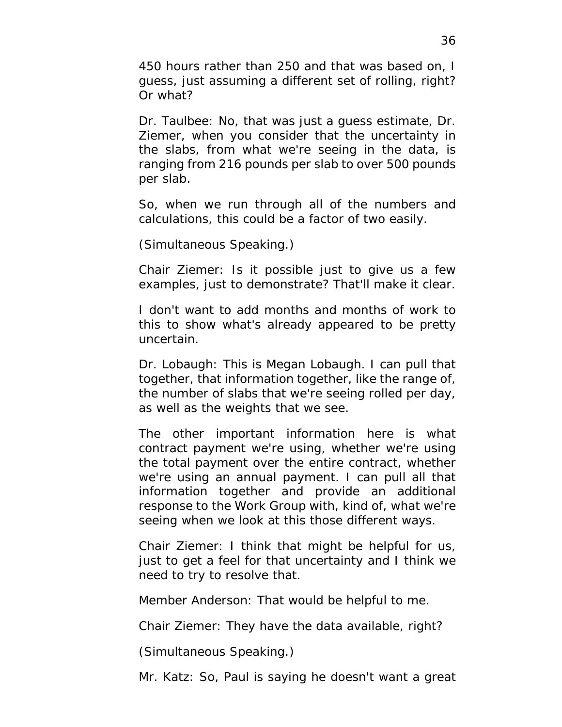450 hours rather than 250 and that was based on, I guess, just assuming a different set of rolling, right? Or what?

Dr. Taulbee: No, that was just a guess estimate, Dr. Ziemer, when you consider that the uncertainty in the slabs, from what we're seeing in the data, is ranging from 216 pounds per slab to over 500 pounds per slab.

So, when we run through all of the numbers and calculations, this could be a factor of two easily.

(Simultaneous Speaking.)

Chair Ziemer: Is it possible just to give us a few examples, just to demonstrate? That'll make it clear.

I don't want to add months and months of work to this to show what's already appeared to be pretty uncertain.

Dr. Lobaugh: This is Megan Lobaugh. I can pull that together, that information together, like the range of, the number of slabs that we're seeing rolled per day, as well as the weights that we see.

The other important information here is what contract payment we're using, whether we're using the total payment over the entire contract, whether we're using an annual payment. I can pull all that information together and provide an additional response to the Work Group with, kind of, what we're seeing when we look at this those different ways.

Chair Ziemer: I think that might be helpful for us, just to get a feel for that uncertainty and I think we need to try to resolve that.

Member Anderson: That would be helpful to me.

Chair Ziemer: They have the data available, right?

(Simultaneous Speaking.)

Mr. Katz: So, Paul is saying he doesn't want a great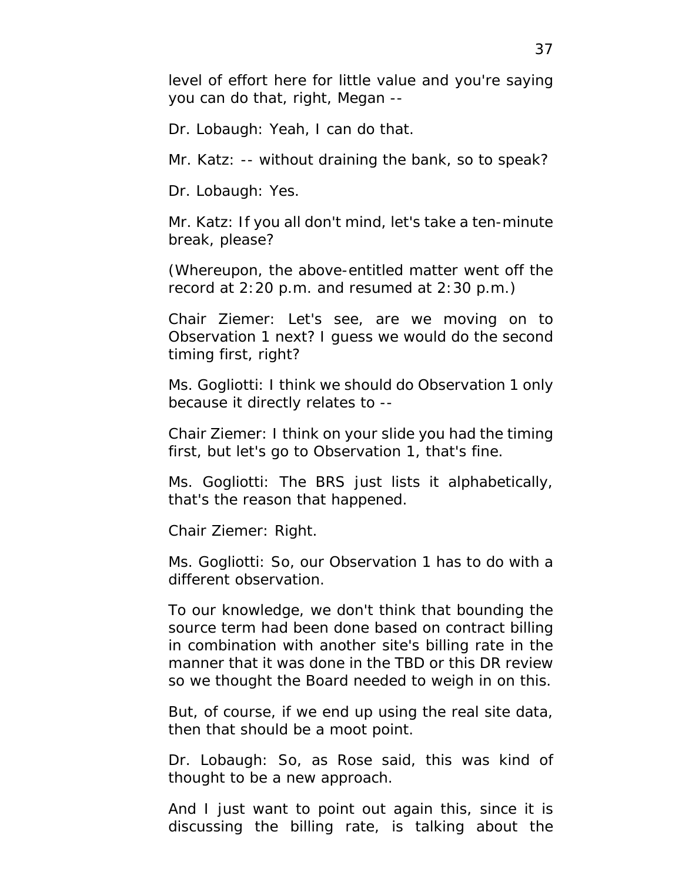level of effort here for little value and you're saying you can do that, right, Megan --

Dr. Lobaugh: Yeah, I can do that.

Mr. Katz: -- without draining the bank, so to speak?

Dr. Lobaugh: Yes.

Mr. Katz: If you all don't mind, let's take a ten-minute break, please?

(Whereupon, the above-entitled matter went off the record at 2:20 p.m. and resumed at 2:30 p.m.)

Chair Ziemer: Let's see, are we moving on to Observation 1 next? I guess we would do the second timing first, right?

Ms. Gogliotti: I think we should do Observation 1 only because it directly relates to --

Chair Ziemer: I think on your slide you had the timing first, but let's go to Observation 1, that's fine.

Ms. Gogliotti: The BRS just lists it alphabetically, that's the reason that happened.

Chair Ziemer: Right.

Ms. Gogliotti: So, our Observation 1 has to do with a different observation.

To our knowledge, we don't think that bounding the source term had been done based on contract billing in combination with another site's billing rate in the manner that it was done in the TBD or this DR review so we thought the Board needed to weigh in on this.

But, of course, if we end up using the real site data, then that should be a moot point.

Dr. Lobaugh: So, as Rose said, this was kind of thought to be a new approach.

And I just want to point out again this, since it is discussing the billing rate, is talking about the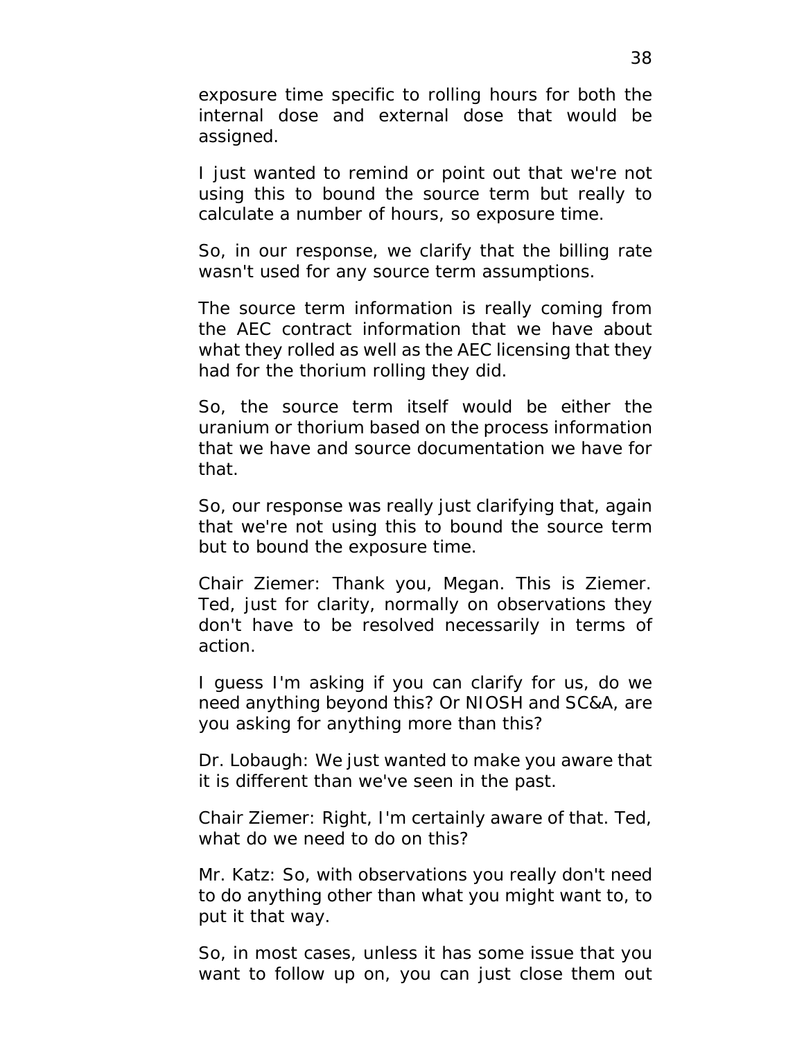exposure time specific to rolling hours for both the internal dose and external dose that would be assigned.

I just wanted to remind or point out that we're not using this to bound the source term but really to calculate a number of hours, so exposure time.

So, in our response, we clarify that the billing rate wasn't used for any source term assumptions.

The source term information is really coming from the AEC contract information that we have about what they rolled as well as the AEC licensing that they had for the thorium rolling they did.

So, the source term itself would be either the uranium or thorium based on the process information that we have and source documentation we have for that.

So, our response was really just clarifying that, again that we're not using this to bound the source term but to bound the exposure time.

Chair Ziemer: Thank you, Megan. This is Ziemer. Ted, just for clarity, normally on observations they don't have to be resolved necessarily in terms of action.

I guess I'm asking if you can clarify for us, do we need anything beyond this? Or NIOSH and SC&A, are you asking for anything more than this?

Dr. Lobaugh: We just wanted to make you aware that it is different than we've seen in the past.

Chair Ziemer: Right, I'm certainly aware of that. Ted, what do we need to do on this?

Mr. Katz: So, with observations you really don't need to do anything other than what you might want to, to put it that way.

So, in most cases, unless it has some issue that you want to follow up on, you can just close them out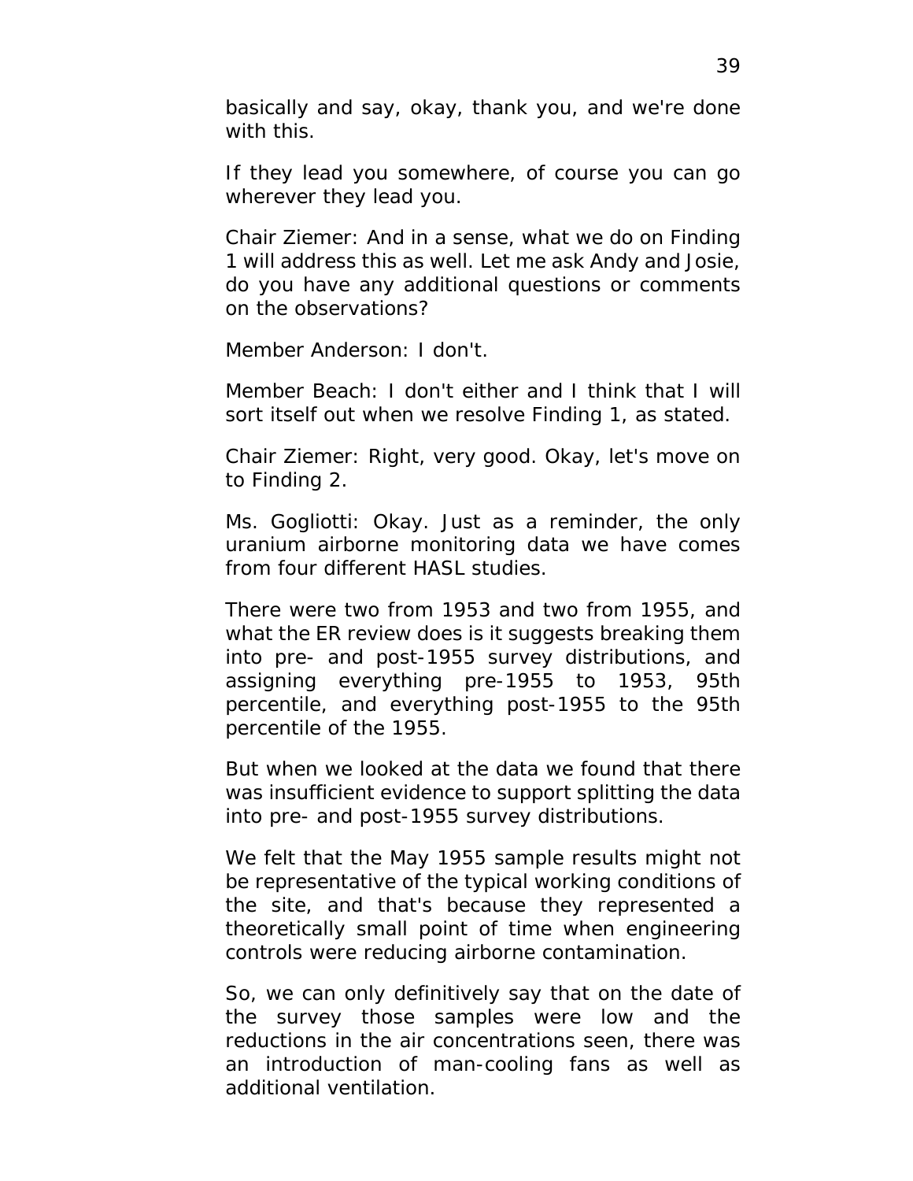basically and say, okay, thank you, and we're done with this.

If they lead you somewhere, of course you can go wherever they lead you.

Chair Ziemer: And in a sense, what we do on Finding 1 will address this as well. Let me ask Andy and Josie, do you have any additional questions or comments on the observations?

Member Anderson: I don't.

Member Beach: I don't either and I think that I will sort itself out when we resolve Finding 1, as stated.

Chair Ziemer: Right, very good. Okay, let's move on to Finding 2.

Ms. Gogliotti: Okay. Just as a reminder, the only uranium airborne monitoring data we have comes from four different HASL studies.

There were two from 1953 and two from 1955, and what the ER review does is it suggests breaking them into pre- and post-1955 survey distributions, and assigning everything pre-1955 to 1953, 95th percentile, and everything post-1955 to the 95th percentile of the 1955.

But when we looked at the data we found that there was insufficient evidence to support splitting the data into pre- and post-1955 survey distributions.

We felt that the May 1955 sample results might not be representative of the typical working conditions of the site, and that's because they represented a theoretically small point of time when engineering controls were reducing airborne contamination.

So, we can only definitively say that on the date of the survey those samples were low and the reductions in the air concentrations seen, there was an introduction of man-cooling fans as well as additional ventilation.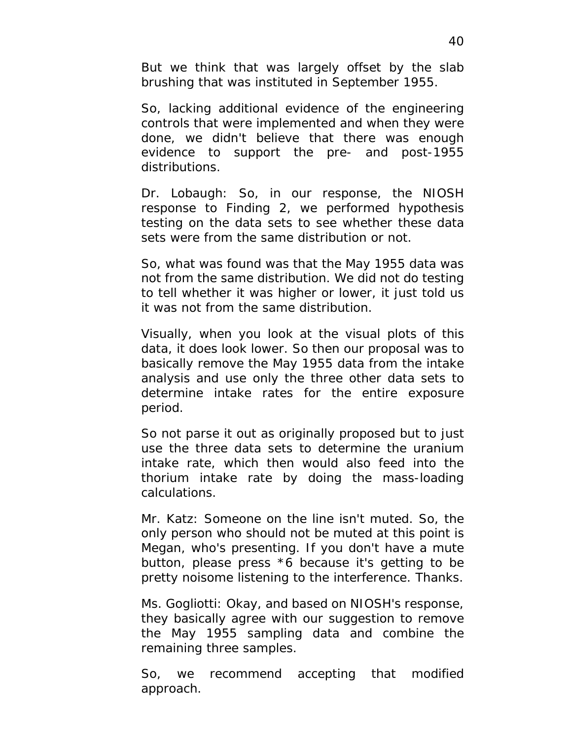But we think that was largely offset by the slab brushing that was instituted in September 1955.

So, lacking additional evidence of the engineering controls that were implemented and when they were done, we didn't believe that there was enough evidence to support the pre- and post-1955 distributions.

Dr. Lobaugh: So, in our response, the NIOSH response to Finding 2, we performed hypothesis testing on the data sets to see whether these data sets were from the same distribution or not.

So, what was found was that the May 1955 data was not from the same distribution. We did not do testing to tell whether it was higher or lower, it just told us it was not from the same distribution.

Visually, when you look at the visual plots of this data, it does look lower. So then our proposal was to basically remove the May 1955 data from the intake analysis and use only the three other data sets to determine intake rates for the entire exposure period.

So not parse it out as originally proposed but to just use the three data sets to determine the uranium intake rate, which then would also feed into the thorium intake rate by doing the mass-loading calculations.

Mr. Katz: Someone on the line isn't muted. So, the only person who should not be muted at this point is Megan, who's presenting. If you don't have a mute button, please press *6 because it's getting to be pretty noisome listening to the interference. Thanks.

Ms. Gogliotti: Okay, and based on NIOSH's response, they basically agree with our suggestion to remove the May 1955 sampling data and combine the remaining three samples.

So, we recommend accepting that modified approach.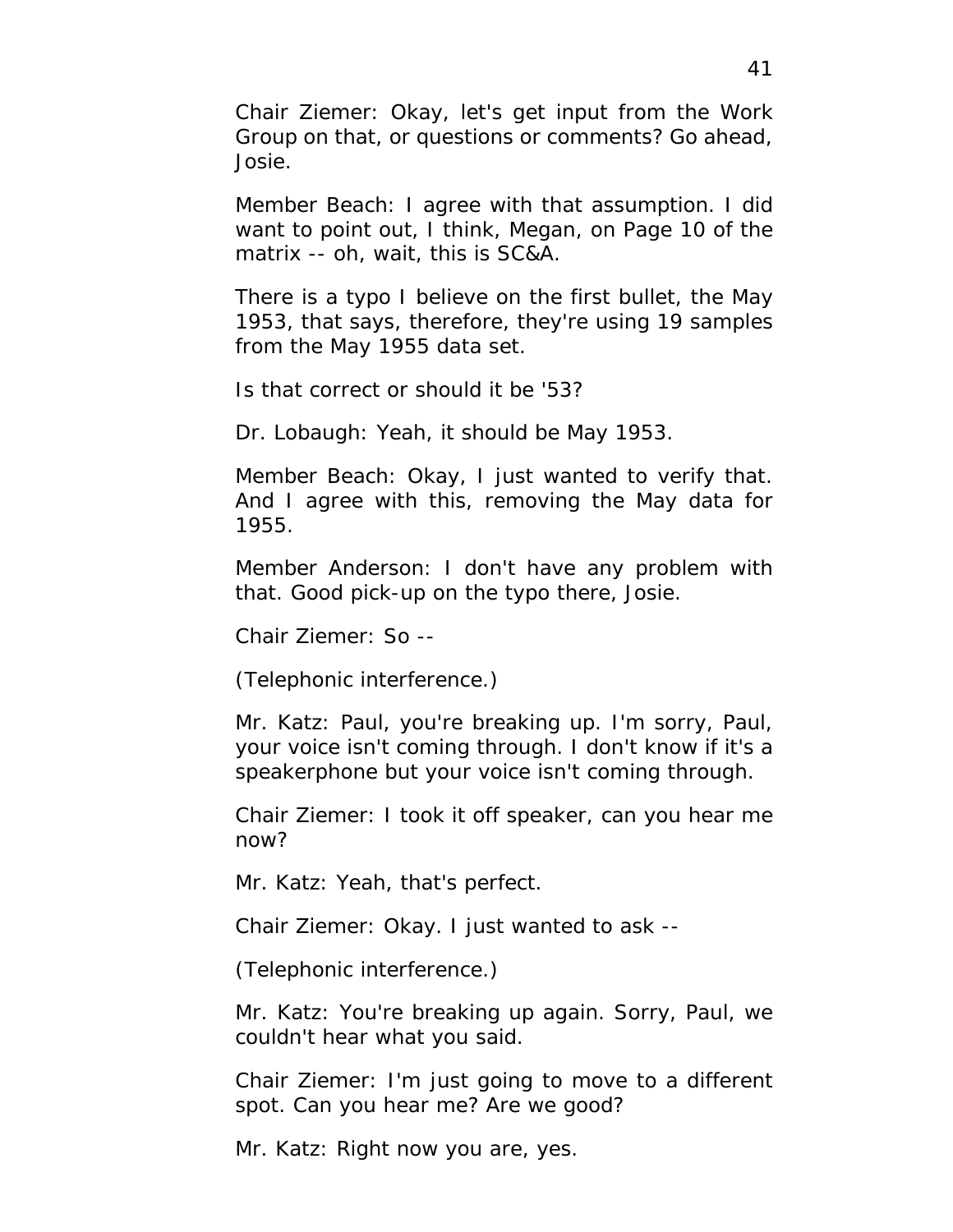Chair Ziemer: Okay, let's get input from the Work Group on that, or questions or comments? Go ahead, Josie.

Member Beach: I agree with that assumption. I did want to point out, I think, Megan, on Page 10 of the matrix -- oh, wait, this is SC&A.

There is a typo I believe on the first bullet, the May 1953, that says, therefore, they're using 19 samples from the May 1955 data set.

Is that correct or should it be '53?

Dr. Lobaugh: Yeah, it should be May 1953.

Member Beach: Okay, I just wanted to verify that. And I agree with this, removing the May data for 1955.

Member Anderson: I don't have any problem with that. Good pick-up on the typo there, Josie.

Chair Ziemer: So --

(Telephonic interference.)

Mr. Katz: Paul, you're breaking up. I'm sorry, Paul, your voice isn't coming through. I don't know if it's a speakerphone but your voice isn't coming through.

Chair Ziemer: I took it off speaker, can you hear me now?

Mr. Katz: Yeah, that's perfect.

Chair Ziemer: Okay. I just wanted to ask --

(Telephonic interference.)

Mr. Katz: You're breaking up again. Sorry, Paul, we couldn't hear what you said.

Chair Ziemer: I'm just going to move to a different spot. Can you hear me? Are we good?

Mr. Katz: Right now you are, yes.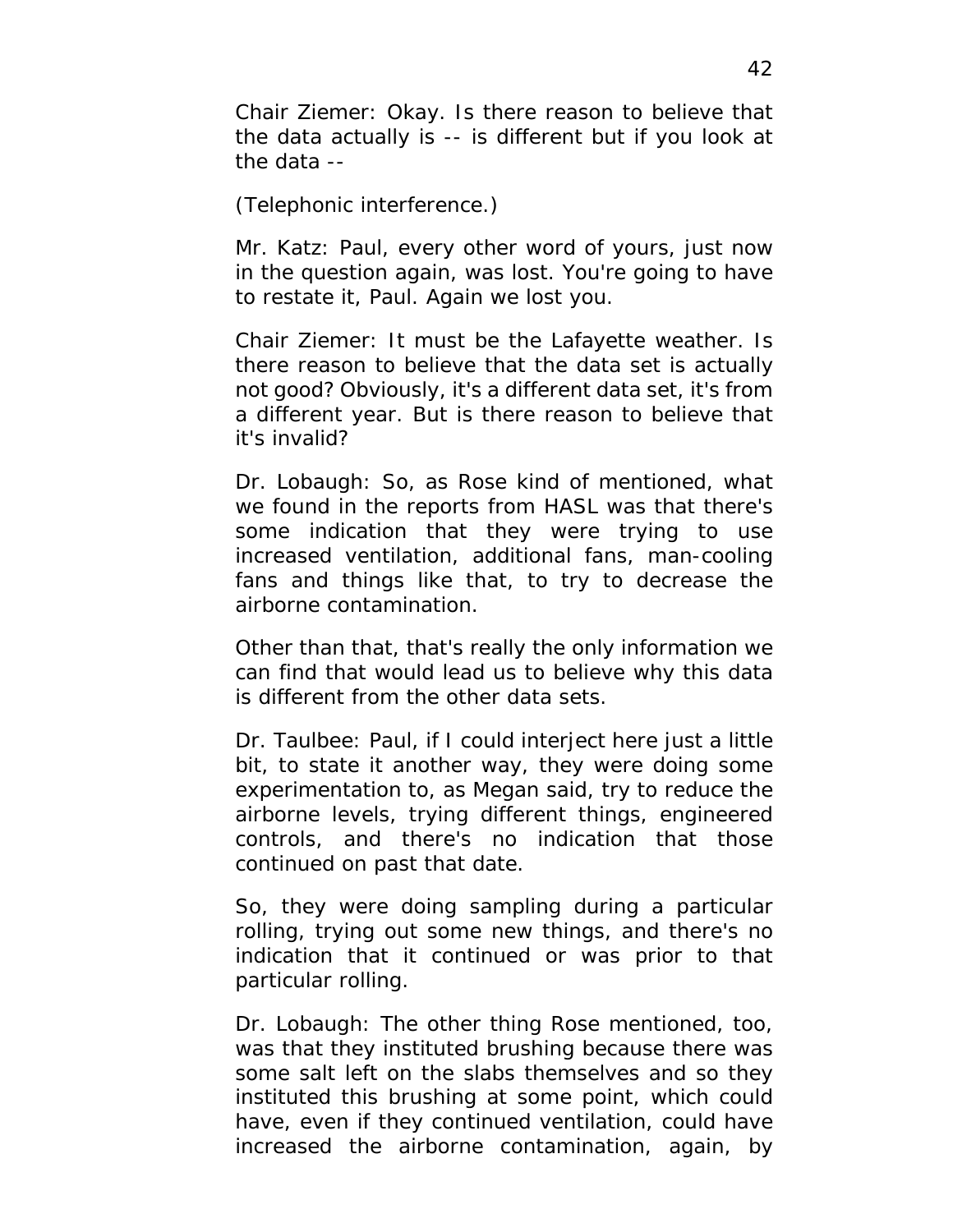Chair Ziemer: Okay. Is there reason to believe that the data actually is -- is different but if you look at the data --

(Telephonic interference.)

Mr. Katz: Paul, every other word of yours, just now in the question again, was lost. You're going to have to restate it, Paul. Again we lost you.

Chair Ziemer: It must be the Lafayette weather. Is there reason to believe that the data set is actually not good? Obviously, it's a different data set, it's from a different year. But is there reason to believe that it's invalid?

Dr. Lobaugh: So, as Rose kind of mentioned, what we found in the reports from HASL was that there's some indication that they were trying to use increased ventilation, additional fans, man-cooling fans and things like that, to try to decrease the airborne contamination.

Other than that, that's really the only information we can find that would lead us to believe why this data is different from the other data sets.

Dr. Taulbee: Paul, if I could interject here just a little bit, to state it another way, they were doing some experimentation to, as Megan said, try to reduce the airborne levels, trying different things, engineered controls, and there's no indication that those continued on past that date.

So, they were doing sampling during a particular rolling, trying out some new things, and there's no indication that it continued or was prior to that particular rolling.

Dr. Lobaugh: The other thing Rose mentioned, too, was that they instituted brushing because there was some salt left on the slabs themselves and so they instituted this brushing at some point, which could have, even if they continued ventilation, could have increased the airborne contamination, again, by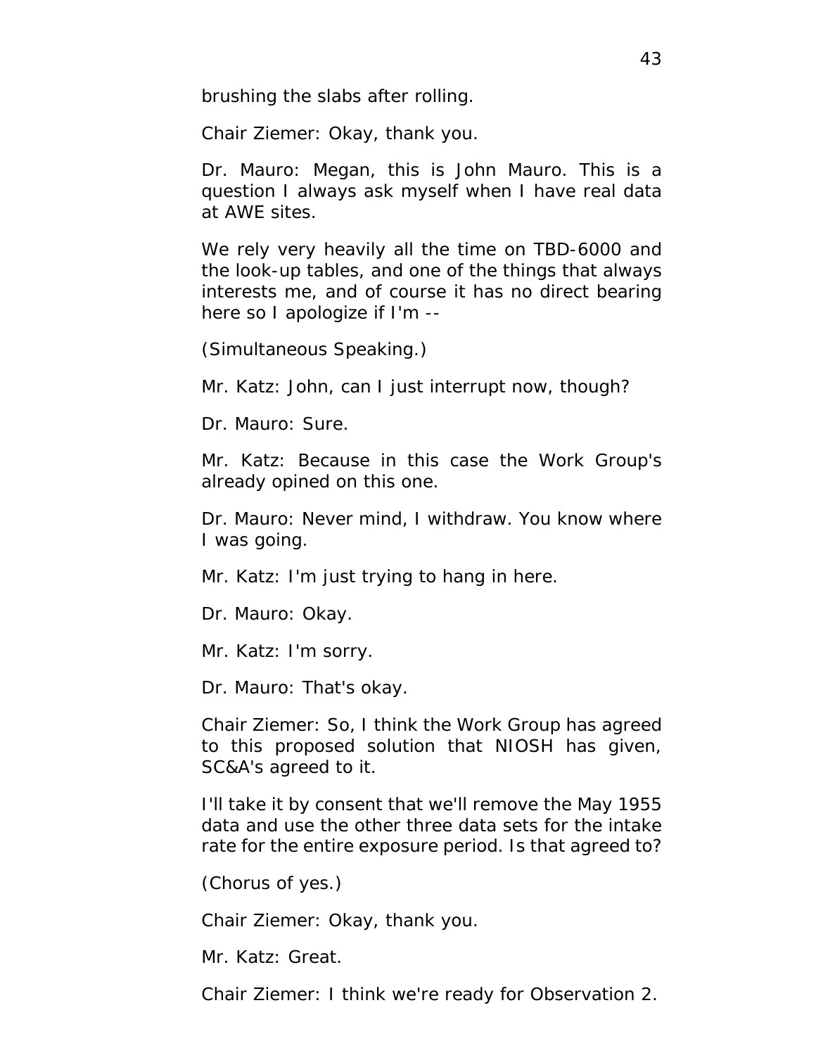brushing the slabs after rolling.

Chair Ziemer: Okay, thank you.

Dr. Mauro: Megan, this is John Mauro. This is a question I always ask myself when I have real data at AWE sites.

We rely very heavily all the time on TBD-6000 and the look-up tables, and one of the things that always interests me, and of course it has no direct bearing here so I apologize if I'm --

(Simultaneous Speaking.)

Mr. Katz: John, can I just interrupt now, though?

Dr. Mauro: Sure.

Mr. Katz: Because in this case the Work Group's already opined on this one.

Dr. Mauro: Never mind, I withdraw. You know where I was going.

Mr. Katz: I'm just trying to hang in here.

Dr. Mauro: Okay.

Mr. Katz: I'm sorry.

Dr. Mauro: That's okay.

Chair Ziemer: So, I think the Work Group has agreed to this proposed solution that NIOSH has given, SC&A's agreed to it.

I'll take it by consent that we'll remove the May 1955 data and use the other three data sets for the intake rate for the entire exposure period. Is that agreed to?

(Chorus of yes.)

Chair Ziemer: Okay, thank you.

Mr. Katz: Great.

Chair Ziemer: I think we're ready for Observation 2.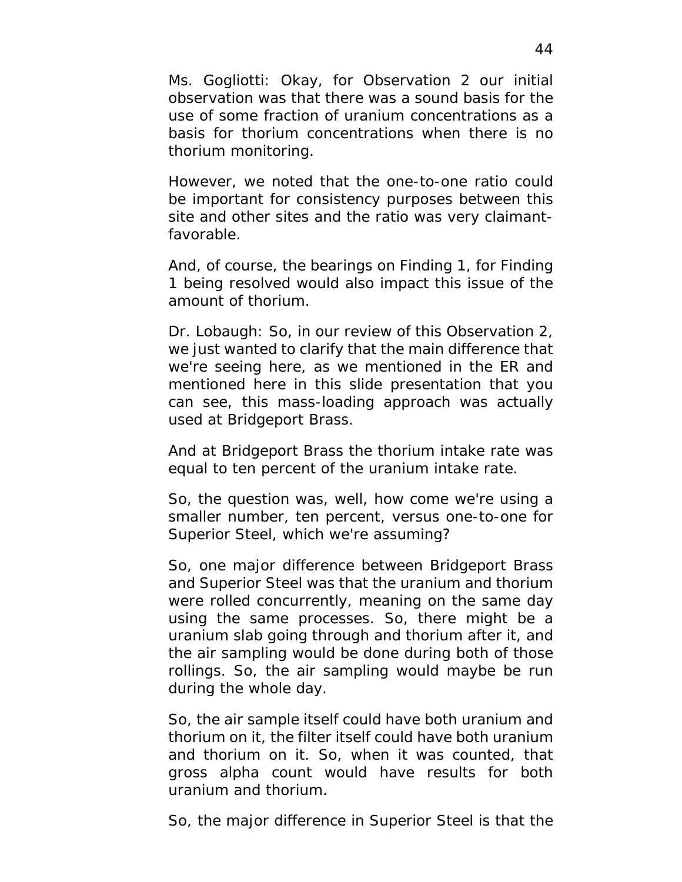Ms. Gogliotti: Okay, for Observation 2 our initial observation was that there was a sound basis for the use of some fraction of uranium concentrations as a basis for thorium concentrations when there is no thorium monitoring.

However, we noted that the one-to-one ratio could be important for consistency purposes between this site and other sites and the ratio was very claimant-favorable.

And, of course, the bearings on Finding 1, for Finding 1 being resolved would also impact this issue of the amount of thorium.

Dr. Lobaugh: So, in our review of this Observation 2, we just wanted to clarify that the main difference that we're seeing here, as we mentioned in the ER and mentioned here in this slide presentation that you can see, this mass-loading approach was actually used at Bridgeport Brass.

And at Bridgeport Brass the thorium intake rate was equal to ten percent of the uranium intake rate.

So, the question was, well, how come we're using a smaller number, ten percent, versus one-to-one for Superior Steel, which we're assuming?

So, one major difference between Bridgeport Brass and Superior Steel was that the uranium and thorium were rolled concurrently, meaning on the same day using the same processes. So, there might be a uranium slab going through and thorium after it, and the air sampling would be done during both of those rollings. So, the air sampling would maybe be run during the whole day.

So, the air sample itself could have both uranium and thorium on it, the filter itself could have both uranium and thorium on it. So, when it was counted, that gross alpha count would have results for both uranium and thorium.

So, the major difference in Superior Steel is that the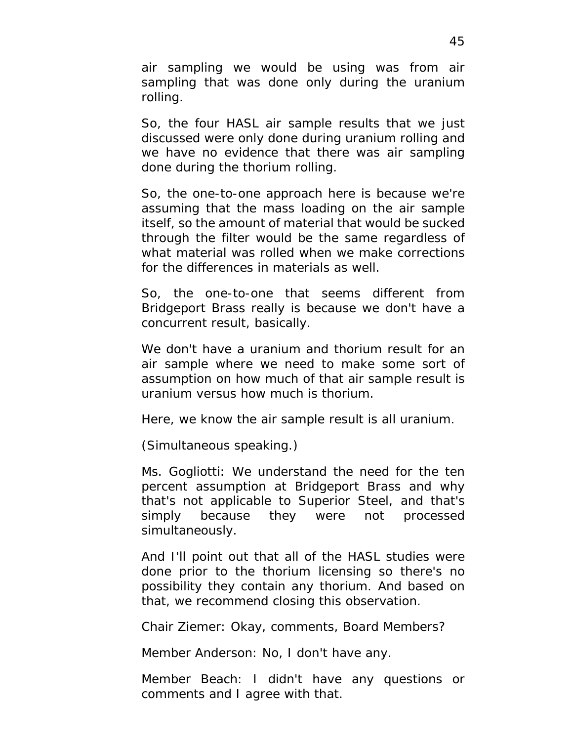air sampling we would be using was from air sampling that was done only during the uranium rolling.

So, the four HASL air sample results that we just discussed were only done during uranium rolling and we have no evidence that there was air sampling done during the thorium rolling.

So, the one-to-one approach here is because we're assuming that the mass loading on the air sample itself, so the amount of material that would be sucked through the filter would be the same regardless of what material was rolled when we make corrections for the differences in materials as well.

So, the one-to-one that seems different from Bridgeport Brass really is because we don't have a concurrent result, basically.

We don't have a uranium and thorium result for an air sample where we need to make some sort of assumption on how much of that air sample result is uranium versus how much is thorium.

Here, we know the air sample result is all uranium.

(Simultaneous speaking.)

Ms. Gogliotti: We understand the need for the ten percent assumption at Bridgeport Brass and why that's not applicable to Superior Steel, and that's simply because they were not processed simultaneously.

And I'll point out that all of the HASL studies were done prior to the thorium licensing so there's no possibility they contain any thorium. And based on that, we recommend closing this observation.

Chair Ziemer: Okay, comments, Board Members?

Member Anderson: No, I don't have any.

Member Beach: I didn't have any questions or comments and I agree with that.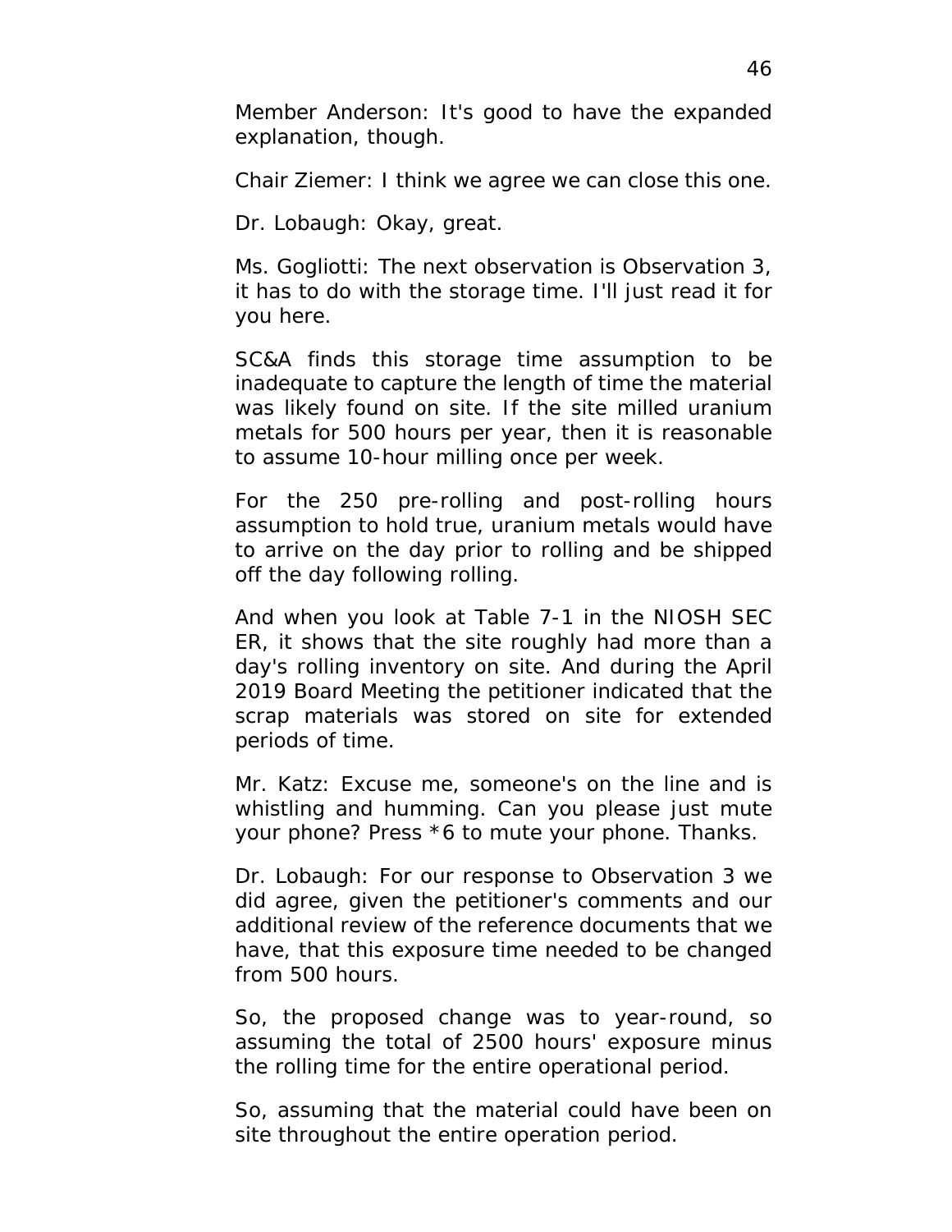Member Anderson: It's good to have the expanded explanation, though.

Chair Ziemer: I think we agree we can close this one.

Dr. Lobaugh: Okay, great.

Ms. Gogliotti: The next observation is Observation 3, it has to do with the storage time. I'll just read it for you here.

SC&A finds this storage time assumption to be inadequate to capture the length of time the material was likely found on site. If the site milled uranium metals for 500 hours per year, then it is reasonable to assume 10-hour milling once per week.

For the 250 pre-rolling and post-rolling hours assumption to hold true, uranium metals would have to arrive on the day prior to rolling and be shipped off the day following rolling.

And when you look at Table 7-1 in the NIOSH SEC ER, it shows that the site roughly had more than a day's rolling inventory on site. And during the April 2019 Board Meeting the petitioner indicated that the scrap materials was stored on site for extended periods of time.

Mr. Katz: Excuse me, someone's on the line and is whistling and humming. Can you please just mute your phone? Press *6 to mute your phone. Thanks.

Dr. Lobaugh: For our response to Observation 3 we did agree, given the petitioner's comments and our additional review of the reference documents that we have, that this exposure time needed to be changed from 500 hours.

So, the proposed change was to year-round, so assuming the total of 2500 hours' exposure minus the rolling time for the entire operational period.

So, assuming that the material could have been on site throughout the entire operation period.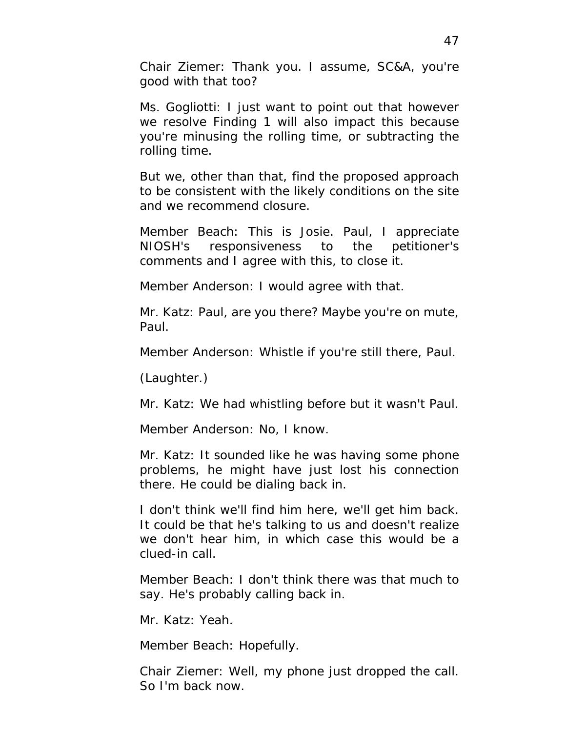Chair Ziemer: Thank you. I assume, SC&A, you're good with that too?

Ms. Gogliotti: I just want to point out that however we resolve Finding 1 will also impact this because you're minusing the rolling time, or subtracting the rolling time.

But we, other than that, find the proposed approach to be consistent with the likely conditions on the site and we recommend closure.

Member Beach: This is Josie. Paul, I appreciate NIOSH's responsiveness to the petitioner's comments and I agree with this, to close it.

Member Anderson: I would agree with that.

Mr. Katz: Paul, are you there? Maybe you're on mute, Paul.

Member Anderson: Whistle if you're still there, Paul.

(Laughter.)

Mr. Katz: We had whistling before but it wasn't Paul.

Member Anderson: No, I know.

Mr. Katz: It sounded like he was having some phone problems, he might have just lost his connection there. He could be dialing back in.

I don't think we'll find him here, we'll get him back. It could be that he's talking to us and doesn't realize we don't hear him, in which case this would be a clued-in call.

Member Beach: I don't think there was that much to say. He's probably calling back in.

Mr. Katz: Yeah.

Member Beach: Hopefully.

Chair Ziemer: Well, my phone just dropped the call. So I'm back now.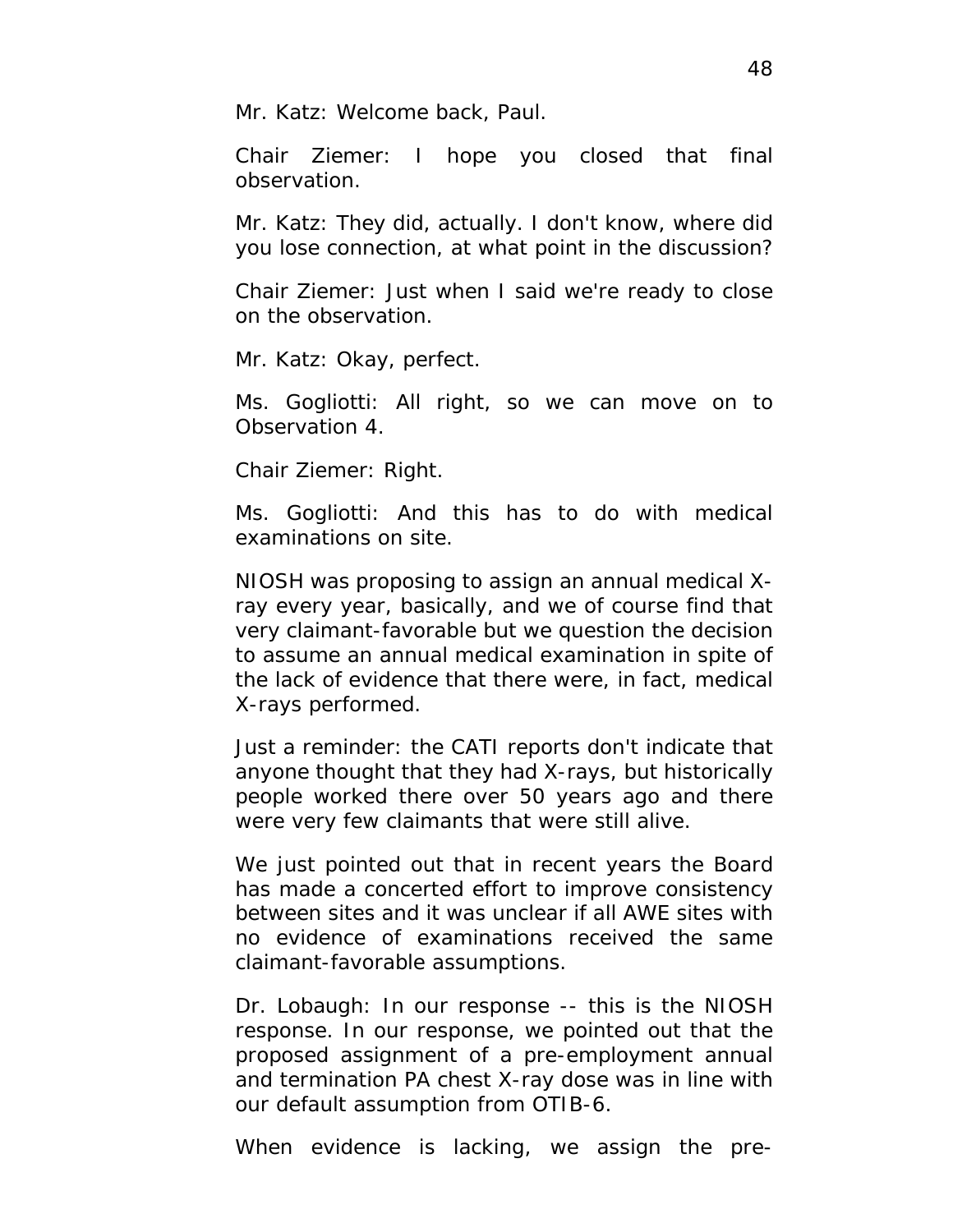Mr. Katz: Welcome back, Paul.

Chair Ziemer: I hope you closed that final observation.

Mr. Katz: They did, actually. I don't know, where did you lose connection, at what point in the discussion?

Chair Ziemer: Just when I said we're ready to close on the observation.

Mr. Katz: Okay, perfect.

Ms. Gogliotti: All right, so we can move on to Observation 4.

Chair Ziemer: Right.

Ms. Gogliotti: And this has to do with medical examinations on site.

NIOSH was proposing to assign an annual medical X-ray every year, basically, and we of course find that very claimant-favorable but we question the decision to assume an annual medical examination in spite of the lack of evidence that there were, in fact, medical X-rays performed.

Just a reminder: the CATI reports don't indicate that anyone thought that they had X-rays, but historically people worked there over 50 years ago and there were very few claimants that were still alive.

We just pointed out that in recent years the Board has made a concerted effort to improve consistency between sites and it was unclear if all AWE sites with no evidence of examinations received the same claimant-favorable assumptions.

Dr. Lobaugh: In our response -- this is the NIOSH response. In our response, we pointed out that the proposed assignment of a pre-employment annual and termination PA chest X-ray dose was in line with our default assumption from OTIB-6.

When evidence is lacking, we assign the pre-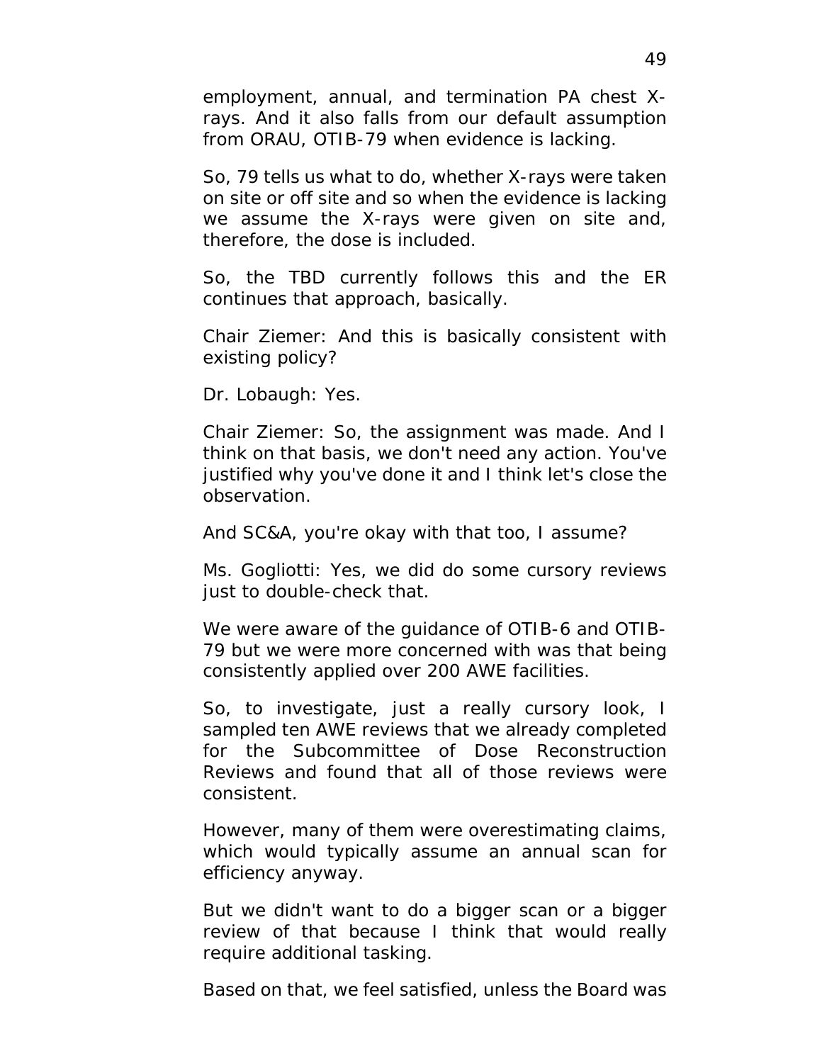employment, annual, and termination PA chest X-rays. And it also falls from our default assumption from ORAU, OTIB-79 when evidence is lacking.

So, 79 tells us what to do, whether X-rays were taken on site or off site and so when the evidence is lacking we assume the X-rays were given on site and, therefore, the dose is included.

So, the TBD currently follows this and the ER continues that approach, basically.

Chair Ziemer: And this is basically consistent with existing policy?

Dr. Lobaugh: Yes.

Chair Ziemer: So, the assignment was made. And I think on that basis, we don't need any action. You've justified why you've done it and I think let's close the observation.

And SC&A, you're okay with that too, I assume?

Ms. Gogliotti: Yes, we did do some cursory reviews just to double-check that.

We were aware of the guidance of OTIB-6 and OTIB-79 but we were more concerned with was that being consistently applied over 200 AWE facilities.

So, to investigate, just a really cursory look, I sampled ten AWE reviews that we already completed for the Subcommittee of Dose Reconstruction Reviews and found that all of those reviews were consistent.

However, many of them were overestimating claims, which would typically assume an annual scan for efficiency anyway.

But we didn't want to do a bigger scan or a bigger review of that because I think that would really require additional tasking.

Based on that, we feel satisfied, unless the Board was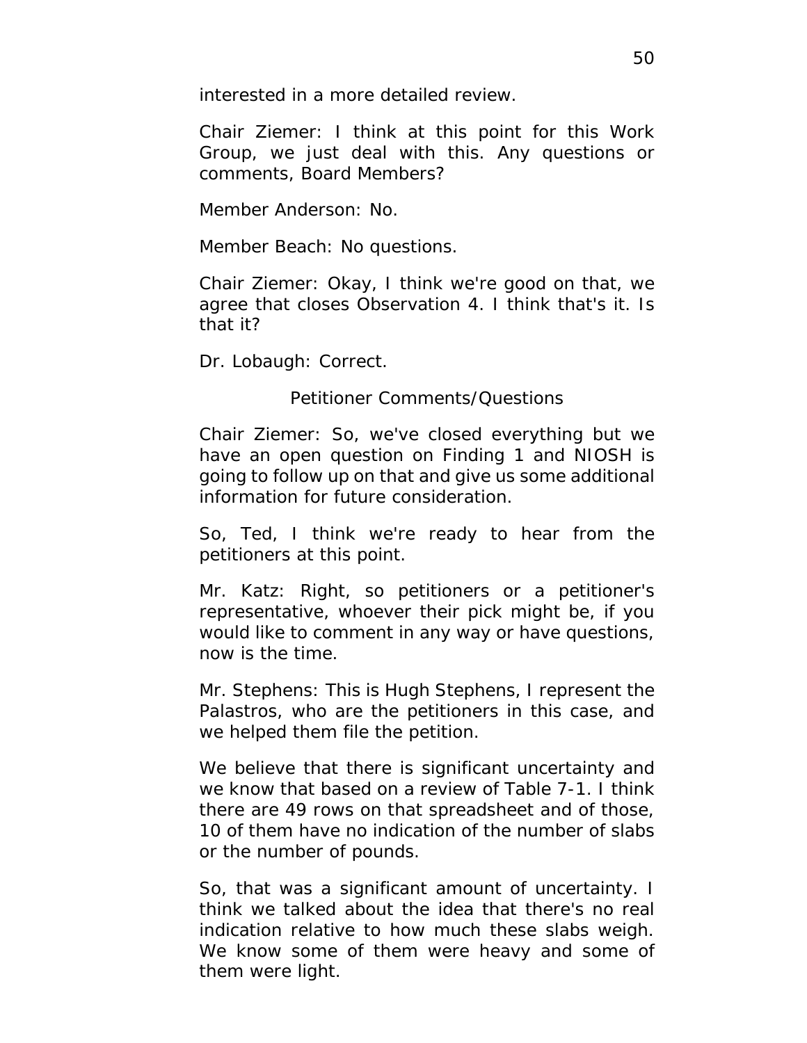interested in a more detailed review.

Chair Ziemer: I think at this point for this Work Group, we just deal with this. Any questions or comments, Board Members?

Member Anderson: No.

Member Beach: No questions.

Chair Ziemer: Okay, I think we're good on that, we agree that closes Observation 4. I think that's it. Is that it?

Dr. Lobaugh: Correct.

## Petitioner Comments/Questions

Chair Ziemer: So, we've closed everything but we have an open question on Finding 1 and NIOSH is going to follow up on that and give us some additional information for future consideration.

So, Ted, I think we're ready to hear from the petitioners at this point.

Mr. Katz: Right, so petitioners or a petitioner's representative, whoever their pick might be, if you would like to comment in any way or have questions, now is the time.

Mr. Stephens: This is Hugh Stephens, I represent the Palastros, who are the petitioners in this case, and we helped them file the petition.

We believe that there is significant uncertainty and we know that based on a review of Table 7-1. I think there are 49 rows on that spreadsheet and of those, 10 of them have no indication of the number of slabs or the number of pounds.

So, that was a significant amount of uncertainty. I think we talked about the idea that there's no real indication relative to how much these slabs weigh. We know some of them were heavy and some of them were light.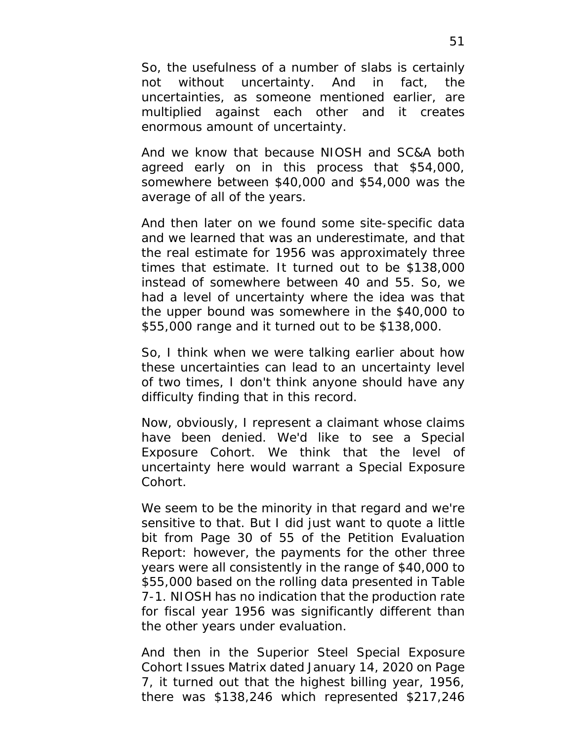So, the usefulness of a number of slabs is certainly not without uncertainty. And in fact, the uncertainties, as someone mentioned earlier, are multiplied against each other and it creates enormous amount of uncertainty.

And we know that because NIOSH and SC&A both agreed early on in this process that $54,000, somewhere between $40,000 and $54,000 was the average of all of the years.

And then later on we found some site-specific data and we learned that was an underestimate, and that the real estimate for 1956 was approximately three times that estimate. It turned out to be $138,000 instead of somewhere between 40 and 55. So, we had a level of uncertainty where the idea was that the upper bound was somewhere in the $40,000 to $55,000 range and it turned out to be $138,000.

So, I think when we were talking earlier about how these uncertainties can lead to an uncertainty level of two times, I don't think anyone should have any difficulty finding that in this record.

Now, obviously, I represent a claimant whose claims have been denied. We'd like to see a Special Exposure Cohort. We think that the level of uncertainty here would warrant a Special Exposure Cohort.

We seem to be the minority in that regard and we're sensitive to that. But I did just want to quote a little bit from Page 30 of 55 of the Petition Evaluation Report: however, the payments for the other three years were all consistently in the range of $40,000 to $55,000 based on the rolling data presented in Table 7-1. NIOSH has no indication that the production rate for fiscal year 1956 was significantly different than the other years under evaluation.

And then in the Superior Steel Special Exposure Cohort Issues Matrix dated January 14, 2020 on Page 7, it turned out that the highest billing year, 1956, there was $138,246 which represented $217,246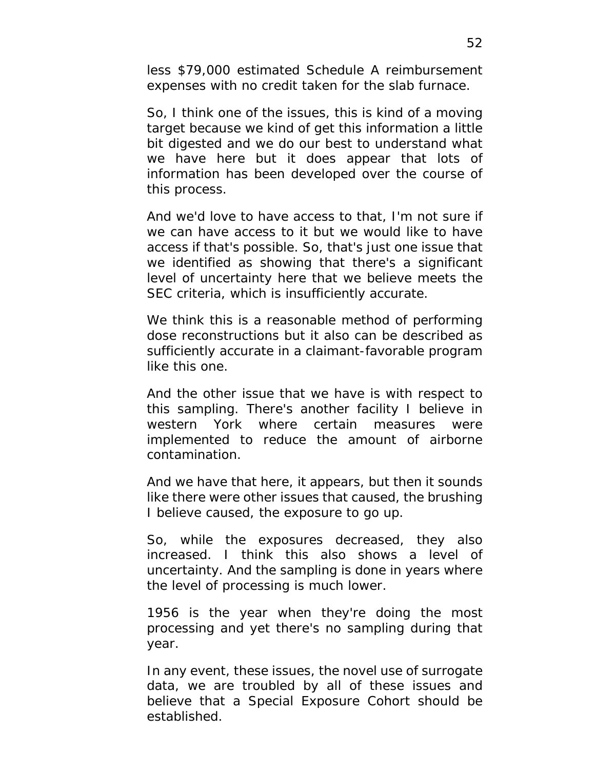less $79,000 estimated Schedule A reimbursement expenses with no credit taken for the slab furnace.

So, I think one of the issues, this is kind of a moving target because we kind of get this information a little bit digested and we do our best to understand what we have here but it does appear that lots of information has been developed over the course of this process.

And we'd love to have access to that, I'm not sure if we can have access to it but we would like to have access if that's possible. So, that's just one issue that we identified as showing that there's a significant level of uncertainty here that we believe meets the SEC criteria, which is insufficiently accurate.

We think this is a reasonable method of performing dose reconstructions but it also can be described as sufficiently accurate in a claimant-favorable program like this one.

And the other issue that we have is with respect to this sampling. There's another facility I believe in western York where certain measures were implemented to reduce the amount of airborne contamination.

And we have that here, it appears, but then it sounds like there were other issues that caused, the brushing I believe caused, the exposure to go up.

So, while the exposures decreased, they also increased. I think this also shows a level of uncertainty. And the sampling is done in years where the level of processing is much lower.

1956 is the year when they're doing the most processing and yet there's no sampling during that year.

In any event, these issues, the novel use of surrogate data, we are troubled by all of these issues and believe that a Special Exposure Cohort should be established.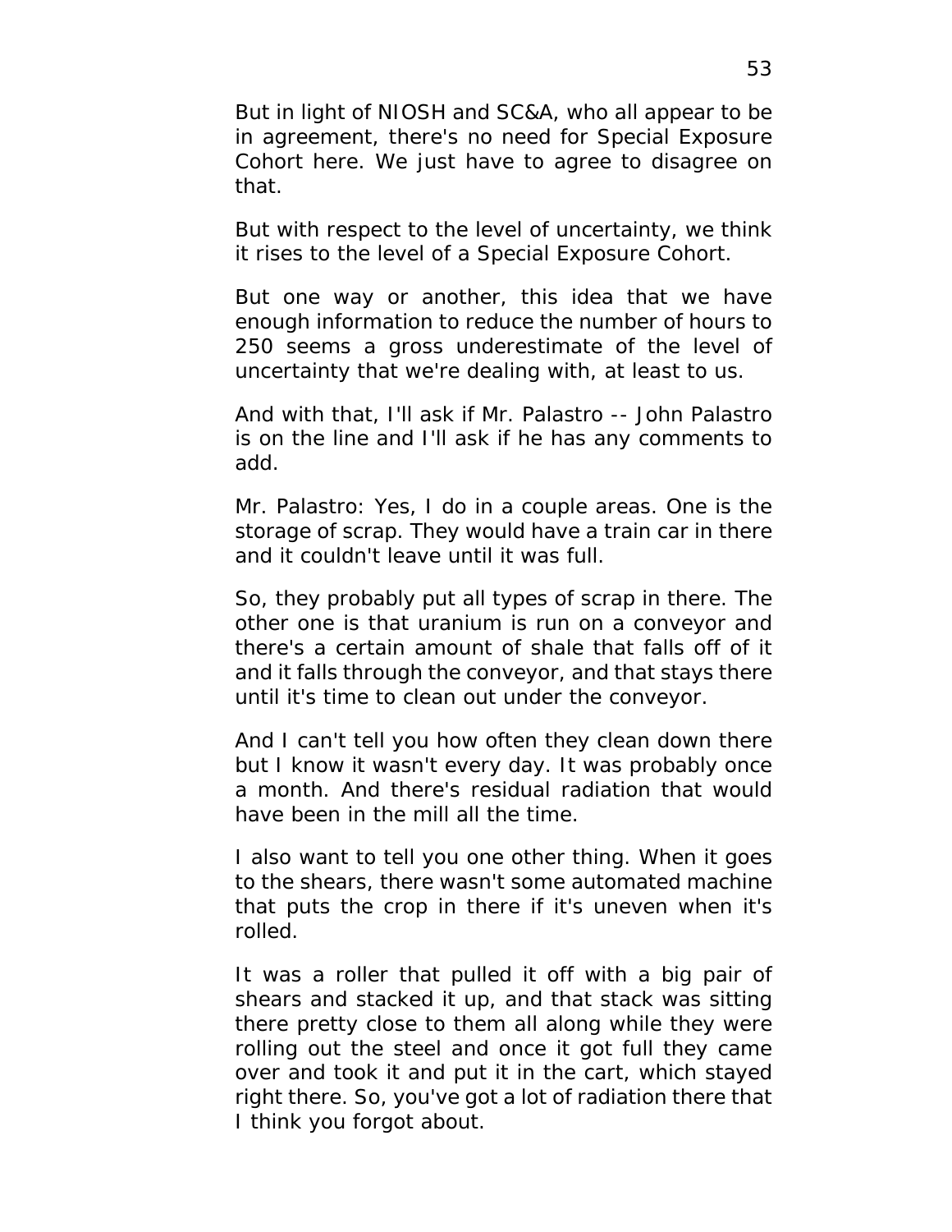But in light of NIOSH and SC&A, who all appear to be in agreement, there's no need for Special Exposure Cohort here. We just have to agree to disagree on that.

But with respect to the level of uncertainty, we think it rises to the level of a Special Exposure Cohort.

But one way or another, this idea that we have enough information to reduce the number of hours to 250 seems a gross underestimate of the level of uncertainty that we're dealing with, at least to us.

And with that, I'll ask if Mr. Palastro -- John Palastro is on the line and I'll ask if he has any comments to add.

Mr. Palastro: Yes, I do in a couple areas. One is the storage of scrap. They would have a train car in there and it couldn't leave until it was full.

So, they probably put all types of scrap in there. The other one is that uranium is run on a conveyor and there's a certain amount of shale that falls off of it and it falls through the conveyor, and that stays there until it's time to clean out under the conveyor.

And I can't tell you how often they clean down there but I know it wasn't every day. It was probably once a month. And there's residual radiation that would have been in the mill all the time.

I also want to tell you one other thing. When it goes to the shears, there wasn't some automated machine that puts the crop in there if it's uneven when it's rolled.

It was a roller that pulled it off with a big pair of shears and stacked it up, and that stack was sitting there pretty close to them all along while they were rolling out the steel and once it got full they came over and took it and put it in the cart, which stayed right there. So, you've got a lot of radiation there that I think you forgot about.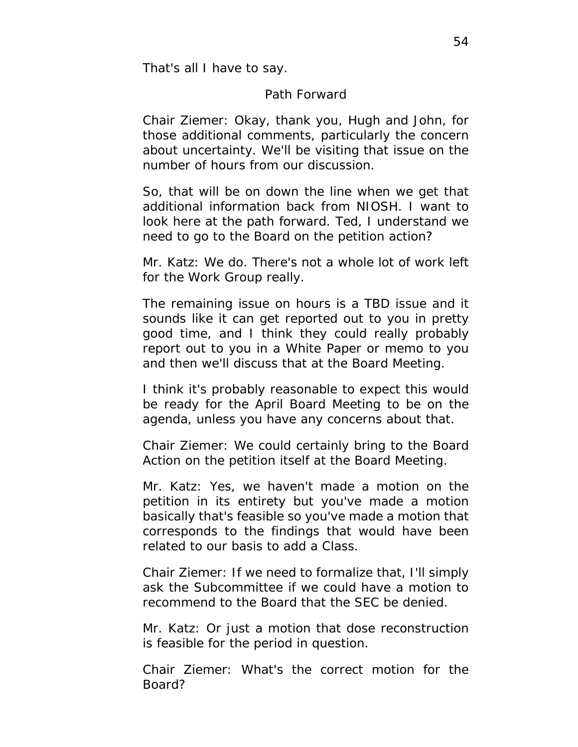That's all I have to say.

## Path Forward

Chair Ziemer: Okay, thank you, Hugh and John, for those additional comments, particularly the concern about uncertainty. We'll be visiting that issue on the number of hours from our discussion.

So, that will be on down the line when we get that additional information back from NIOSH. I want to look here at the path forward. Ted, I understand we need to go to the Board on the petition action?

Mr. Katz: We do. There's not a whole lot of work left for the Work Group really.

The remaining issue on hours is a TBD issue and it sounds like it can get reported out to you in pretty good time, and I think they could really probably report out to you in a White Paper or memo to you and then we'll discuss that at the Board Meeting.

I think it's probably reasonable to expect this would be ready for the April Board Meeting to be on the agenda, unless you have any concerns about that.

Chair Ziemer: We could certainly bring to the Board Action on the petition itself at the Board Meeting.

Mr. Katz: Yes, we haven't made a motion on the petition in its entirety but you've made a motion basically that's feasible so you've made a motion that corresponds to the findings that would have been related to our basis to add a Class.

Chair Ziemer: If we need to formalize that, I'll simply ask the Subcommittee if we could have a motion to recommend to the Board that the SEC be denied.

Mr. Katz: Or just a motion that dose reconstruction is feasible for the period in question.

Chair Ziemer: What's the correct motion for the Board?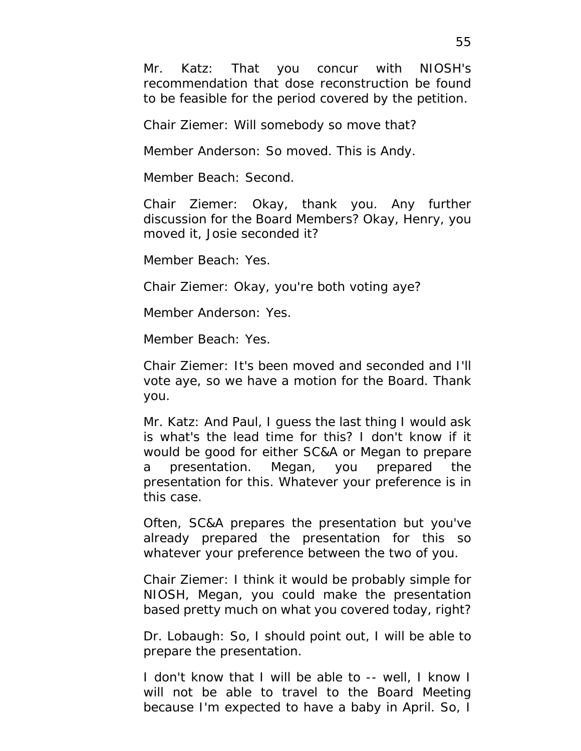Mr. Katz: That you concur with NIOSH's recommendation that dose reconstruction be found to be feasible for the period covered by the petition.

Chair Ziemer: Will somebody so move that?

Member Anderson: So moved. This is Andy.

Member Beach: Second.

Chair Ziemer: Okay, thank you. Any further discussion for the Board Members? Okay, Henry, you moved it, Josie seconded it?

Member Beach: Yes.

Chair Ziemer: Okay, you're both voting aye?

Member Anderson: Yes.

Member Beach: Yes.

Chair Ziemer: It's been moved and seconded and I'll vote aye, so we have a motion for the Board. Thank you.

Mr. Katz: And Paul, I guess the last thing I would ask is what's the lead time for this? I don't know if it would be good for either SC&A or Megan to prepare a presentation. Megan, you prepared the presentation for this. Whatever your preference is in this case.

Often, SC&A prepares the presentation but you've already prepared the presentation for this so whatever your preference between the two of you.

Chair Ziemer: I think it would be probably simple for NIOSH, Megan, you could make the presentation based pretty much on what you covered today, right?

Dr. Lobaugh: So, I should point out, I will be able to prepare the presentation.

I don't know that I will be able to -- well, I know I will not be able to travel to the Board Meeting because I'm expected to have a baby in April. So, I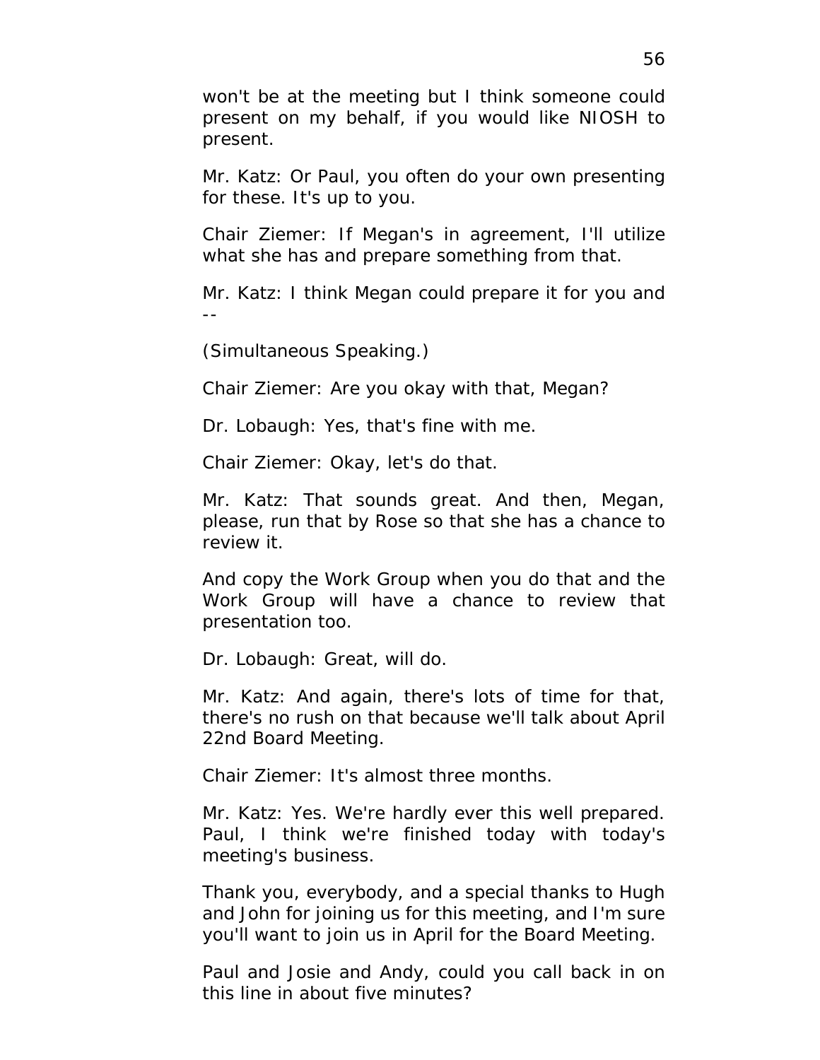won't be at the meeting but I think someone could present on my behalf, if you would like NIOSH to present.

Mr. Katz: Or Paul, you often do your own presenting for these. It's up to you.

Chair Ziemer: If Megan's in agreement, I'll utilize what she has and prepare something from that.

Mr. Katz: I think Megan could prepare it for you and --

(Simultaneous Speaking.)

Chair Ziemer: Are you okay with that, Megan?

Dr. Lobaugh: Yes, that's fine with me.

Chair Ziemer: Okay, let's do that.

Mr. Katz: That sounds great. And then, Megan, please, run that by Rose so that she has a chance to review it.

And copy the Work Group when you do that and the Work Group will have a chance to review that presentation too.

Dr. Lobaugh: Great, will do.

Mr. Katz: And again, there's lots of time for that, there's no rush on that because we'll talk about April 22nd Board Meeting.

Chair Ziemer: It's almost three months.

Mr. Katz: Yes. We're hardly ever this well prepared. Paul, I think we're finished today with today's meeting's business.

Thank you, everybody, and a special thanks to Hugh and John for joining us for this meeting, and I'm sure you'll want to join us in April for the Board Meeting.

Paul and Josie and Andy, could you call back in on this line in about five minutes?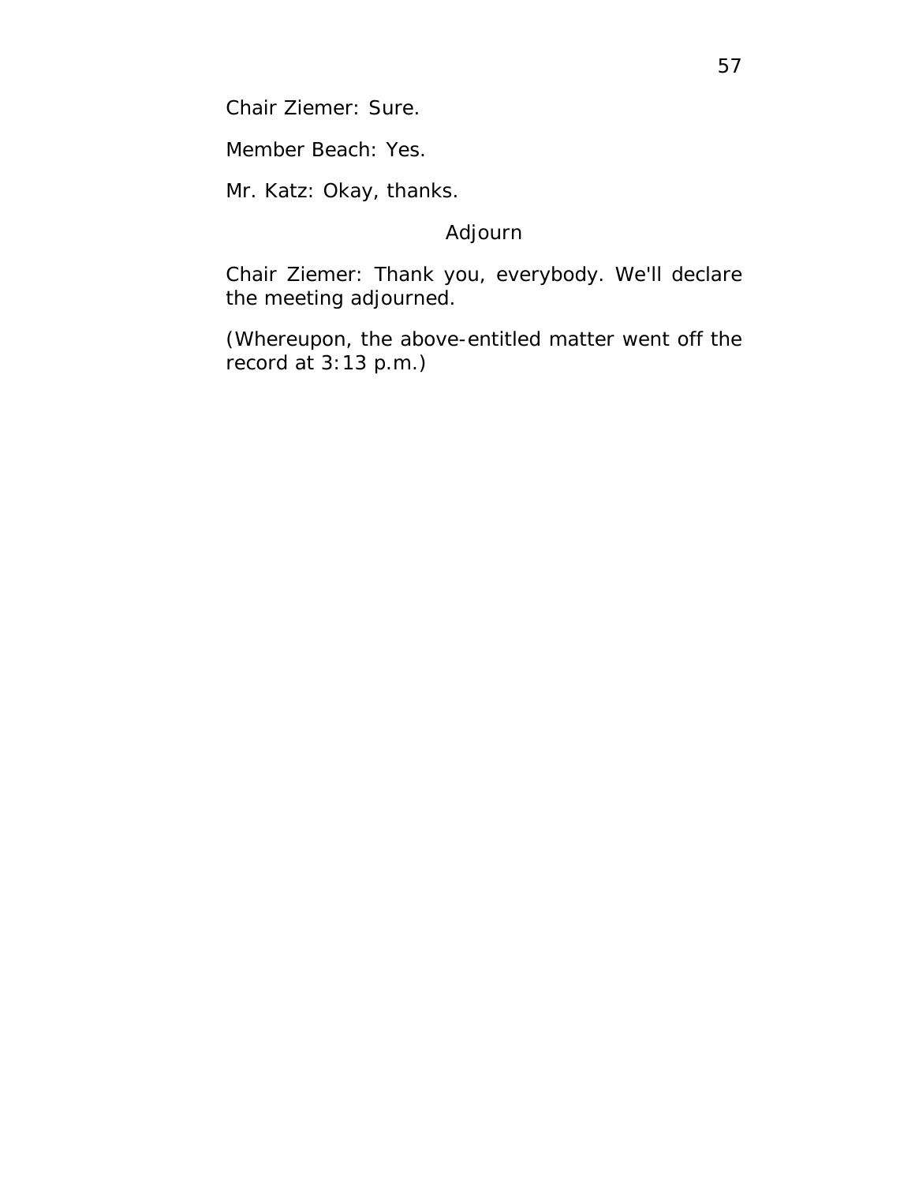Chair Ziemer: Sure.

Member Beach: Yes.

Mr. Katz: Okay, thanks.

## Adjourn

Chair Ziemer: Thank you, everybody. We'll declare the meeting adjourned.

(Whereupon, the above-entitled matter went off the record at 3:13 p.m.)